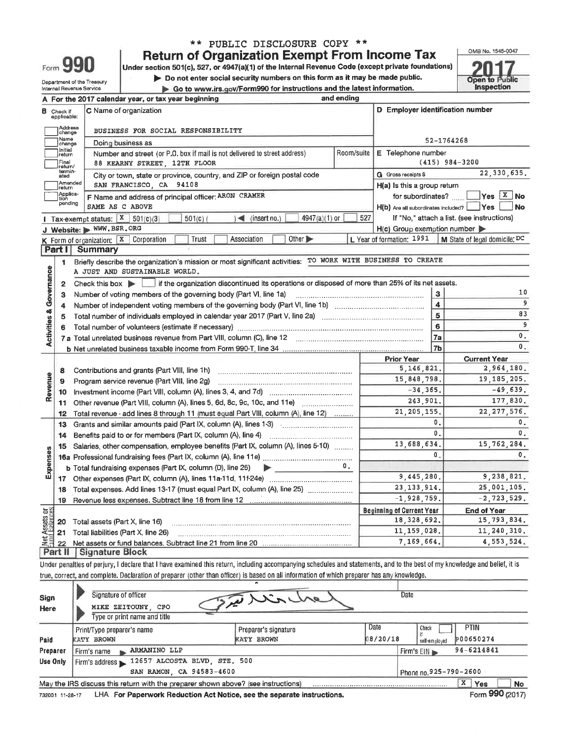\*\* PUBLIC DISCLOSURE COPY \*\*

# Form 990 — Return of Organization Exempt From Income Tax

Under section 501(c), 527, or 4947(a)(1) of the Internal Revenue Code (except private foundations)

▶ Do not enter social security numbers on this form as it may be made public.

▶ Go to www.irs.gov/Form990 for instructions and the latest information.

Department of the Treasury
Internal Revenue Service

OMB No. 1545-0047

**2017**

Open to Public Inspection

**A** For the 2017 calendar year, or tax year beginning and ending

**B** Check if applicable: Address change, Name change, Initial return, Final return/terminated, Amended return, Application pending

**C** Name of organization: BUSINESS FOR SOCIAL RESPONSIBILITY

Doing business as

Number and street (or P.O. box if mail is not delivered to street address): 88 KEARNY STREET, 12TH FLOOR — Room/suite

City or town, state or province, country, and ZIP or foreign postal code: SAN FRANCISCO, CA 94108

**D** Employer identification number: 52-1764268

**E** Telephone number: (415) 984-3200

**G** Gross receipts $ 22,330,635.

**F** Name and address of principal officer: ARON CRAMER
SAME AS C ABOVE

**H(a)** Is this a group return for subordinates? ☐ Yes ☒ No

**H(b)** Are all subordinates included? ☐ Yes ☐ No
If "No," attach a list. (see instructions)

**H(c)** Group exemption number ▶

**I** Tax-exempt status: ☒ 501(c)(3) ☐ 501(c) ( ) ◀ (insert no.) ☐ 4947(a)(1) or ☐ 527

**J** Website: ▶ WWW.BSR.ORG

**K** Form of organization: ☒ Corporation ☐ Trust ☐ Association ☐ Other ▶

**L** Year of formation: 1991

**M** State of legal domicile: DC

## Part I Summary

**Activities & Governance**

1 Briefly describe the organization's mission or most significant activities: TO WORK WITH BUSINESS TO CREATE A JUST AND SUSTAINABLE WORLD.

2 Check this box ▶ ☐ if the organization discontinued its operations or disposed of more than 25% of its net assets.

| | | | |
|---|---|---|---|
| 3 | Number of voting members of the governing body (Part VI, line 1a) | 3 | 10 |
| 4 | Number of independent voting members of the governing body (Part VI, line 1b) | 4 | 9 |
| 5 | Total number of individuals employed in calendar year 2017 (Part V, line 2a) | 5 | 83 |
| 6 | Total number of volunteers (estimate if necessary) | 6 | 9 |
| 7a | Total unrelated business revenue from Part VIII, column (C), line 12 | 7a | 0. |
| b | Net unrelated business taxable income from Form 990-T, line 34 | 7b | 0. |

| | | | Prior Year | Current Year |
|---|---|---|---|---|
| **Revenue** | 8 | Contributions and grants (Part VIII, line 1h) | 5,146,821. | 2,964,180. |
| | 9 | Program service revenue (Part VIII, line 2g) | 15,848,798. | 19,185,205. |
| | 10 | Investment income (Part VIII, column (A), lines 3, 4, and 7d) | -34,365. | -49,639. |
| | 11 | Other revenue (Part VIII, column (A), lines 5, 6d, 8c, 9c, 10c, and 11e) | 243,901. | 177,830. |
| | 12 | Total revenue - add lines 8 through 11 (must equal Part VIII, column (A), line 12) | 21,205,155. | 22,277,576. |
| **Expenses** | 13 | Grants and similar amounts paid (Part IX, column (A), lines 1-3) | 0. | 0. |
| | 14 | Benefits paid to or for members (Part IX, column (A), line 4) | 0. | 0. |
| | 15 | Salaries, other compensation, employee benefits (Part IX, column (A), lines 5-10) | 13,688,634. | 15,762,284. |
| | 16a | Professional fundraising fees (Part IX, column (A), line 11e) | 0. | 0. |
| | b | Total fundraising expenses (Part IX, column (D), line 25) ▶ 0. | | |
| | 17 | Other expenses (Part IX, column (A), lines 11a-11d, 11f-24e) | 9,445,280. | 9,238,821. |
| | 18 | Total expenses. Add lines 13-17 (must equal Part IX, column (A), line 25) | 23,133,914. | 25,001,105. |
| | 19 | Revenue less expenses. Subtract line 18 from line 12 | -1,928,759. | -2,723,529. |
| | | | **Beginning of Current Year** | **End of Year** |
| **Net Assets or Fund Balances** | 20 | Total assets (Part X, line 16) | 18,328,692. | 15,793,834. |
| | 21 | Total liabilities (Part X, line 26) | 11,159,028. | 11,240,310. |
| | 22 | Net assets or fund balances. Subtract line 21 from line 20 | 7,169,664. | 4,553,524. |

## Part II Signature Block

Under penalties of perjury, I declare that I have examined this return, including accompanying schedules and statements, and to the best of my knowledge and belief, it is true, correct, and complete. Declaration of preparer (other than officer) is based on all information of which preparer has any knowledge.

**Sign Here**

Signature of officer — Date

MIKE ZEITOUNY, CFO
Type or print name and title

| **Paid Preparer Use Only** | | | | |
|---|---|---|---|---|
| Print/Type preparer's name: KATY BROWN | Preparer's signature: KATY BROWN | Date: 08/20/18 | Check ☐ if self-employed | PTIN: P00650274 |
| Firm's name ▶ ARMANINO LLP | | | Firm's EIN ▶ 94-6214841 | |
| Firm's address ▶ 12657 ALCOSTA BLVD, STE. 500, SAN RAMON, CA 94583-4600 | | | Phone no. 925-790-2600 | |

May the IRS discuss this return with the preparer shown above? (see instructions) ☒ Yes ☐ No

732001 11-28-17 LHA For Paperwork Reduction Act Notice, see the separate instructions. Form **990** (2017)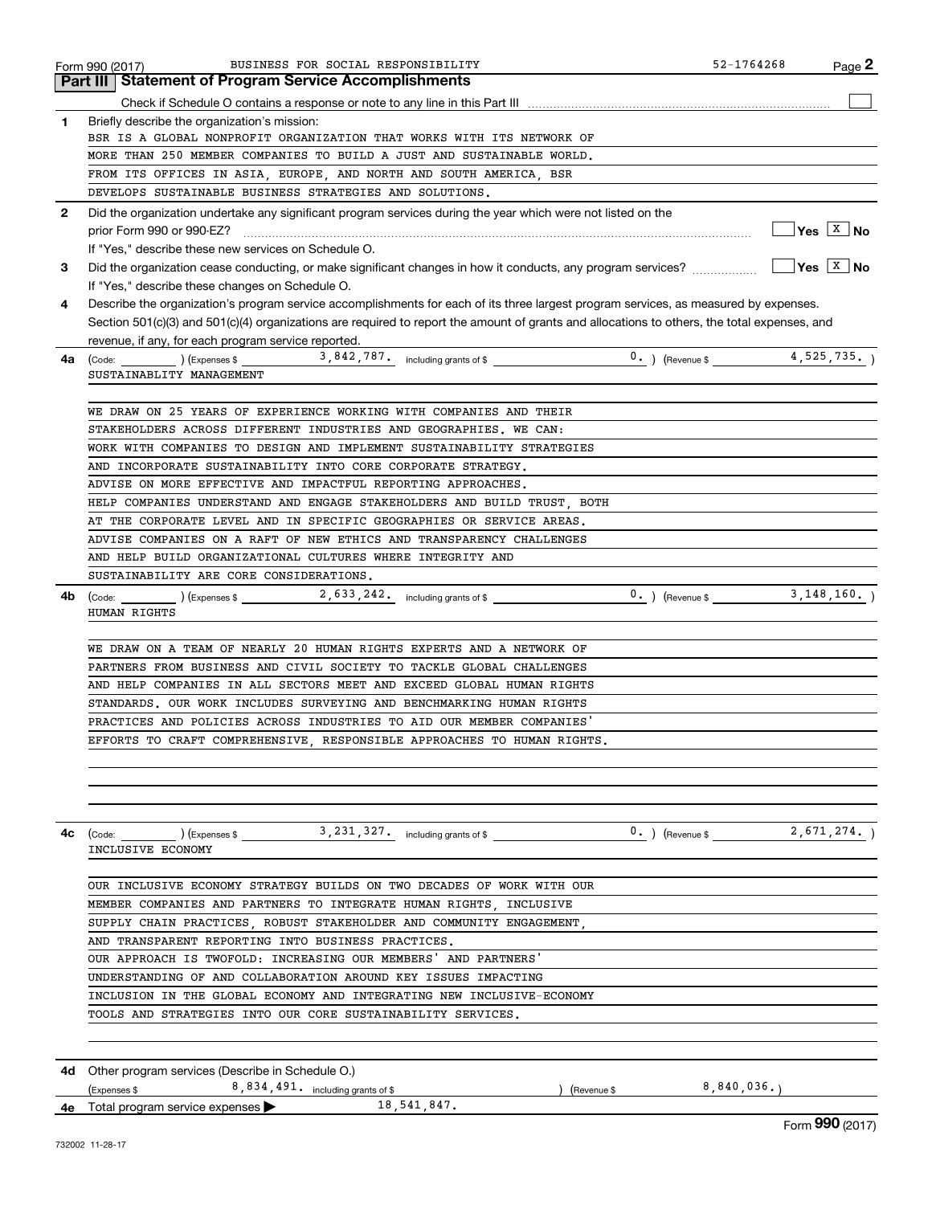Form 990 (2017) BUSINESS FOR SOCIAL RESPONSIBILITY 52-1764268 Page **2**

## Part III Statement of Program Service Accomplishments

Check if Schedule O contains a response or note to any line in this Part III ☐

**1** Briefly describe the organization's mission:

BSR IS A GLOBAL NONPROFIT ORGANIZATION THAT WORKS WITH ITS NETWORK OF MORE THAN 250 MEMBER COMPANIES TO BUILD A JUST AND SUSTAINABLE WORLD. FROM ITS OFFICES IN ASIA, EUROPE, AND NORTH AND SOUTH AMERICA, BSR DEVELOPS SUSTAINABLE BUSINESS STRATEGIES AND SOLUTIONS.

**2** Did the organization undertake any significant program services during the year which were not listed on the prior Form 990 or 990-EZ? ☐ Yes ☒ No

If "Yes," describe these new services on Schedule O.

**3** Did the organization cease conducting, or make significant changes in how it conducts, any program services? ☐ Yes ☒ No

If "Yes," describe these changes on Schedule O.

**4** Describe the organization's program service accomplishments for each of its three largest program services, as measured by expenses. Section 501(c)(3) and 501(c)(4) organizations are required to report the amount of grants and allocations to others, the total expenses, and revenue, if any, for each program service reported.

**4a** (Code: ) (Expenses $ 3,842,787. including grants of $ 0. ) (Revenue $ 4,525,735. )

SUSTAINABLITY MANAGEMENT

WE DRAW ON 25 YEARS OF EXPERIENCE WORKING WITH COMPANIES AND THEIR STAKEHOLDERS ACROSS DIFFERENT INDUSTRIES AND GEOGRAPHIES. WE CAN: WORK WITH COMPANIES TO DESIGN AND IMPLEMENT SUSTAINABILITY STRATEGIES AND INCORPORATE SUSTAINABILITY INTO CORE CORPORATE STRATEGY. ADVISE ON MORE EFFECTIVE AND IMPACTFUL REPORTING APPROACHES. HELP COMPANIES UNDERSTAND AND ENGAGE STAKEHOLDERS AND BUILD TRUST, BOTH AT THE CORPORATE LEVEL AND IN SPECIFIC GEOGRAPHIES OR SERVICE AREAS. ADVISE COMPANIES ON A RAFT OF NEW ETHICS AND TRANSPARENCY CHALLENGES AND HELP BUILD ORGANIZATIONAL CULTURES WHERE INTEGRITY AND SUSTAINABILITY ARE CORE CONSIDERATIONS.

**4b** (Code: ) (Expenses $ 2,633,242. including grants of $ 0. ) (Revenue $ 3,148,160. )

HUMAN RIGHTS

WE DRAW ON A TEAM OF NEARLY 20 HUMAN RIGHTS EXPERTS AND A NETWORK OF PARTNERS FROM BUSINESS AND CIVIL SOCIETY TO TACKLE GLOBAL CHALLENGES AND HELP COMPANIES IN ALL SECTORS MEET AND EXCEED GLOBAL HUMAN RIGHTS STANDARDS. OUR WORK INCLUDES SURVEYING AND BENCHMARKING HUMAN RIGHTS PRACTICES AND POLICIES ACROSS INDUSTRIES TO AID OUR MEMBER COMPANIES' EFFORTS TO CRAFT COMPREHENSIVE, RESPONSIBLE APPROACHES TO HUMAN RIGHTS.

**4c** (Code: ) (Expenses $ 3,231,327. including grants of $ 0. ) (Revenue $ 2,671,274. )

INCLUSIVE ECONOMY

OUR INCLUSIVE ECONOMY STRATEGY BUILDS ON TWO DECADES OF WORK WITH OUR MEMBER COMPANIES AND PARTNERS TO INTEGRATE HUMAN RIGHTS, INCLUSIVE SUPPLY CHAIN PRACTICES, ROBUST STAKEHOLDER AND COMMUNITY ENGAGEMENT, AND TRANSPARENT REPORTING INTO BUSINESS PRACTICES. OUR APPROACH IS TWOFOLD: INCREASING OUR MEMBERS' AND PARTNERS' UNDERSTANDING OF AND COLLABORATION AROUND KEY ISSUES IMPACTING INCLUSION IN THE GLOBAL ECONOMY AND INTEGRATING NEW INCLUSIVE-ECONOMY TOOLS AND STRATEGIES INTO OUR CORE SUSTAINABILITY SERVICES.

**4d** Other program services (Describe in Schedule O.)

(Expenses $ 8,834,491. including grants of $ ) (Revenue $ 8,840,036.)

**4e** Total program service expenses ▶ 18,541,847.

Form **990** (2017)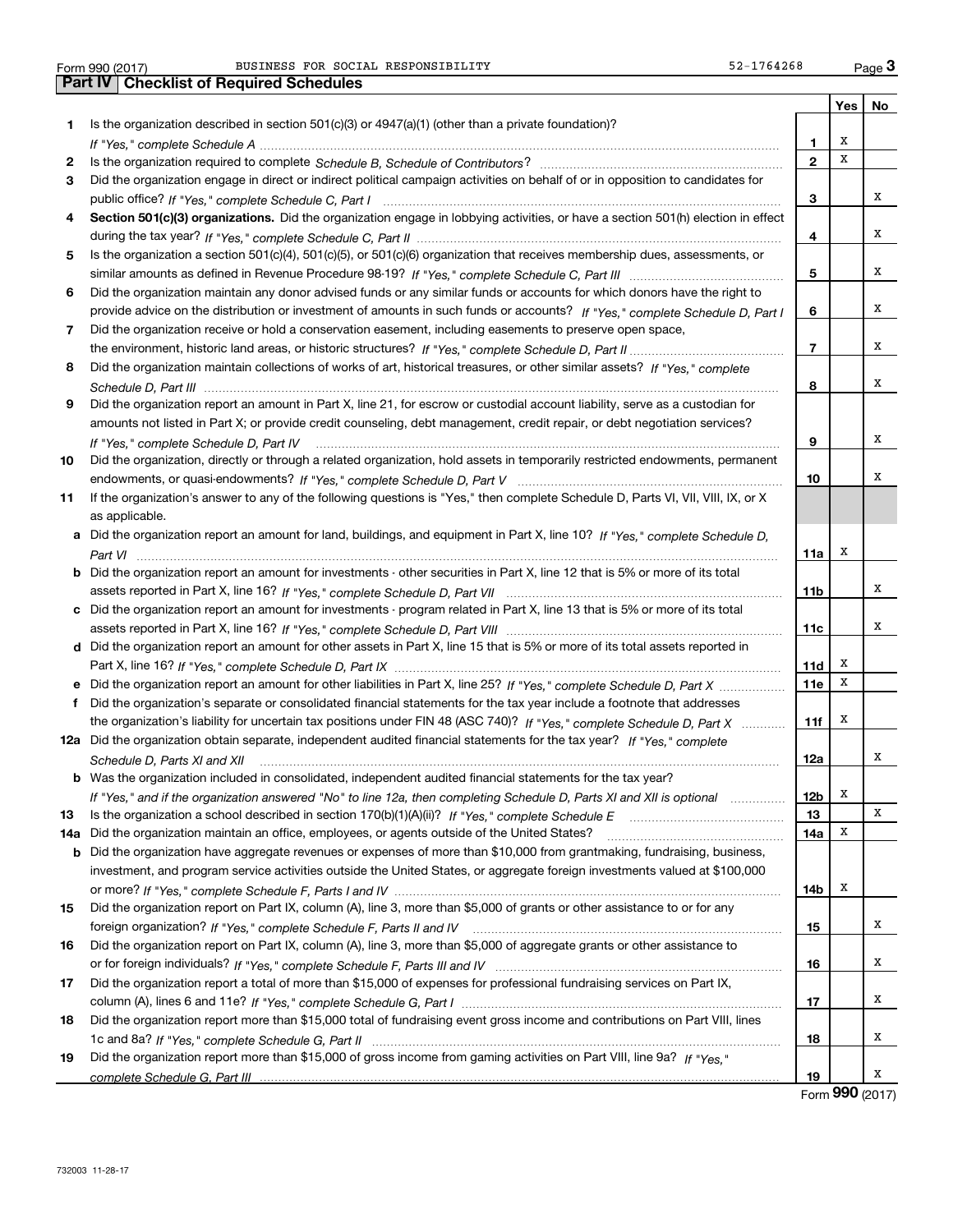Form 990 (2017) BUSINESS FOR SOCIAL RESPONSIBILITY 52-1764268

## Part IV Checklist of Required Schedules

| | | | Yes | No |
|---|---|---|---|---|
| 1 | Is the organization described in section 501(c)(3) or 4947(a)(1) (other than a private foundation)? *If "Yes," complete Schedule A* | 1 | X | |
| 2 | Is the organization required to complete *Schedule B, Schedule of Contributors*? | 2 | X | |
| 3 | Did the organization engage in direct or indirect political campaign activities on behalf of or in opposition to candidates for public office? *If "Yes," complete Schedule C, Part I* | 3 | | X |
| 4 | **Section 501(c)(3) organizations.** Did the organization engage in lobbying activities, or have a section 501(h) election in effect during the tax year? *If "Yes," complete Schedule C, Part II* | 4 | | X |
| 5 | Is the organization a section 501(c)(4), 501(c)(5), or 501(c)(6) organization that receives membership dues, assessments, or similar amounts as defined in Revenue Procedure 98-19? *If "Yes," complete Schedule C, Part III* | 5 | | X |
| 6 | Did the organization maintain any donor advised funds or any similar funds or accounts for which donors have the right to provide advice on the distribution or investment of amounts in such funds or accounts? *If "Yes," complete Schedule D, Part I* | 6 | | X |
| 7 | Did the organization receive or hold a conservation easement, including easements to preserve open space, the environment, historic land areas, or historic structures? *If "Yes," complete Schedule D, Part II* | 7 | | X |
| 8 | Did the organization maintain collections of works of art, historical treasures, or other similar assets? *If "Yes," complete Schedule D, Part III* | 8 | | X |
| 9 | Did the organization report an amount in Part X, line 21, for escrow or custodial account liability, serve as a custodian for amounts not listed in Part X; or provide credit counseling, debt management, credit repair, or debt negotiation services? *If "Yes," complete Schedule D, Part IV* | 9 | | X |
| 10 | Did the organization, directly or through a related organization, hold assets in temporarily restricted endowments, permanent endowments, or quasi-endowments? *If "Yes," complete Schedule D, Part V* | 10 | | X |
| 11 | If the organization's answer to any of the following questions is "Yes," then complete Schedule D, Parts VI, VII, VIII, IX, or X as applicable. | | | |
| a | Did the organization report an amount for land, buildings, and equipment in Part X, line 10? *If "Yes," complete Schedule D, Part VI* | 11a | X | |
| b | Did the organization report an amount for investments - other securities in Part X, line 12 that is 5% or more of its total assets reported in Part X, line 16? *If "Yes," complete Schedule D, Part VII* | 11b | | X |
| c | Did the organization report an amount for investments - program related in Part X, line 13 that is 5% or more of its total assets reported in Part X, line 16? *If "Yes," complete Schedule D, Part VIII* | 11c | | X |
| d | Did the organization report an amount for other assets in Part X, line 15 that is 5% or more of its total assets reported in Part X, line 16? *If "Yes," complete Schedule D, Part IX* | 11d | X | |
| e | Did the organization report an amount for other liabilities in Part X, line 25? *If "Yes," complete Schedule D, Part X* | 11e | X | |
| f | Did the organization's separate or consolidated financial statements for the tax year include a footnote that addresses the organization's liability for uncertain tax positions under FIN 48 (ASC 740)? *If "Yes," complete Schedule D, Part X* | 11f | X | |
| 12a | Did the organization obtain separate, independent audited financial statements for the tax year? *If "Yes," complete Schedule D, Parts XI and XII* | 12a | | X |
| b | Was the organization included in consolidated, independent audited financial statements for the tax year? *If "Yes," and if the organization answered "No" to line 12a, then completing Schedule D, Parts XI and XII is optional* | 12b | X | |
| 13 | Is the organization a school described in section 170(b)(1)(A)(ii)? *If "Yes," complete Schedule E* | 13 | | X |
| 14a | Did the organization maintain an office, employees, or agents outside of the United States? | 14a | X | |
| b | Did the organization have aggregate revenues or expenses of more than $10,000 from grantmaking, fundraising, business, investment, and program service activities outside the United States, or aggregate foreign investments valued at $100,000 or more? *If "Yes," complete Schedule F, Parts I and IV* | 14b | X | |
| 15 | Did the organization report on Part IX, column (A), line 3, more than $5,000 of grants or other assistance to or for any foreign organization? *If "Yes," complete Schedule F, Parts II and IV* | 15 | | X |
| 16 | Did the organization report on Part IX, column (A), line 3, more than $5,000 of aggregate grants or other assistance to or for foreign individuals? *If "Yes," complete Schedule F, Parts III and IV* | 16 | | X |
| 17 | Did the organization report a total of more than $15,000 of expenses for professional fundraising services on Part IX, column (A), lines 6 and 11e? *If "Yes," complete Schedule G, Part I* | 17 | | X |
| 18 | Did the organization report more than $15,000 total of fundraising event gross income and contributions on Part VIII, lines 1c and 8a? *If "Yes," complete Schedule G, Part II* | 18 | | X |
| 19 | Did the organization report more than $15,000 of gross income from gaming activities on Part VIII, line 9a? *If "Yes," complete Schedule G, Part III* | 19 | | X |

Form **990** (2017)

732003 11-28-17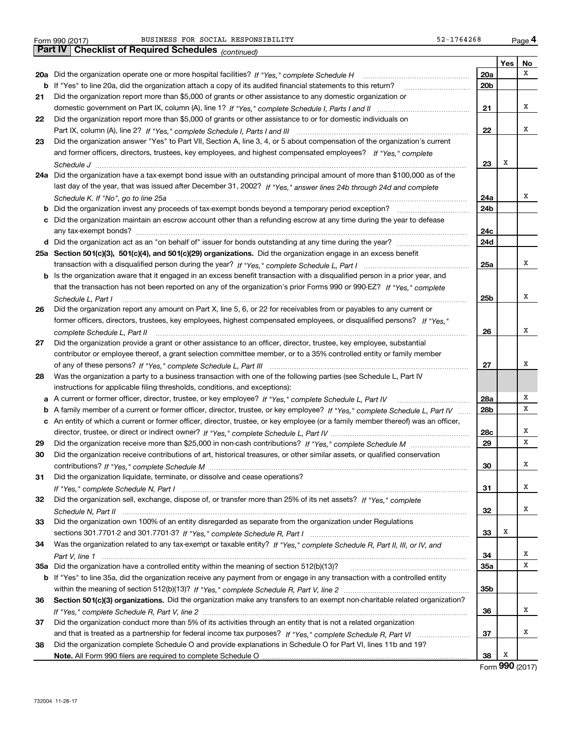Form 990 (2017) BUSINESS FOR SOCIAL RESPONSIBILITY 52-1764268

**Part IV | Checklist of Required Schedules** *(continued)*

| | | | Yes | No |
|---|---|---|---|---|
| **20a** | Did the organization operate one or more hospital facilities? *If "Yes," complete Schedule H* | **20a** | | X |
| **b** | If "Yes" to line 20a, did the organization attach a copy of its audited financial statements to this return? | **20b** | | |
| **21** | Did the organization report more than $5,000 of grants or other assistance to any domestic organization or domestic government on Part IX, column (A), line 1? *If "Yes," complete Schedule I, Parts I and II* | **21** | | X |
| **22** | Did the organization report more than $5,000 of grants or other assistance to or for domestic individuals on Part IX, column (A), line 2? *If "Yes," complete Schedule I, Parts I and III* | **22** | | X |
| **23** | Did the organization answer "Yes" to Part VII, Section A, line 3, 4, or 5 about compensation of the organization's current and former officers, directors, trustees, key employees, and highest compensated employees? *If "Yes," complete Schedule J* | **23** | X | |
| **24a** | Did the organization have a tax-exempt bond issue with an outstanding principal amount of more than $100,000 as of the last day of the year, that was issued after December 31, 2002? *If "Yes," answer lines 24b through 24d and complete Schedule K. If "No", go to line 25a* | **24a** | | X |
| **b** | Did the organization invest any proceeds of tax-exempt bonds beyond a temporary period exception? | **24b** | | |
| **c** | Did the organization maintain an escrow account other than a refunding escrow at any time during the year to defease any tax-exempt bonds? | **24c** | | |
| **d** | Did the organization act as an "on behalf of" issuer for bonds outstanding at any time during the year? | **24d** | | |
| **25a** | **Section 501(c)(3), 501(c)(4), and 501(c)(29) organizations.** Did the organization engage in an excess benefit transaction with a disqualified person during the year? *If "Yes," complete Schedule L, Part I* | **25a** | | X |
| **b** | Is the organization aware that it engaged in an excess benefit transaction with a disqualified person in a prior year, and that the transaction has not been reported on any of the organization's prior Forms 990 or 990-EZ? *If "Yes," complete Schedule L, Part I* | **25b** | | X |
| **26** | Did the organization report any amount on Part X, line 5, 6, or 22 for receivables from or payables to any current or former officers, directors, trustees, key employees, highest compensated employees, or disqualified persons? *If "Yes," complete Schedule L, Part II* | **26** | | X |
| **27** | Did the organization provide a grant or other assistance to an officer, director, trustee, key employee, substantial contributor or employee thereof, a grant selection committee member, or to a 35% controlled entity or family member of any of these persons? *If "Yes," complete Schedule L, Part III* | **27** | | X |
| **28** | Was the organization a party to a business transaction with one of the following parties (see Schedule L, Part IV instructions for applicable filing thresholds, conditions, and exceptions): | | | |
| **a** | A current or former officer, director, trustee, or key employee? *If "Yes," complete Schedule L, Part IV* | **28a** | | X |
| **b** | A family member of a current or former officer, director, trustee, or key employee? *If "Yes," complete Schedule L, Part IV* | **28b** | | X |
| **c** | An entity of which a current or former officer, director, trustee, or key employee (or a family member thereof) was an officer, director, trustee, or direct or indirect owner? *If "Yes," complete Schedule L, Part IV* | **28c** | | X |
| **29** | Did the organization receive more than $25,000 in non-cash contributions? *If "Yes," complete Schedule M* | **29** | | X |
| **30** | Did the organization receive contributions of art, historical treasures, or other similar assets, or qualified conservation contributions? *If "Yes," complete Schedule M* | **30** | | X |
| **31** | Did the organization liquidate, terminate, or dissolve and cease operations? *If "Yes," complete Schedule N, Part I* | **31** | | X |
| **32** | Did the organization sell, exchange, dispose of, or transfer more than 25% of its net assets? *If "Yes," complete Schedule N, Part II* | **32** | | X |
| **33** | Did the organization own 100% of an entity disregarded as separate from the organization under Regulations sections 301.7701-2 and 301.7701-3? *If "Yes," complete Schedule R, Part I* | **33** | X | |
| **34** | Was the organization related to any tax-exempt or taxable entity? *If "Yes," complete Schedule R, Part II, III, or IV, and Part V, line 1* | **34** | | X |
| **35a** | Did the organization have a controlled entity within the meaning of section 512(b)(13)? | **35a** | | X |
| **b** | If "Yes" to line 35a, did the organization receive any payment from or engage in any transaction with a controlled entity within the meaning of section 512(b)(13)? *If "Yes," complete Schedule R, Part V, line 2* | **35b** | | |
| **36** | **Section 501(c)(3) organizations.** Did the organization make any transfers to an exempt non-charitable related organization? *If "Yes," complete Schedule R, Part V, line 2* | **36** | | X |
| **37** | Did the organization conduct more than 5% of its activities through an entity that is not a related organization and that is treated as a partnership for federal income tax purposes? *If "Yes," complete Schedule R, Part VI* | **37** | | X |
| **38** | Did the organization complete Schedule O and provide explanations in Schedule O for Part VI, lines 11b and 19? **Note.** All Form 990 filers are required to complete Schedule O | **38** | X | |

Form **990** (2017)

732004 11-28-17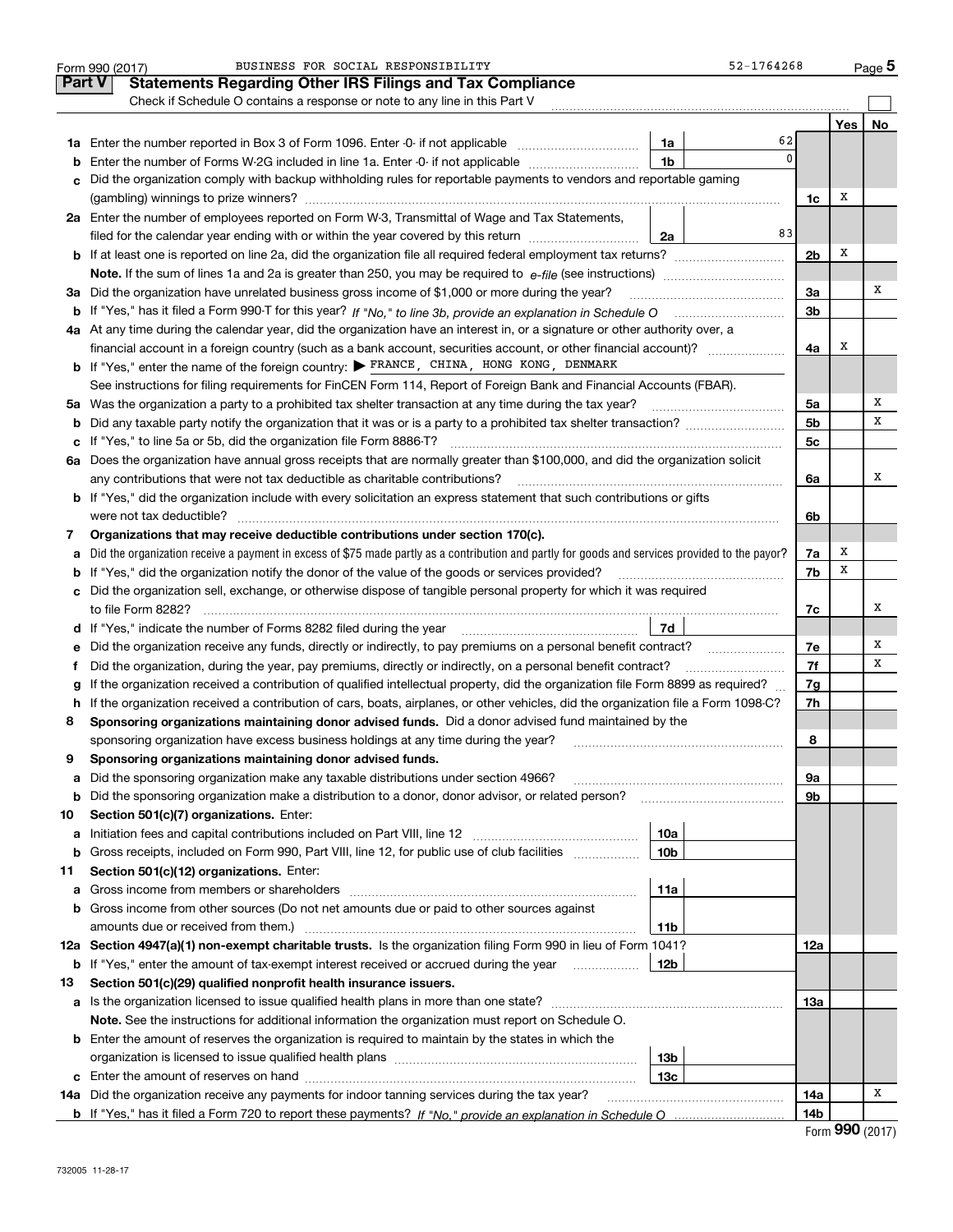Form 990 (2017) BUSINESS FOR SOCIAL RESPONSIBILITY 52-1764268 Page 5

## Part V Statements Regarding Other IRS Filings and Tax Compliance

Check if Schedule O contains a response or note to any line in this Part V

| | | | | | Yes | No |
|---|---|---|---|---|---|---|
| **1a** | Enter the number reported in Box 3 of Form 1096. Enter -0- if not applicable | 1a | 62 | | | |
| **b** | Enter the number of Forms W-2G included in line 1a. Enter -0- if not applicable | 1b | 0 | | | |
| **c** | Did the organization comply with backup withholding rules for reportable payments to vendors and reportable gaming (gambling) winnings to prize winners? | | | 1c | X | |
| **2a** | Enter the number of employees reported on Form W-3, Transmittal of Wage and Tax Statements, filed for the calendar year ending with or within the year covered by this return | 2a | 83 | | | |
| **b** | If at least one is reported on line 2a, did the organization file all required federal employment tax returns? | | | 2b | X | |
| | **Note.** If the sum of lines 1a and 2a is greater than 250, you may be required to *e-file* (see instructions) | | | | | |
| **3a** | Did the organization have unrelated business gross income of $1,000 or more during the year? | | | 3a | | X |
| **b** | If "Yes," has it filed a Form 990-T for this year? *If "No," to line 3b, provide an explanation in Schedule O* | | | 3b | | |
| **4a** | At any time during the calendar year, did the organization have an interest in, or a signature or other authority over, a financial account in a foreign country (such as a bank account, securities account, or other financial account)? | | | 4a | X | |
| **b** | If "Yes," enter the name of the foreign country: ▶ FRANCE, CHINA, HONG KONG, DENMARK | | | | | |
| | See instructions for filing requirements for FinCEN Form 114, Report of Foreign Bank and Financial Accounts (FBAR). | | | | | |
| **5a** | Was the organization a party to a prohibited tax shelter transaction at any time during the tax year? | | | 5a | | X |
| **b** | Did any taxable party notify the organization that it was or is a party to a prohibited tax shelter transaction? | | | 5b | | X |
| **c** | If "Yes," to line 5a or 5b, did the organization file Form 8886-T? | | | 5c | | |
| **6a** | Does the organization have annual gross receipts that are normally greater than $100,000, and did the organization solicit any contributions that were not tax deductible as charitable contributions? | | | 6a | | X |
| **b** | If "Yes," did the organization include with every solicitation an express statement that such contributions or gifts were not tax deductible? | | | 6b | | |
| **7** | **Organizations that may receive deductible contributions under section 170(c).** | | | | | |
| **a** | Did the organization receive a payment in excess of $75 made partly as a contribution and partly for goods and services provided to the payor? | | | 7a | X | |
| **b** | If "Yes," did the organization notify the donor of the value of the goods or services provided? | | | 7b | X | |
| **c** | Did the organization sell, exchange, or otherwise dispose of tangible personal property for which it was required to file Form 8282? | | | 7c | | X |
| **d** | If "Yes," indicate the number of Forms 8282 filed during the year | 7d | | | | |
| **e** | Did the organization receive any funds, directly or indirectly, to pay premiums on a personal benefit contract? | | | 7e | | X |
| **f** | Did the organization, during the year, pay premiums, directly or indirectly, on a personal benefit contract? | | | 7f | | X |
| **g** | If the organization received a contribution of qualified intellectual property, did the organization file Form 8899 as required? | | | 7g | | |
| **h** | If the organization received a contribution of cars, boats, airplanes, or other vehicles, did the organization file a Form 1098-C? | | | 7h | | |
| **8** | **Sponsoring organizations maintaining donor advised funds.** Did a donor advised fund maintained by the sponsoring organization have excess business holdings at any time during the year? | | | 8 | | |
| **9** | **Sponsoring organizations maintaining donor advised funds.** | | | | | |
| **a** | Did the sponsoring organization make any taxable distributions under section 4966? | | | 9a | | |
| **b** | Did the sponsoring organization make a distribution to a donor, donor advisor, or related person? | | | 9b | | |
| **10** | **Section 501(c)(7) organizations.** Enter: | | | | | |
| **a** | Initiation fees and capital contributions included on Part VIII, line 12 | 10a | | | | |
| **b** | Gross receipts, included on Form 990, Part VIII, line 12, for public use of club facilities | 10b | | | | |
| **11** | **Section 501(c)(12) organizations.** Enter: | | | | | |
| **a** | Gross income from members or shareholders | 11a | | | | |
| **b** | Gross income from other sources (Do not net amounts due or paid to other sources against amounts due or received from them.) | 11b | | | | |
| **12a** | **Section 4947(a)(1) non-exempt charitable trusts.** Is the organization filing Form 990 in lieu of Form 1041? | | | 12a | | |
| **b** | If "Yes," enter the amount of tax-exempt interest received or accrued during the year | 12b | | | | |
| **13** | **Section 501(c)(29) qualified nonprofit health insurance issuers.** | | | | | |
| **a** | Is the organization licensed to issue qualified health plans in more than one state? | | | 13a | | |
| | **Note.** See the instructions for additional information the organization must report on Schedule O. | | | | | |
| **b** | Enter the amount of reserves the organization is required to maintain by the states in which the organization is licensed to issue qualified health plans | 13b | | | | |
| **c** | Enter the amount of reserves on hand | 13c | | | | |
| **14a** | Did the organization receive any payments for indoor tanning services during the tax year? | | | 14a | | X |
| **b** | If "Yes," has it filed a Form 720 to report these payments? *If "No," provide an explanation in Schedule O* | | | 14b | | |

Form **990** (2017)

732005 11-28-17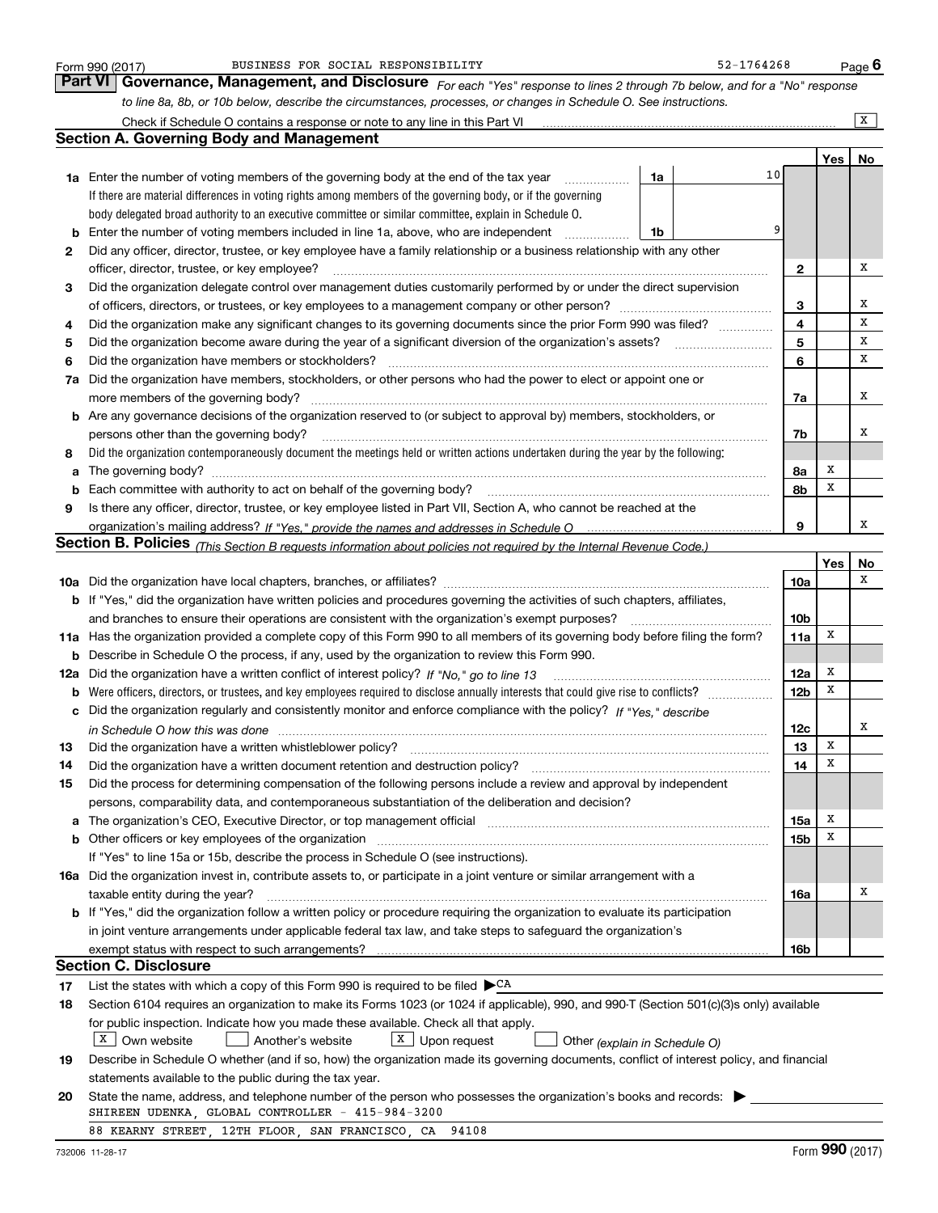Form 990 (2017) BUSINESS FOR SOCIAL RESPONSIBILITY 52-1764268

## Part VI Governance, Management, and Disclosure

*For each "Yes" response to lines 2 through 7b below, and for a "No" response to line 8a, 8b, or 10b below, describe the circumstances, processes, or changes in Schedule O. See instructions.*

Check if Schedule O contains a response or note to any line in this Part VI [X]

### Section A. Governing Body and Management

| | | | | | Yes | No |
|---|---|---|---|---|---|---|
| **1a** | Enter the number of voting members of the governing body at the end of the tax year. If there are material differences in voting rights among members of the governing body, or if the governing body delegated broad authority to an executive committee or similar committee, explain in Schedule O. | 1a | 10 | | | |
| **b** | Enter the number of voting members included in line 1a, above, who are independent | 1b | 9 | | | |
| **2** | Did any officer, director, trustee, or key employee have a family relationship or a business relationship with any other officer, director, trustee, or key employee? | | | 2 | | X |
| **3** | Did the organization delegate control over management duties customarily performed by or under the direct supervision of officers, directors, or trustees, or key employees to a management company or other person? | | | 3 | | X |
| **4** | Did the organization make any significant changes to its governing documents since the prior Form 990 was filed? | | | 4 | | X |
| **5** | Did the organization become aware during the year of a significant diversion of the organization's assets? | | | 5 | | X |
| **6** | Did the organization have members or stockholders? | | | 6 | | X |
| **7a** | Did the organization have members, stockholders, or other persons who had the power to elect or appoint one or more members of the governing body? | | | 7a | | X |
| **b** | Are any governance decisions of the organization reserved to (or subject to approval by) members, stockholders, or persons other than the governing body? | | | 7b | | X |
| **8** | Did the organization contemporaneously document the meetings held or written actions undertaken during the year by the following: | | | | | |
| **a** | The governing body? | | | 8a | X | |
| **b** | Each committee with authority to act on behalf of the governing body? | | | 8b | X | |
| **9** | Is there any officer, director, trustee, or key employee listed in Part VII, Section A, who cannot be reached at the organization's mailing address? *If "Yes," provide the names and addresses in Schedule O* | | | 9 | | X |

### Section B. Policies *(This Section B requests information about policies not required by the Internal Revenue Code.)*

| | | | Yes | No |
|---|---|---|---|---|
| **10a** | Did the organization have local chapters, branches, or affiliates? | 10a | | X |
| **b** | If "Yes," did the organization have written policies and procedures governing the activities of such chapters, affiliates, and branches to ensure their operations are consistent with the organization's exempt purposes? | 10b | | |
| **11a** | Has the organization provided a complete copy of this Form 990 to all members of its governing body before filing the form? | 11a | X | |
| **b** | Describe in Schedule O the process, if any, used by the organization to review this Form 990. | | | |
| **12a** | Did the organization have a written conflict of interest policy? *If "No," go to line 13* | 12a | X | |
| **b** | Were officers, directors, or trustees, and key employees required to disclose annually interests that could give rise to conflicts? | 12b | X | |
| **c** | Did the organization regularly and consistently monitor and enforce compliance with the policy? *If "Yes," describe in Schedule O how this was done* | 12c | | X |
| **13** | Did the organization have a written whistleblower policy? | 13 | X | |
| **14** | Did the organization have a written document retention and destruction policy? | 14 | X | |
| **15** | Did the process for determining compensation of the following persons include a review and approval by independent persons, comparability data, and contemporaneous substantiation of the deliberation and decision? | | | |
| **a** | The organization's CEO, Executive Director, or top management official | 15a | X | |
| **b** | Other officers or key employees of the organization | 15b | X | |
| | If "Yes" to line 15a or 15b, describe the process in Schedule O (see instructions). | | | |
| **16a** | Did the organization invest in, contribute assets to, or participate in a joint venture or similar arrangement with a taxable entity during the year? | 16a | | X |
| **b** | If "Yes," did the organization follow a written policy or procedure requiring the organization to evaluate its participation in joint venture arrangements under applicable federal tax law, and take steps to safeguard the organization's exempt status with respect to such arrangements? | 16b | | |

### Section C. Disclosure

**17** List the states with which a copy of this Form 990 is required to be filed ▶ CA

**18** Section 6104 requires an organization to make its Forms 1023 (or 1024 if applicable), 990, and 990-T (Section 501(c)(3)s only) available for public inspection. Indicate how you made these available. Check all that apply.

[X] Own website [ ] Another's website [X] Upon request [ ] Other *(explain in Schedule O)*

**19** Describe in Schedule O whether (and if so, how) the organization made its governing documents, conflict of interest policy, and financial statements available to the public during the tax year.

**20** State the name, address, and telephone number of the person who possesses the organization's books and records: ▶

SHIREEN UDENKA, GLOBAL CONTROLLER - 415-984-3200

88 KEARNY STREET, 12TH FLOOR, SAN FRANCISCO, CA 94108

732006 11-28-17 Form **990** (2017)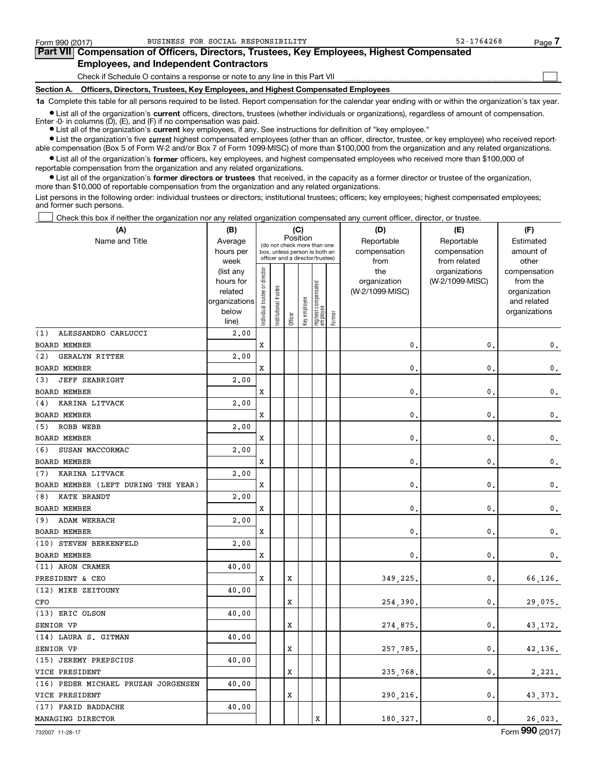Form 990 (2017) BUSINESS FOR SOCIAL RESPONSIBILITY 52-1764268

## Part VII Compensation of Officers, Directors, Trustees, Key Employees, Highest Compensated Employees, and Independent Contractors

Check if Schedule O contains a response or note to any line in this Part VII ☐

### Section A. Officers, Directors, Trustees, Key Employees, and Highest Compensated Employees

**1a** Complete this table for all persons required to be listed. Report compensation for the calendar year ending with or within the organization's tax year.

- List all of the organization's **current** officers, directors, trustees (whether individuals or organizations), regardless of amount of compensation. Enter -0- in columns (D), (E), and (F) if no compensation was paid.
- List all of the organization's **current** key employees, if any. See instructions for definition of "key employee."
- List the organization's five **current** highest compensated employees (other than an officer, director, trustee, or key employee) who received reportable compensation (Box 5 of Form W-2 and/or Box 7 of Form 1099-MISC) of more than $100,000 from the organization and any related organizations.
- List all of the organization's **former** officers, key employees, and highest compensated employees who received more than $100,000 of reportable compensation from the organization and any related organizations.
- List all of the organization's **former directors or trustees** that received, in the capacity as a former director or trustee of the organization, more than $10,000 of reportable compensation from the organization and any related organizations.

List persons in the following order: individual trustees or directors; institutional trustees; officers; key employees; highest compensated employees; and former such persons.

☐ Check this box if neither the organization nor any related organization compensated any current officer, director, or trustee.

| (A) Name and Title | (B) Average hours per week (list any hours for related organizations below line) | (C) Position: Individual trustee or director | Institutional trustee | Officer | Key employee | Highest compensated employee | Former | (D) Reportable compensation from the organization (W-2/1099-MISC) | (E) Reportable compensation from related organizations (W-2/1099-MISC) | (F) Estimated amount of other compensation from the organization and related organizations |
|---|---|---|---|---|---|---|---|---|---|---|
| (1) ALESSANDRO CARLUCCI<br>BOARD MEMBER | 2.00 | X | | | | | | 0. | 0. | 0. |
| (2) GERALYN RITTER<br>BOARD MEMBER | 2.00 | X | | | | | | 0. | 0. | 0. |
| (3) JEFF SEABRIGHT<br>BOARD MEMBER | 2.00 | X | | | | | | 0. | 0. | 0. |
| (4) KARINA LITVACK<br>BOARD MEMBER | 2.00 | X | | | | | | 0. | 0. | 0. |
| (5) ROBB WEBB<br>BOARD MEMBER | 2.00 | X | | | | | | 0. | 0. | 0. |
| (6) SUSAN MACCORMAC<br>BOARD MEMBER | 2.00 | X | | | | | | 0. | 0. | 0. |
| (7) KARINA LITVACK<br>BOARD MEMBER (LEFT DURING THE YEAR) | 2.00 | X | | | | | | 0. | 0. | 0. |
| (8) KATE BRANDT<br>BOARD MEMBER | 2.00 | X | | | | | | 0. | 0. | 0. |
| (9) ADAM WERBACH<br>BOARD MEMBER | 2.00 | X | | | | | | 0. | 0. | 0. |
| (10) STEVEN BERKENFELD<br>BOARD MEMBER | 2.00 | X | | | | | | 0. | 0. | 0. |
| (11) ARON CRAMER<br>PRESIDENT & CEO | 40.00 | X | | X | | | | 349,225. | 0. | 66,126. |
| (12) MIKE ZEITOUNY<br>CFO | 40.00 | | | X | | | | 254,390. | 0. | 29,075. |
| (13) ERIC OLSON<br>SENIOR VP | 40.00 | | | X | | | | 274,875. | 0. | 43,172. |
| (14) LAURA S. GITMAN<br>SENIOR VP | 40.00 | | | X | | | | 257,785. | 0. | 42,136. |
| (15) JEREMY PREPSCIUS<br>VICE PRESIDENT | 40.00 | | | X | | | | 235,768. | 0. | 2,221. |
| (16) PEDER MICHAEL PRUZAN JORGENSEN<br>VICE PRESIDENT | 40.00 | | | X | | | | 290,216. | 0. | 43,373. |
| (17) FARID BADDACHE<br>MANAGING DIRECTOR | 40.00 | | | | | X | | 180,327. | 0. | 26,023. |

732007 11-28-17 Form 990 (2017)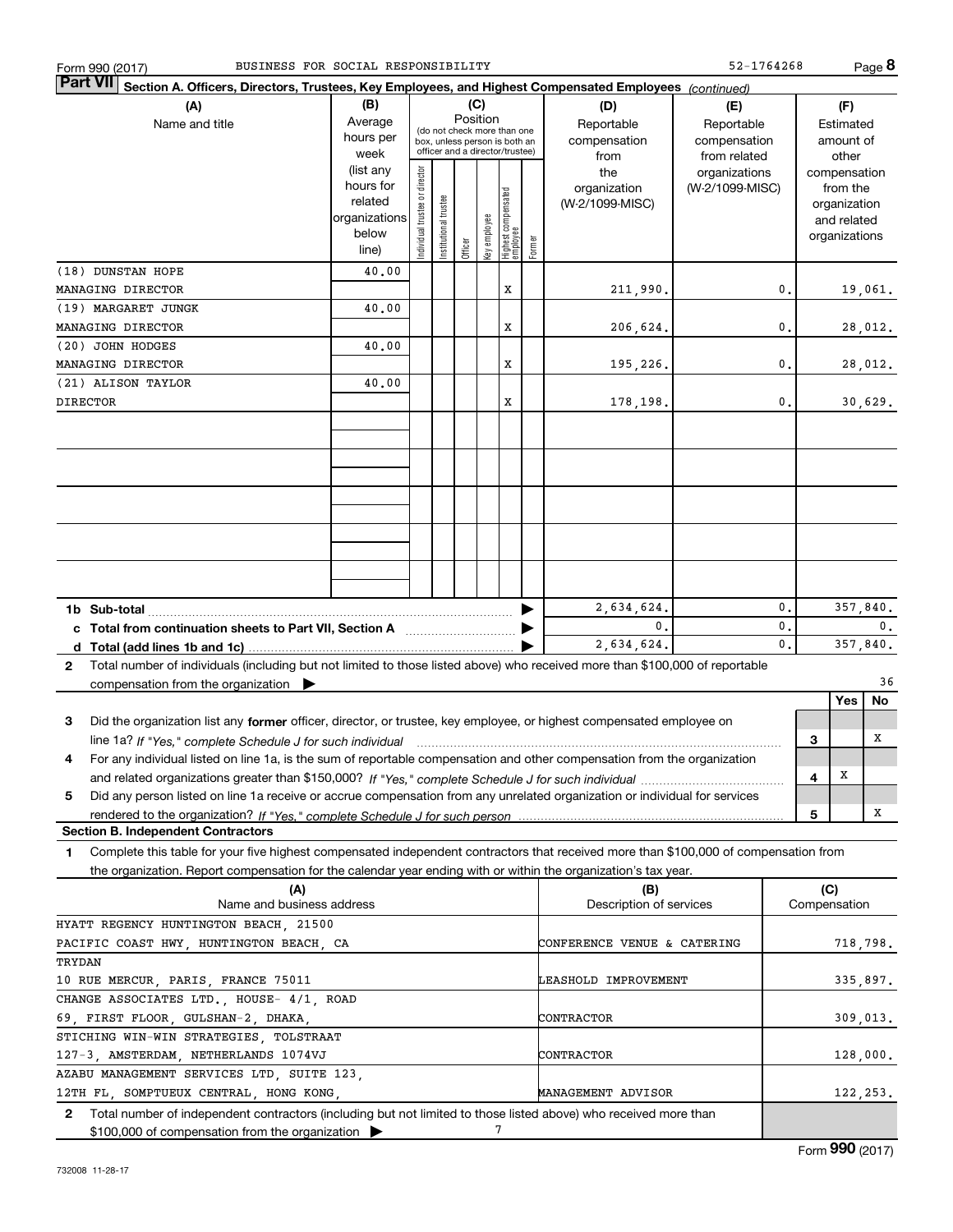Form 990 (2017) BUSINESS FOR SOCIAL RESPONSIBILITY 52-1764268

## Part VII Section A. Officers, Directors, Trustees, Key Employees, and Highest Compensated Employees *(continued)*

| (A) Name and title | (B) Average hours per week (list any hours for related organizations below line) | (C) Position: Individual trustee or director | Institutional trustee | Officer | Key employee | Highest compensated employee | Former | (D) Reportable compensation from the organization (W-2/1099-MISC) | (E) Reportable compensation from related organizations (W-2/1099-MISC) | (F) Estimated amount of other compensation from the organization and related organizations |
|---|---|---|---|---|---|---|---|---|---|---|
| (18) DUNSTAN HOPE<br>MANAGING DIRECTOR | 40.00 | | | | | X | | 211,990. | 0. | 19,061. |
| (19) MARGARET JUNGK<br>MANAGING DIRECTOR | 40.00 | | | | | X | | 206,624. | 0. | 28,012. |
| (20) JOHN HODGES<br>MANAGING DIRECTOR | 40.00 | | | | | X | | 195,226. | 0. | 28,012. |
| (21) ALISON TAYLOR<br>DIRECTOR | 40.00 | | | | | X | | 178,198. | 0. | 30,629. |
| **1b Sub-total** | | | | | | | | 2,634,624. | 0. | 357,840. |
| **c Total from continuation sheets to Part VII, Section A** | | | | | | | | 0. | 0. | 0. |
| **d Total (add lines 1b and 1c)** | | | | | | | | 2,634,624. | 0. | 357,840. |

**2** Total number of individuals (including but not limited to those listed above) who received more than $100,000 of reportable compensation from the organization ▶ 36

| | | Yes | No |
|---|---|---|---|
| **3** Did the organization list any **former** officer, director, or trustee, key employee, or highest compensated employee on line 1a? *If "Yes," complete Schedule J for such individual* | 3 | | X |
| **4** For any individual listed on line 1a, is the sum of reportable compensation and other compensation from the organization and related organizations greater than $150,000? *If "Yes," complete Schedule J for such individual* | 4 | X | |
| **5** Did any person listed on line 1a receive or accrue compensation from any unrelated organization or individual for services rendered to the organization? *If "Yes," complete Schedule J for such person* | 5 | | X |

### Section B. Independent Contractors

**1** Complete this table for your five highest compensated independent contractors that received more than $100,000 of compensation from the organization. Report compensation for the calendar year ending with or within the organization's tax year.

| (A) Name and business address | (B) Description of services | (C) Compensation |
|---|---|---|
| HYATT REGENCY HUNTINGTON BEACH, 21500 PACIFIC COAST HWY, HUNTINGTON BEACH, CA | CONFERENCE VENUE & CATERING | 718,798. |
| TRYDAN<br>10 RUE MERCUR, PARIS, FRANCE 75011 | LEASHOLD IMPROVEMENT | 335,897. |
| CHANGE ASSOCIATES LTD., HOUSE- 4/1, ROAD 69, FIRST FLOOR, GULSHAN-2, DHAKA, | CONTRACTOR | 309,013. |
| STICHING WIN-WIN STRATEGIES, TOLSTRAAT 127-3, AMSTERDAM, NETHERLANDS 1074VJ | CONTRACTOR | 128,000. |
| AZABU MANAGEMENT SERVICES LTD, SUITE 123, 12TH FL, SOMPTUEUX CENTRAL, HONG KONG, | MANAGEMENT ADVISOR | 122,253. |

**2** Total number of independent contractors (including but not limited to those listed above) who received more than $100,000 of compensation from the organization ▶ 7

Form **990** (2017)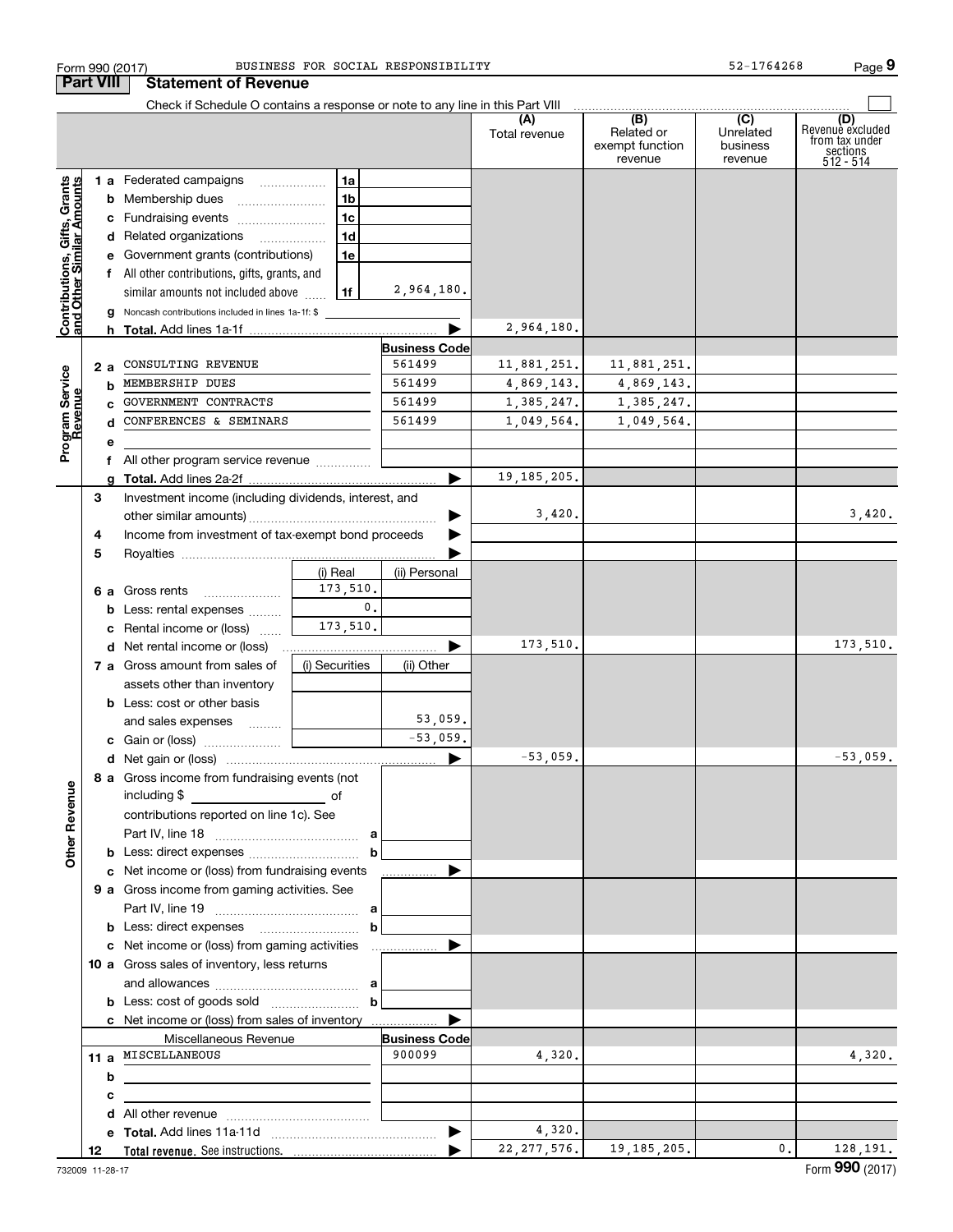Form 990 (2017) BUSINESS FOR SOCIAL RESPONSIBILITY 52-1764268

## Part VIII Statement of Revenue

Check if Schedule O contains a response or note to any line in this Part VIII

| | | | | (A) Total revenue | (B) Related or exempt function revenue | (C) Unrelated business revenue | (D) Revenue excluded from tax under sections 512 - 514 |
|---|---|---|---|---|---|---|---|
| **Contributions, Gifts, Grants and Other Similar Amounts** | 1 a Federated campaigns | 1a | | | | | |
| | b Membership dues | 1b | | | | | |
| | c Fundraising events | 1c | | | | | |
| | d Related organizations | 1d | | | | | |
| | e Government grants (contributions) | 1e | | | | | |
| | f All other contributions, gifts, grants, and similar amounts not included above | 1f | 2,964,180. | | | | |
| | g Noncash contributions included in lines 1a-1f: $ | | | | | | |
| | h **Total.** Add lines 1a-1f | | | 2,964,180. | | | |
| **Program Service Revenue** | | | **Business Code** | | | | |
| | 2 a CONSULTING REVENUE | | 561499 | 11,881,251. | 11,881,251. | | |
| | b MEMBERSHIP DUES | | 561499 | 4,869,143. | 4,869,143. | | |
| | c GOVERNMENT CONTRACTS | | 561499 | 1,385,247. | 1,385,247. | | |
| | d CONFERENCES & SEMINARS | | 561499 | 1,049,564. | 1,049,564. | | |
| | e | | | | | | |
| | f All other program service revenue | | | | | | |
| | g **Total.** Add lines 2a-2f | | | 19,185,205. | | | |
| **Other Revenue** | 3 Investment income (including dividends, interest, and other similar amounts) | | | 3,420. | | | 3,420. |
| | 4 Income from investment of tax-exempt bond proceeds | | | | | | |
| | 5 Royalties | | | | | | |
| | | (i) Real | (ii) Personal | | | | |
| | 6 a Gross rents | 173,510. | | | | | |
| | b Less: rental expenses | 0. | | | | | |
| | c Rental income or (loss) | 173,510. | | | | | |
| | d Net rental income or (loss) | | | 173,510. | | | 173,510. |
| | 7 a Gross amount from sales of assets other than inventory | (i) Securities | (ii) Other | | | | |
| | b Less: cost or other basis and sales expenses | | 53,059. | | | | |
| | c Gain or (loss) | | -53,059. | | | | |
| | d Net gain or (loss) | | | -53,059. | | | -53,059. |
| | 8 a Gross income from fundraising events (not including $ of contributions reported on line 1c). See Part IV, line 18 | a | | | | | |
| | b Less: direct expenses | b | | | | | |
| | c Net income or (loss) from fundraising events | | | | | | |
| | 9 a Gross income from gaming activities. See Part IV, line 19 | a | | | | | |
| | b Less: direct expenses | b | | | | | |
| | c Net income or (loss) from gaming activities | | | | | | |
| | 10 a Gross sales of inventory, less returns and allowances | a | | | | | |
| | b Less: cost of goods sold | b | | | | | |
| | c Net income or (loss) from sales of inventory | | | | | | |
| | Miscellaneous Revenue | | **Business Code** | | | | |
| | 11 a MISCELLANEOUS | | 900099 | 4,320. | | | 4,320. |
| | b | | | | | | |
| | c | | | | | | |
| | d All other revenue | | | | | | |
| | e **Total.** Add lines 11a-11d | | | 4,320. | | | |
| | 12 **Total revenue.** See instructions. | | | 22,277,576. | 19,185,205. | 0. | 128,191. |

732009 11-28-17

Form **990** (2017)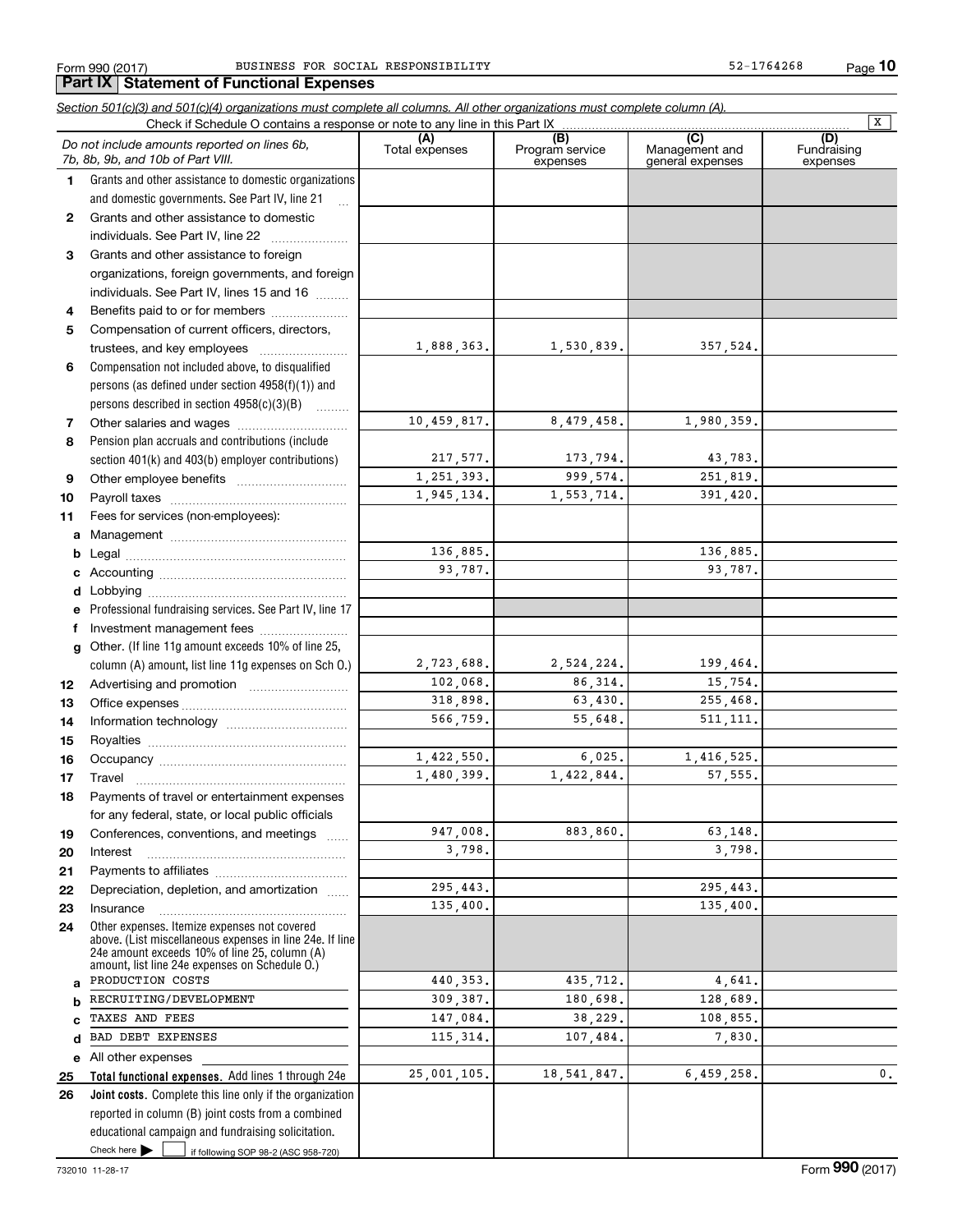Form 990 (2017) BUSINESS FOR SOCIAL RESPONSIBILITY 52-1764268

## Part IX Statement of Functional Expenses

*Section 501(c)(3) and 501(c)(4) organizations must complete all columns. All other organizations must complete column (A).*

Check if Schedule O contains a response or note to any line in this Part IX [X]

| | *Do not include amounts reported on lines 6b, 7b, 8b, 9b, and 10b of Part VIII.* | (A) Total expenses | (B) Program service expenses | (C) Management and general expenses | (D) Fundraising expenses |
|---|---|---|---|---|---|
| 1 | Grants and other assistance to domestic organizations and domestic governments. See Part IV, line 21 | | | | |
| 2 | Grants and other assistance to domestic individuals. See Part IV, line 22 | | | | |
| 3 | Grants and other assistance to foreign organizations, foreign governments, and foreign individuals. See Part IV, lines 15 and 16 | | | | |
| 4 | Benefits paid to or for members | | | | |
| 5 | Compensation of current officers, directors, trustees, and key employees | 1,888,363. | 1,530,839. | 357,524. | |
| 6 | Compensation not included above, to disqualified persons (as defined under section 4958(f)(1)) and persons described in section 4958(c)(3)(B) | | | | |
| 7 | Other salaries and wages | 10,459,817. | 8,479,458. | 1,980,359. | |
| 8 | Pension plan accruals and contributions (include section 401(k) and 403(b) employer contributions) | 217,577. | 173,794. | 43,783. | |
| 9 | Other employee benefits | 1,251,393. | 999,574. | 251,819. | |
| 10 | Payroll taxes | 1,945,134. | 1,553,714. | 391,420. | |
| 11 | Fees for services (non-employees): | | | | |
| a | Management | | | | |
| b | Legal | 136,885. | | 136,885. | |
| c | Accounting | 93,787. | | 93,787. | |
| d | Lobbying | | | | |
| e | Professional fundraising services. See Part IV, line 17 | | | | |
| f | Investment management fees | | | | |
| g | Other. (If line 11g amount exceeds 10% of line 25, column (A) amount, list line 11g expenses on Sch O.) | 2,723,688. | 2,524,224. | 199,464. | |
| 12 | Advertising and promotion | 102,068. | 86,314. | 15,754. | |
| 13 | Office expenses | 318,898. | 63,430. | 255,468. | |
| 14 | Information technology | 566,759. | 55,648. | 511,111. | |
| 15 | Royalties | | | | |
| 16 | Occupancy | 1,422,550. | 6,025. | 1,416,525. | |
| 17 | Travel | 1,480,399. | 1,422,844. | 57,555. | |
| 18 | Payments of travel or entertainment expenses for any federal, state, or local public officials | | | | |
| 19 | Conferences, conventions, and meetings | 947,008. | 883,860. | 63,148. | |
| 20 | Interest | 3,798. | | 3,798. | |
| 21 | Payments to affiliates | | | | |
| 22 | Depreciation, depletion, and amortization | 295,443. | | 295,443. | |
| 23 | Insurance | 135,400. | | 135,400. | |
| 24 | Other expenses. Itemize expenses not covered above. (List miscellaneous expenses in line 24e. If line 24e amount exceeds 10% of line 25, column (A) amount, list line 24e expenses on Schedule O.) | | | | |
| a | PRODUCTION COSTS | 440,353. | 435,712. | 4,641. | |
| b | RECRUITING/DEVELOPMENT | 309,387. | 180,698. | 128,689. | |
| c | TAXES AND FEES | 147,084. | 38,229. | 108,855. | |
| d | BAD DEBT EXPENSES | 115,314. | 107,484. | 7,830. | |
| e | All other expenses | | | | |
| 25 | **Total functional expenses.** Add lines 1 through 24e | 25,001,105. | 18,541,847. | 6,459,258. | 0. |
| 26 | **Joint costs.** Complete this line only if the organization reported in column (B) joint costs from a combined educational campaign and fundraising solicitation. Check here [ ] if following SOP 98-2 (ASC 958-720) | | | | |

732010 11-28-17 Form **990** (2017)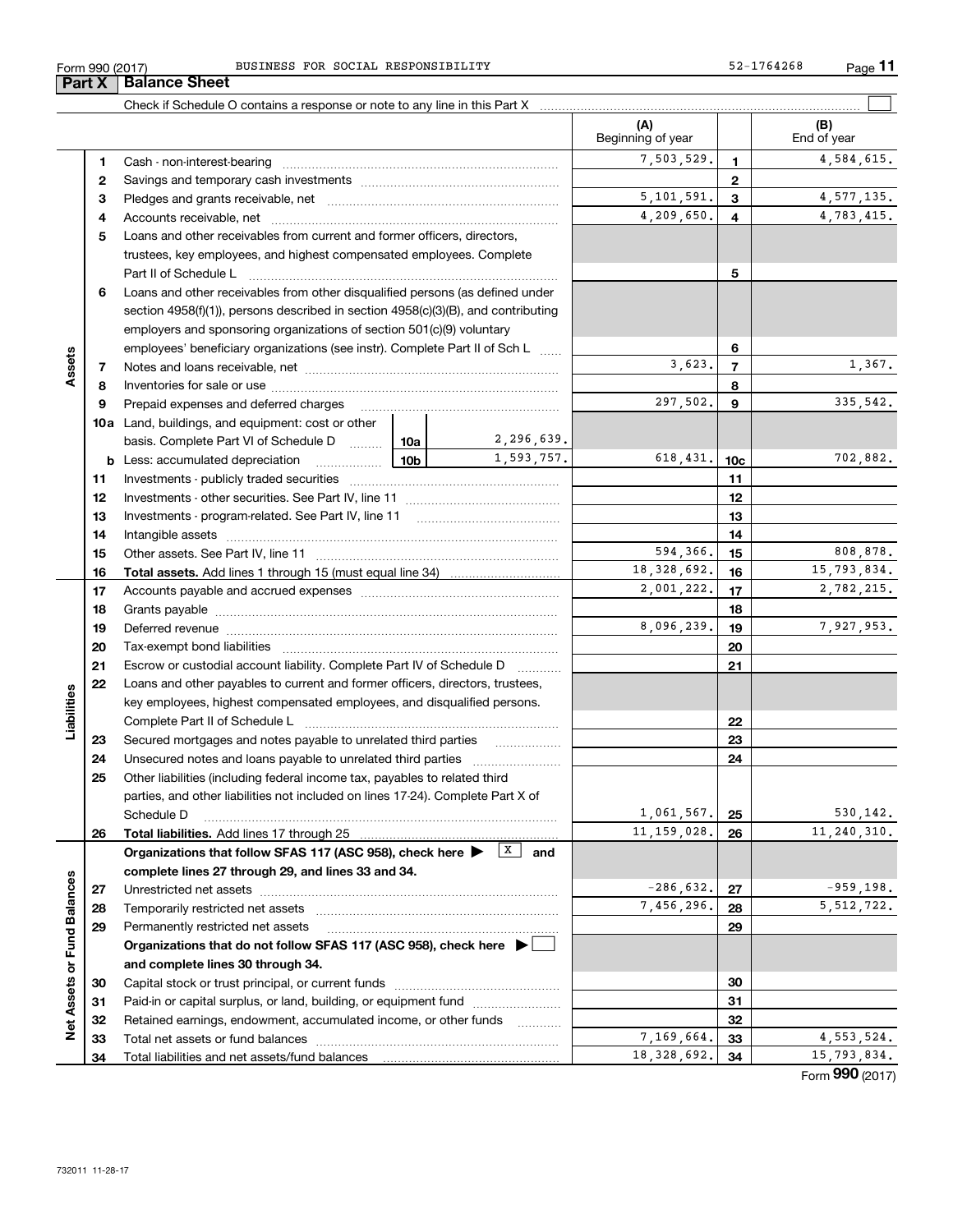Form 990 (2017) BUSINESS FOR SOCIAL RESPONSIBILITY 52-1764268

## Part X Balance Sheet

Check if Schedule O contains a response or note to any line in this Part X

| Section | Line | Description | | | (A) Beginning of year | | (B) End of year |
|---|---|---|---|---|---|---|---|
| Assets | 1 | Cash - non-interest-bearing | | | 7,503,529. | 1 | 4,584,615. |
| | 2 | Savings and temporary cash investments | | | | 2 | |
| | 3 | Pledges and grants receivable, net | | | 5,101,591. | 3 | 4,577,135. |
| | 4 | Accounts receivable, net | | | 4,209,650. | 4 | 4,783,415. |
| | 5 | Loans and other receivables from current and former officers, directors, trustees, key employees, and highest compensated employees. Complete Part II of Schedule L | | | | 5 | |
| | 6 | Loans and other receivables from other disqualified persons (as defined under section 4958(f)(1)), persons described in section 4958(c)(3)(B), and contributing employers and sponsoring organizations of section 501(c)(9) voluntary employees' beneficiary organizations (see instr). Complete Part II of Sch L | | | | 6 | |
| | 7 | Notes and loans receivable, net | | | 3,623. | 7 | 1,367. |
| | 8 | Inventories for sale or use | | | | 8 | |
| | 9 | Prepaid expenses and deferred charges | | | 297,502. | 9 | 335,542. |
| | 10a | Land, buildings, and equipment: cost or other basis. Complete Part VI of Schedule D | 10a | 2,296,639. | | | |
| | b | Less: accumulated depreciation | 10b | 1,593,757. | 618,431. | 10c | 702,882. |
| | 11 | Investments - publicly traded securities | | | | 11 | |
| | 12 | Investments - other securities. See Part IV, line 11 | | | | 12 | |
| | 13 | Investments - program-related. See Part IV, line 11 | | | | 13 | |
| | 14 | Intangible assets | | | | 14 | |
| | 15 | Other assets. See Part IV, line 11 | | | 594,366. | 15 | 808,878. |
| | 16 | **Total assets.** Add lines 1 through 15 (must equal line 34) | | | 18,328,692. | 16 | 15,793,834. |
| Liabilities | 17 | Accounts payable and accrued expenses | | | 2,001,222. | 17 | 2,782,215. |
| | 18 | Grants payable | | | | 18 | |
| | 19 | Deferred revenue | | | 8,096,239. | 19 | 7,927,953. |
| | 20 | Tax-exempt bond liabilities | | | | 20 | |
| | 21 | Escrow or custodial account liability. Complete Part IV of Schedule D | | | | 21 | |
| | 22 | Loans and other payables to current and former officers, directors, trustees, key employees, highest compensated employees, and disqualified persons. Complete Part II of Schedule L | | | | 22 | |
| | 23 | Secured mortgages and notes payable to unrelated third parties | | | | 23 | |
| | 24 | Unsecured notes and loans payable to unrelated third parties | | | | 24 | |
| | 25 | Other liabilities (including federal income tax, payables to related third parties, and other liabilities not included on lines 17-24). Complete Part X of Schedule D | | | 1,061,567. | 25 | 530,142. |
| | 26 | **Total liabilities.** Add lines 17 through 25 | | | 11,159,028. | 26 | 11,240,310. |
| Net Assets or Fund Balances | | **Organizations that follow SFAS 117 (ASC 958), check here ▶ [X] and complete lines 27 through 29, and lines 33 and 34.** | | | | | |
| | 27 | Unrestricted net assets | | | -286,632. | 27 | -959,198. |
| | 28 | Temporarily restricted net assets | | | 7,456,296. | 28 | 5,512,722. |
| | 29 | Permanently restricted net assets | | | | 29 | |
| | | **Organizations that do not follow SFAS 117 (ASC 958), check here ▶ [ ] and complete lines 30 through 34.** | | | | | |
| | 30 | Capital stock or trust principal, or current funds | | | | 30 | |
| | 31 | Paid-in or capital surplus, or land, building, or equipment fund | | | | 31 | |
| | 32 | Retained earnings, endowment, accumulated income, or other funds | | | | 32 | |
| | 33 | Total net assets or fund balances | | | 7,169,664. | 33 | 4,553,524. |
| | 34 | Total liabilities and net assets/fund balances | | | 18,328,692. | 34 | 15,793,834. |

Form **990** (2017)

732011 11-28-17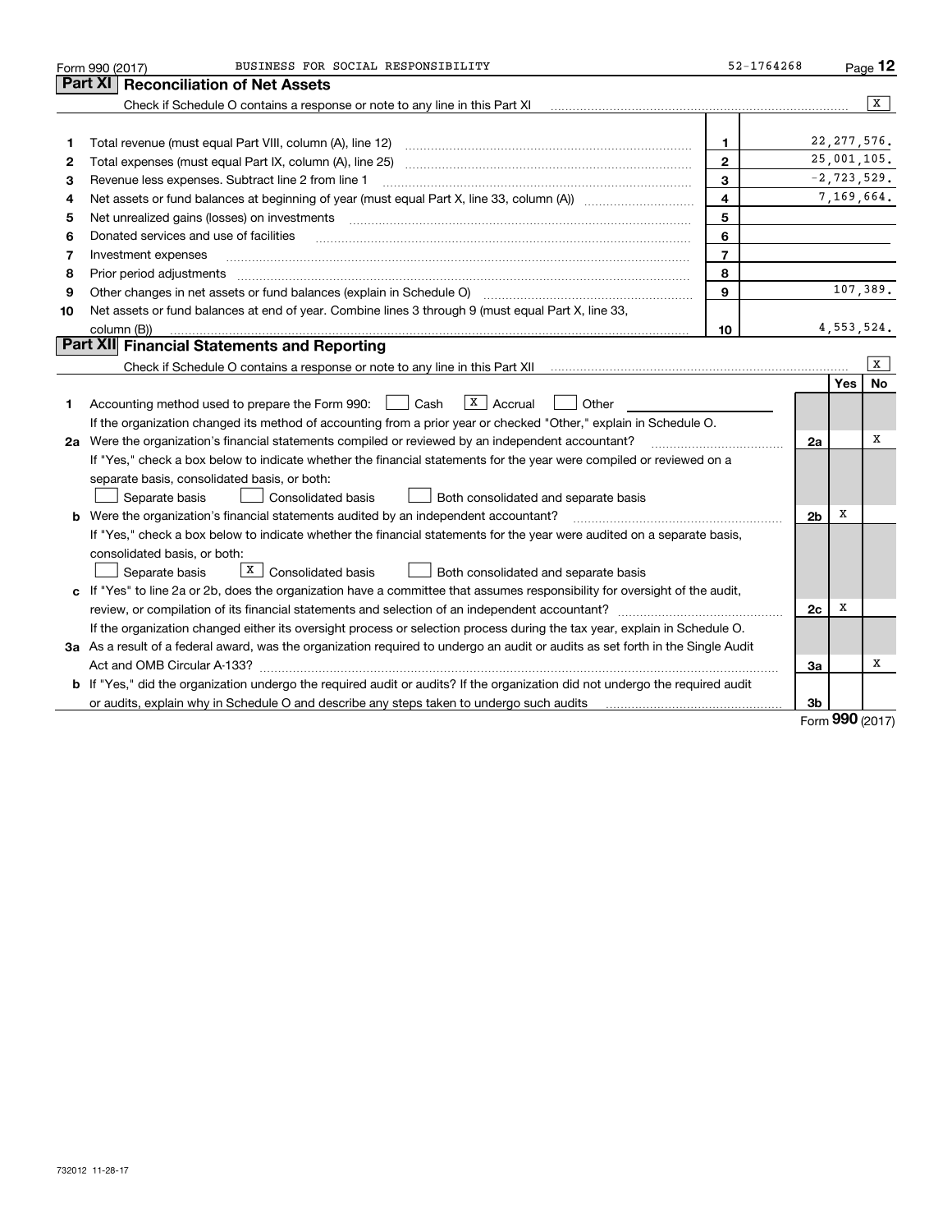Form 990 (2017) BUSINESS FOR SOCIAL RESPONSIBILITY 52-1764268

## Part XI Reconciliation of Net Assets

Check if Schedule O contains a response or note to any line in this Part XI [X]

| | | | |
|---|---|---|---|
| 1 | Total revenue (must equal Part VIII, column (A), line 12) | 1 | 22,277,576. |
| 2 | Total expenses (must equal Part IX, column (A), line 25) | 2 | 25,001,105. |
| 3 | Revenue less expenses. Subtract line 2 from line 1 | 3 | -2,723,529. |
| 4 | Net assets or fund balances at beginning of year (must equal Part X, line 33, column (A)) | 4 | 7,169,664. |
| 5 | Net unrealized gains (losses) on investments | 5 | |
| 6 | Donated services and use of facilities | 6 | |
| 7 | Investment expenses | 7 | |
| 8 | Prior period adjustments | 8 | |
| 9 | Other changes in net assets or fund balances (explain in Schedule O) | 9 | 107,389. |
| 10 | Net assets or fund balances at end of year. Combine lines 3 through 9 (must equal Part X, line 33, column (B)) | 10 | 4,553,524. |

## Part XII Financial Statements and Reporting

Check if Schedule O contains a response or note to any line in this Part XII [X]

| | | | Yes | No |
|---|---|---|---|---|
| 1 | Accounting method used to prepare the Form 990: [ ] Cash [X] Accrual [ ] Other | | | |
| | If the organization changed its method of accounting from a prior year or checked "Other," explain in Schedule O. | | | |
| 2a | Were the organization's financial statements compiled or reviewed by an independent accountant? | 2a | | X |
| | If "Yes," check a box below to indicate whether the financial statements for the year were compiled or reviewed on a separate basis, consolidated basis, or both: [ ] Separate basis [ ] Consolidated basis [ ] Both consolidated and separate basis | | | |
| b | Were the organization's financial statements audited by an independent accountant? | 2b | X | |
| | If "Yes," check a box below to indicate whether the financial statements for the year were audited on a separate basis, consolidated basis, or both: [ ] Separate basis [X] Consolidated basis [ ] Both consolidated and separate basis | | | |
| c | If "Yes" to line 2a or 2b, does the organization have a committee that assumes responsibility for oversight of the audit, review, or compilation of its financial statements and selection of an independent accountant? | 2c | X | |
| | If the organization changed either its oversight process or selection process during the tax year, explain in Schedule O. | | | |
| 3a | As a result of a federal award, was the organization required to undergo an audit or audits as set forth in the Single Audit Act and OMB Circular A-133? | 3a | | X |
| b | If "Yes," did the organization undergo the required audit or audits? If the organization did not undergo the required audit or audits, explain why in Schedule O and describe any steps taken to undergo such audits | 3b | | |

Form **990** (2017)

732012 11-28-17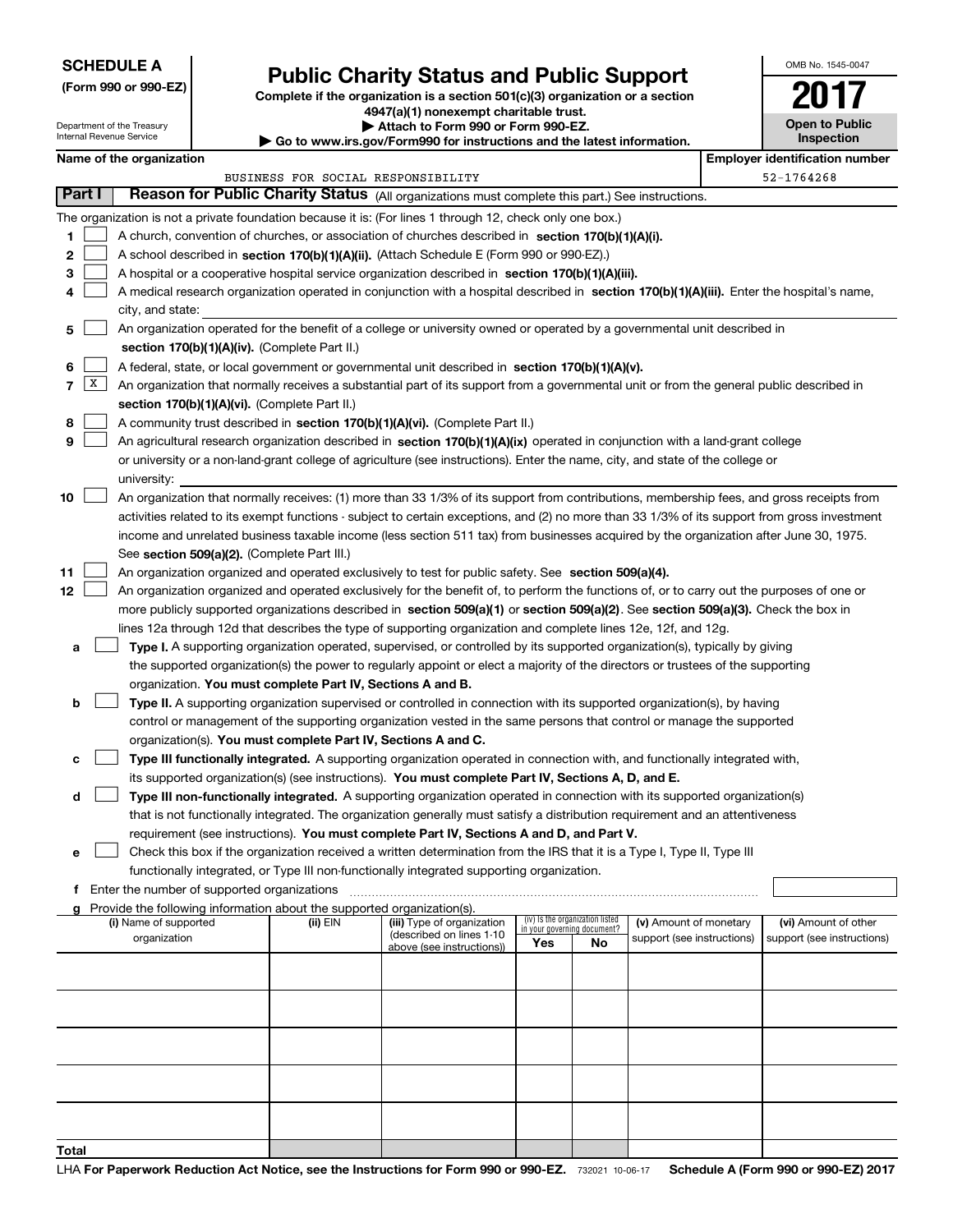**SCHEDULE A**
**(Form 990 or 990-EZ)**

Department of the Treasury
Internal Revenue Service

# Public Charity Status and Public Support

**Complete if the organization is a section 501(c)(3) organization or a section 4947(a)(1) nonexempt charitable trust.**
**▶ Attach to Form 990 or Form 990-EZ.**
**▶ Go to www.irs.gov/Form990 for instructions and the latest information.**

OMB No. 1545-0047

**2017**

**Open to Public Inspection**

**Name of the organization**
BUSINESS FOR SOCIAL RESPONSIBILITY

**Employer identification number**
52-1764268

## Part I Reason for Public Charity Status (All organizations must complete this part.) See instructions.

The organization is not a private foundation because it is: (For lines 1 through 12, check only one box.)

1 [ ] A church, convention of churches, or association of churches described in **section 170(b)(1)(A)(i).**

2 [ ] A school described in **section 170(b)(1)(A)(ii).** (Attach Schedule E (Form 990 or 990-EZ).)

3 [ ] A hospital or a cooperative hospital service organization described in **section 170(b)(1)(A)(iii).**

4 [ ] A medical research organization operated in conjunction with a hospital described in **section 170(b)(1)(A)(iii).** Enter the hospital's name, city, and state:

5 [ ] An organization operated for the benefit of a college or university owned or operated by a governmental unit described in **section 170(b)(1)(A)(iv).** (Complete Part II.)

6 [ ] A federal, state, or local government or governmental unit described in **section 170(b)(1)(A)(v).**

7 [X] An organization that normally receives a substantial part of its support from a governmental unit or from the general public described in **section 170(b)(1)(A)(vi).** (Complete Part II.)

8 [ ] A community trust described in **section 170(b)(1)(A)(vi).** (Complete Part II.)

9 [ ] An agricultural research organization described in **section 170(b)(1)(A)(ix)** operated in conjunction with a land-grant college or university or a non-land-grant college of agriculture (see instructions). Enter the name, city, and state of the college or university:

10 [ ] An organization that normally receives: (1) more than 33 1/3% of its support from contributions, membership fees, and gross receipts from activities related to its exempt functions - subject to certain exceptions, and (2) no more than 33 1/3% of its support from gross investment income and unrelated business taxable income (less section 511 tax) from businesses acquired by the organization after June 30, 1975. See **section 509(a)(2).** (Complete Part III.)

11 [ ] An organization organized and operated exclusively to test for public safety. See **section 509(a)(4).**

12 [ ] An organization organized and operated exclusively for the benefit of, to perform the functions of, or to carry out the purposes of one or more publicly supported organizations described in **section 509(a)(1)** or **section 509(a)(2)**. See **section 509(a)(3).** Check the box in lines 12a through 12d that describes the type of supporting organization and complete lines 12e, 12f, and 12g.

a [ ] **Type I.** A supporting organization operated, supervised, or controlled by its supported organization(s), typically by giving the supported organization(s) the power to regularly appoint or elect a majority of the directors or trustees of the supporting organization. **You must complete Part IV, Sections A and B.**

b [ ] **Type II.** A supporting organization supervised or controlled in connection with its supported organization(s), by having control or management of the supporting organization vested in the same persons that control or manage the supported organization(s). **You must complete Part IV, Sections A and C.**

c [ ] **Type III functionally integrated.** A supporting organization operated in connection with, and functionally integrated with, its supported organization(s) (see instructions). **You must complete Part IV, Sections A, D, and E.**

d [ ] **Type III non-functionally integrated.** A supporting organization operated in connection with its supported organization(s) that is not functionally integrated. The organization generally must satisfy a distribution requirement and an attentiveness requirement (see instructions). **You must complete Part IV, Sections A and D, and Part V.**

e [ ] Check this box if the organization received a written determination from the IRS that it is a Type I, Type II, Type III functionally integrated, or Type III non-functionally integrated supporting organization.

f Enter the number of supported organizations

g Provide the following information about the supported organization(s).

| (i) Name of supported organization | (ii) EIN | (iii) Type of organization (described on lines 1-10 above (see instructions)) | (iv) Is the organization listed in your governing document? Yes | No | (v) Amount of monetary support (see instructions) | (vi) Amount of other support (see instructions) |
|---|---|---|---|---|---|---|
| | | | | | | |
| | | | | | | |
| | | | | | | |
| | | | | | | |
| | | | | | | |
| **Total** | | | | | | |

LHA **For Paperwork Reduction Act Notice, see the Instructions for Form 990 or 990-EZ.** 732021 10-06-17 **Schedule A (Form 990 or 990-EZ) 2017**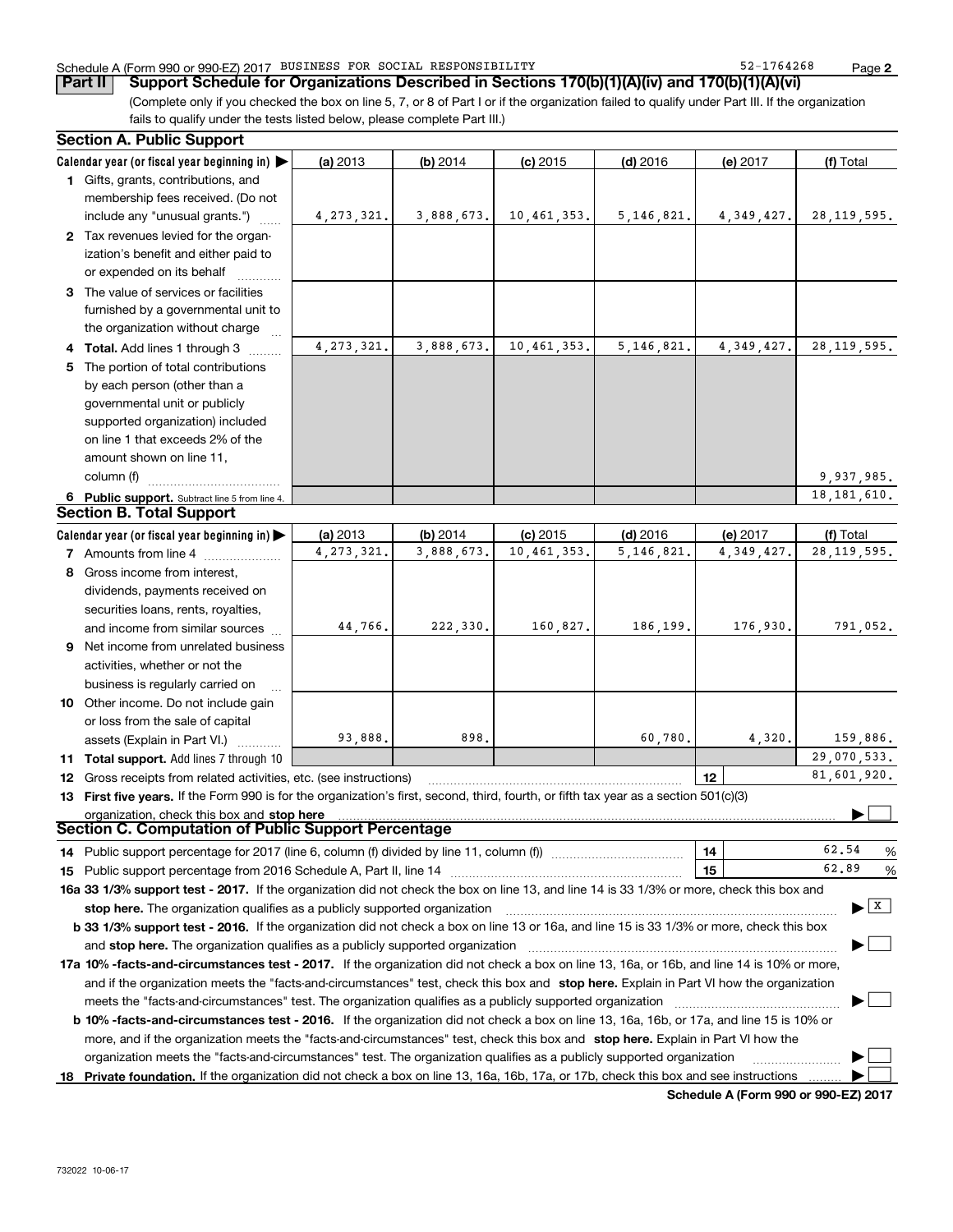Schedule A (Form 990 or 990-EZ) 2017 BUSINESS FOR SOCIAL RESPONSIBILITY 52-1764268

## Part II Support Schedule for Organizations Described in Sections 170(b)(1)(A)(iv) and 170(b)(1)(A)(vi)

(Complete only if you checked the box on line 5, 7, or 8 of Part I or if the organization failed to qualify under Part III. If the organization fails to qualify under the tests listed below, please complete Part III.)

### Section A. Public Support

| Calendar year (or fiscal year beginning in) ▶ | (a) 2013 | (b) 2014 | (c) 2015 | (d) 2016 | (e) 2017 | (f) Total |
|---|---|---|---|---|---|---|
| 1 Gifts, grants, contributions, and membership fees received. (Do not include any "unusual grants.") | 4,273,321. | 3,888,673. | 10,461,353. | 5,146,821. | 4,349,427. | 28,119,595. |
| 2 Tax revenues levied for the organization's benefit and either paid to or expended on its behalf | | | | | | |
| 3 The value of services or facilities furnished by a governmental unit to the organization without charge | | | | | | |
| 4 Total. Add lines 1 through 3 | 4,273,321. | 3,888,673. | 10,461,353. | 5,146,821. | 4,349,427. | 28,119,595. |
| 5 The portion of total contributions by each person (other than a governmental unit or publicly supported organization) included on line 1 that exceeds 2% of the amount shown on line 11, column (f) | | | | | | 9,937,985. |
| 6 Public support. Subtract line 5 from line 4. | | | | | | 18,181,610. |

### Section B. Total Support

| Calendar year (or fiscal year beginning in) ▶ | (a) 2013 | (b) 2014 | (c) 2015 | (d) 2016 | (e) 2017 | (f) Total |
|---|---|---|---|---|---|---|
| 7 Amounts from line 4 | 4,273,321. | 3,888,673. | 10,461,353. | 5,146,821. | 4,349,427. | 28,119,595. |
| 8 Gross income from interest, dividends, payments received on securities loans, rents, royalties, and income from similar sources | 44,766. | 222,330. | 160,827. | 186,199. | 176,930. | 791,052. |
| 9 Net income from unrelated business activities, whether or not the business is regularly carried on | | | | | | |
| 10 Other income. Do not include gain or loss from the sale of capital assets (Explain in Part VI.) | 93,888. | 898. | | 60,780. | 4,320. | 159,886. |
| 11 Total support. Add lines 7 through 10 | | | | | | 29,070,533. |

12 Gross receipts from related activities, etc. (see instructions) — 12 — 81,601,920.

13 **First five years.** If the Form 990 is for the organization's first, second, third, fourth, or fifth tax year as a section 501(c)(3) organization, check this box and **stop here** ▶ ☐

### Section C. Computation of Public Support Percentage

14 Public support percentage for 2017 (line 6, column (f) divided by line 11, column (f)) — 14 — 62.54 %

15 Public support percentage from 2016 Schedule A, Part II, line 14 — 15 — 62.89 %

16a **33 1/3% support test - 2017.** If the organization did not check the box on line 13, and line 14 is 33 1/3% or more, check this box and **stop here.** The organization qualifies as a publicly supported organization ▶ ☒

b **33 1/3% support test - 2016.** If the organization did not check a box on line 13 or 16a, and line 15 is 33 1/3% or more, check this box and **stop here.** The organization qualifies as a publicly supported organization ▶ ☐

17a **10% -facts-and-circumstances test - 2017.** If the organization did not check a box on line 13, 16a, or 16b, and line 14 is 10% or more, and if the organization meets the "facts-and-circumstances" test, check this box and **stop here.** Explain in Part VI how the organization meets the "facts-and-circumstances" test. The organization qualifies as a publicly supported organization ▶ ☐

b **10% -facts-and-circumstances test - 2016.** If the organization did not check a box on line 13, 16a, 16b, or 17a, and line 15 is 10% or more, and if the organization meets the "facts-and-circumstances" test, check this box and **stop here.** Explain in Part VI how the organization meets the "facts-and-circumstances" test. The organization qualifies as a publicly supported organization ▶ ☐

18 **Private foundation.** If the organization did not check a box on line 13, 16a, 16b, 17a, or 17b, check this box and see instructions ▶ ☐

**Schedule A (Form 990 or 990-EZ) 2017**

732022 10-06-17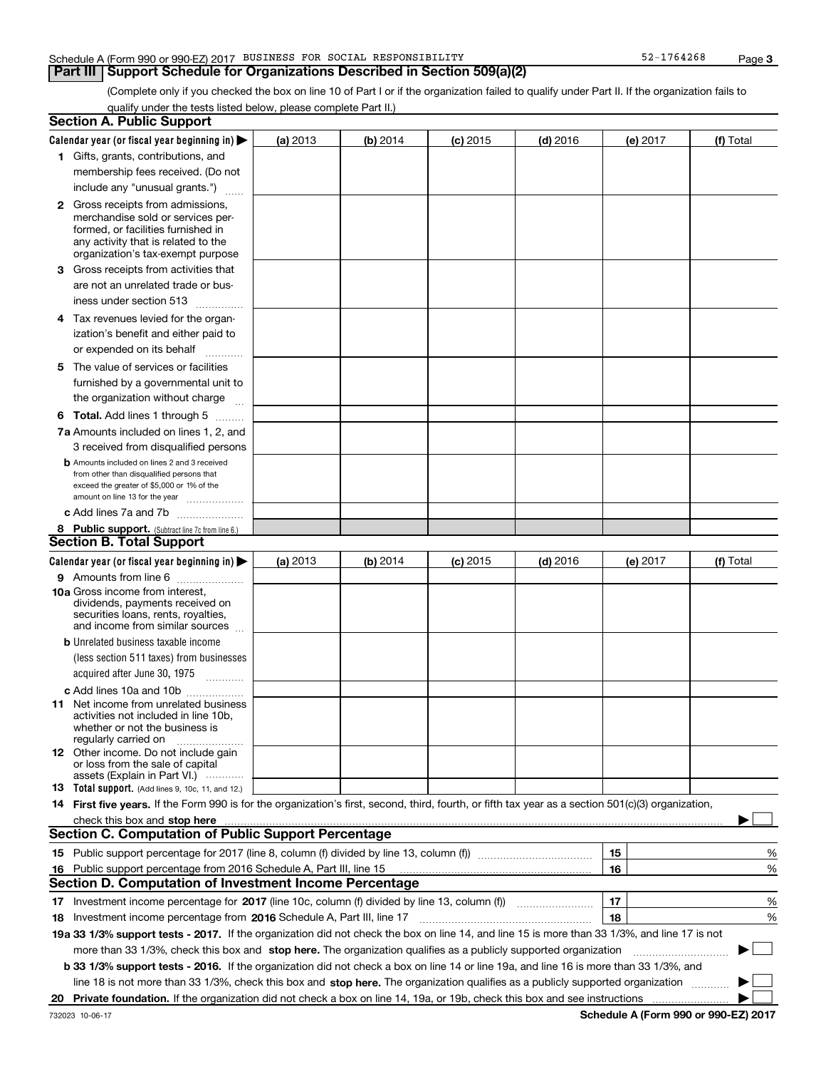Schedule A (Form 990 or 990-EZ) 2017 BUSINESS FOR SOCIAL RESPONSIBILITY 52-1764268

## Part III Support Schedule for Organizations Described in Section 509(a)(2)

(Complete only if you checked the box on line 10 of Part I or if the organization failed to qualify under Part II. If the organization fails to qualify under the tests listed below, please complete Part II.)

### Section A. Public Support

| Calendar year (or fiscal year beginning in) ▶ | (a) 2013 | (b) 2014 | (c) 2015 | (d) 2016 | (e) 2017 | (f) Total |
|---|---|---|---|---|---|---|
| 1 Gifts, grants, contributions, and membership fees received. (Do not include any "unusual grants.") | | | | | | |
| 2 Gross receipts from admissions, merchandise sold or services performed, or facilities furnished in any activity that is related to the organization's tax-exempt purpose | | | | | | |
| 3 Gross receipts from activities that are not an unrelated trade or business under section 513 | | | | | | |
| 4 Tax revenues levied for the organization's benefit and either paid to or expended on its behalf | | | | | | |
| 5 The value of services or facilities furnished by a governmental unit to the organization without charge | | | | | | |
| 6 **Total.** Add lines 1 through 5 | | | | | | |
| 7a Amounts included on lines 1, 2, and 3 received from disqualified persons | | | | | | |
| b Amounts included on lines 2 and 3 received from other than disqualified persons that exceed the greater of $5,000 or 1% of the amount on line 13 for the year | | | | | | |
| c Add lines 7a and 7b | | | | | | |
| 8 **Public support.** (Subtract line 7c from line 6.) | | | | | | |

### Section B. Total Support

| Calendar year (or fiscal year beginning in) ▶ | (a) 2013 | (b) 2014 | (c) 2015 | (d) 2016 | (e) 2017 | (f) Total |
|---|---|---|---|---|---|---|
| 9 Amounts from line 6 | | | | | | |
| 10a Gross income from interest, dividends, payments received on securities loans, rents, royalties, and income from similar sources | | | | | | |
| b Unrelated business taxable income (less section 511 taxes) from businesses acquired after June 30, 1975 | | | | | | |
| c Add lines 10a and 10b | | | | | | |
| 11 Net income from unrelated business activities not included in line 10b, whether or not the business is regularly carried on | | | | | | |
| 12 Other income. Do not include gain or loss from the sale of capital assets (Explain in Part VI.) | | | | | | |
| 13 **Total support.** (Add lines 9, 10c, 11, and 12.) | | | | | | |

14 **First five years.** If the Form 990 is for the organization's first, second, third, fourth, or fifth tax year as a section 501(c)(3) organization, check this box and **stop here** ▶ ☐

### Section C. Computation of Public Support Percentage

| | | | |
|---|---|---|---|
| 15 | Public support percentage for 2017 (line 8, column (f) divided by line 13, column (f)) | 15 | % |
| 16 | Public support percentage from 2016 Schedule A, Part III, line 15 | 16 | % |

### Section D. Computation of Investment Income Percentage

| | | | |
|---|---|---|---|
| 17 | Investment income percentage for **2017** (line 10c, column (f) divided by line 13, column (f)) | 17 | % |
| 18 | Investment income percentage from **2016** Schedule A, Part III, line 17 | 18 | % |

**19a 33 1/3% support tests - 2017.** If the organization did not check the box on line 14, and line 15 is more than 33 1/3%, and line 17 is not more than 33 1/3%, check this box and **stop here.** The organization qualifies as a publicly supported organization ▶ ☐

**b 33 1/3% support tests - 2016.** If the organization did not check a box on line 14 or line 19a, and line 16 is more than 33 1/3%, and line 18 is not more than 33 1/3%, check this box and **stop here.** The organization qualifies as a publicly supported organization ▶ ☐

**20 Private foundation.** If the organization did not check a box on line 14, 19a, or 19b, check this box and see instructions ▶ ☐

732023 10-06-17 **Schedule A (Form 990 or 990-EZ) 2017**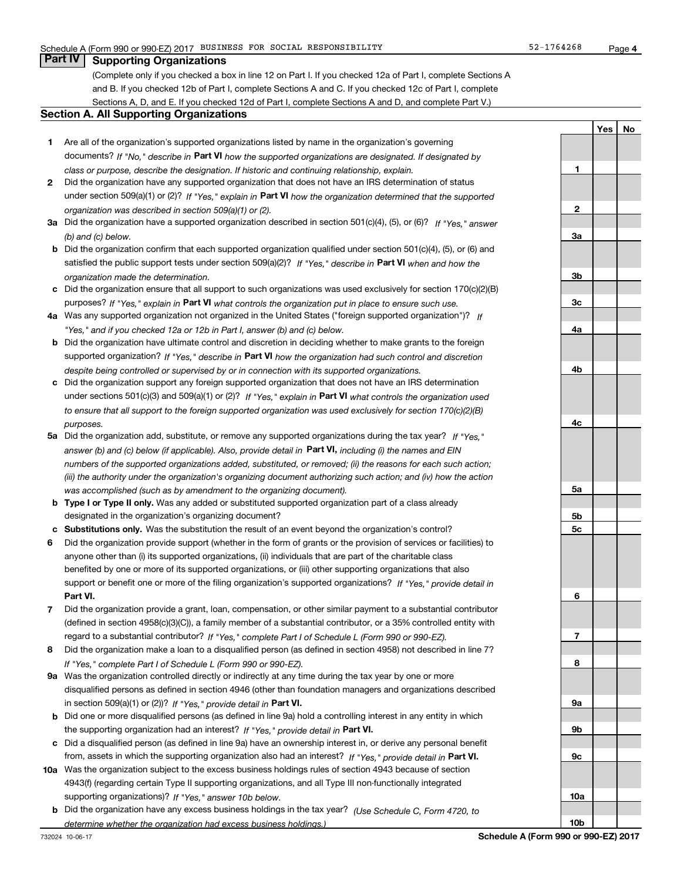Schedule A (Form 990 or 990-EZ) 2017 BUSINESS FOR SOCIAL RESPONSIBILITY 52-1764268 Page 4

## Part IV Supporting Organizations

(Complete only if you checked a box in line 12 on Part I. If you checked 12a of Part I, complete Sections A and B. If you checked 12b of Part I, complete Sections A and C. If you checked 12c of Part I, complete Sections A, D, and E. If you checked 12d of Part I, complete Sections A and D, and complete Part V.)

### Section A. All Supporting Organizations

| | | | Yes | No |
|---|---|---|---|---|
| **1** | Are all of the organization's supported organizations listed by name in the organization's governing documents? *If "No," describe in* **Part VI** *how the supported organizations are designated. If designated by class or purpose, describe the designation. If historic and continuing relationship, explain.* | **1** | | |
| **2** | Did the organization have any supported organization that does not have an IRS determination of status under section 509(a)(1) or (2)? *If "Yes," explain in* **Part VI** *how the organization determined that the supported organization was described in section 509(a)(1) or (2).* | **2** | | |
| **3a** | Did the organization have a supported organization described in section 501(c)(4), (5), or (6)? *If "Yes," answer (b) and (c) below.* | **3a** | | |
| **b** | Did the organization confirm that each supported organization qualified under section 501(c)(4), (5), or (6) and satisfied the public support tests under section 509(a)(2)? *If "Yes," describe in* **Part VI** *when and how the organization made the determination.* | **3b** | | |
| **c** | Did the organization ensure that all support to such organizations was used exclusively for section 170(c)(2)(B) purposes? *If "Yes," explain in* **Part VI** *what controls the organization put in place to ensure such use.* | **3c** | | |
| **4a** | Was any supported organization not organized in the United States ("foreign supported organization")? *If "Yes," and if you checked 12a or 12b in Part I, answer (b) and (c) below.* | **4a** | | |
| **b** | Did the organization have ultimate control and discretion in deciding whether to make grants to the foreign supported organization? *If "Yes," describe in* **Part VI** *how the organization had such control and discretion despite being controlled or supervised by or in connection with its supported organizations.* | **4b** | | |
| **c** | Did the organization support any foreign supported organization that does not have an IRS determination under sections 501(c)(3) and 509(a)(1) or (2)? *If "Yes," explain in* **Part VI** *what controls the organization used to ensure that all support to the foreign supported organization was used exclusively for section 170(c)(2)(B) purposes.* | **4c** | | |
| **5a** | Did the organization add, substitute, or remove any supported organizations during the tax year? *If "Yes," answer (b) and (c) below (if applicable). Also, provide detail in* **Part VI,** *including (i) the names and EIN numbers of the supported organizations added, substituted, or removed; (ii) the reasons for each such action; (iii) the authority under the organization's organizing document authorizing such action; and (iv) how the action was accomplished (such as by amendment to the organizing document).* | **5a** | | |
| **b** | **Type I or Type II only.** Was any added or substituted supported organization part of a class already designated in the organization's organizing document? | **5b** | | |
| **c** | **Substitutions only.** Was the substitution the result of an event beyond the organization's control? | **5c** | | |
| **6** | Did the organization provide support (whether in the form of grants or the provision of services or facilities) to anyone other than (i) its supported organizations, (ii) individuals that are part of the charitable class benefited by one or more of its supported organizations, or (iii) other supporting organizations that also support or benefit one or more of the filing organization's supported organizations? *If "Yes," provide detail in* **Part VI.** | **6** | | |
| **7** | Did the organization provide a grant, loan, compensation, or other similar payment to a substantial contributor (defined in section 4958(c)(3)(C)), a family member of a substantial contributor, or a 35% controlled entity with regard to a substantial contributor? *If "Yes," complete Part I of Schedule L (Form 990 or 990-EZ).* | **7** | | |
| **8** | Did the organization make a loan to a disqualified person (as defined in section 4958) not described in line 7? *If "Yes," complete Part I of Schedule L (Form 990 or 990-EZ).* | **8** | | |
| **9a** | Was the organization controlled directly or indirectly at any time during the tax year by one or more disqualified persons as defined in section 4946 (other than foundation managers and organizations described in section 509(a)(1) or (2))? *If "Yes," provide detail in* **Part VI.** | **9a** | | |
| **b** | Did one or more disqualified persons (as defined in line 9a) hold a controlling interest in any entity in which the supporting organization had an interest? *If "Yes," provide detail in* **Part VI.** | **9b** | | |
| **c** | Did a disqualified person (as defined in line 9a) have an ownership interest in, or derive any personal benefit from, assets in which the supporting organization also had an interest? *If "Yes," provide detail in* **Part VI.** | **9c** | | |
| **10a** | Was the organization subject to the excess business holdings rules of section 4943 because of section 4943(f) (regarding certain Type II supporting organizations, and all Type III non-functionally integrated supporting organizations)? *If "Yes," answer 10b below.* | **10a** | | |
| **b** | Did the organization have any excess business holdings in the tax year? *(Use Schedule C, Form 4720, to determine whether the organization had excess business holdings.)* | **10b** | | |

732024 10-06-17 **Schedule A (Form 990 or 990-EZ) 2017**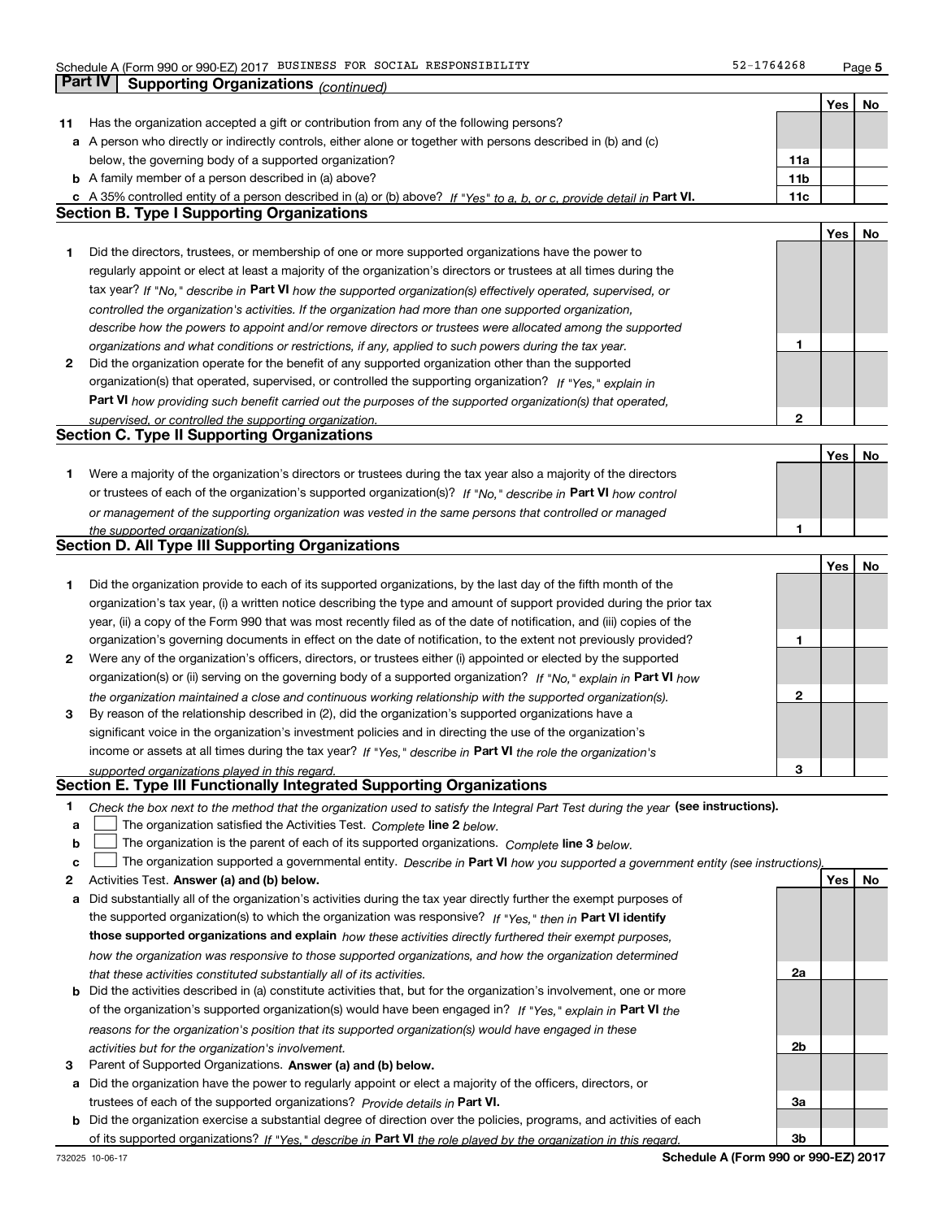## Part IV Supporting Organizations *(continued)*

| | | | Yes | No |
|---|---|---|---|---|
| **11** | Has the organization accepted a gift or contribution from any of the following persons? | | | |
| **a** | A person who directly or indirectly controls, either alone or together with persons described in (b) and (c) below, the governing body of a supported organization? | **11a** | | |
| **b** | A family member of a person described in (a) above? | **11b** | | |
| **c** | A 35% controlled entity of a person described in (a) or (b) above? *If "Yes" to a, b, or c, provide detail in* **Part VI.** | **11c** | | |

### Section B. Type I Supporting Organizations

| | | | Yes | No |
|---|---|---|---|---|
| **1** | Did the directors, trustees, or membership of one or more supported organizations have the power to regularly appoint or elect at least a majority of the organization's directors or trustees at all times during the tax year? *If "No," describe in* **Part VI** *how the supported organization(s) effectively operated, supervised, or controlled the organization's activities. If the organization had more than one supported organization, describe how the powers to appoint and/or remove directors or trustees were allocated among the supported organizations and what conditions or restrictions, if any, applied to such powers during the tax year.* | **1** | | |
| **2** | Did the organization operate for the benefit of any supported organization other than the supported organization(s) that operated, supervised, or controlled the supporting organization? *If "Yes," explain in* **Part VI** *how providing such benefit carried out the purposes of the supported organization(s) that operated, supervised, or controlled the supporting organization.* | **2** | | |

### Section C. Type II Supporting Organizations

| | | | Yes | No |
|---|---|---|---|---|
| **1** | Were a majority of the organization's directors or trustees during the tax year also a majority of the directors or trustees of each of the organization's supported organization(s)? *If "No," describe in* **Part VI** *how control or management of the supporting organization was vested in the same persons that controlled or managed the supported organization(s).* | **1** | | |

### Section D. All Type III Supporting Organizations

| | | | Yes | No |
|---|---|---|---|---|
| **1** | Did the organization provide to each of its supported organizations, by the last day of the fifth month of the organization's tax year, (i) a written notice describing the type and amount of support provided during the prior tax year, (ii) a copy of the Form 990 that was most recently filed as of the date of notification, and (iii) copies of the organization's governing documents in effect on the date of notification, to the extent not previously provided? | **1** | | |
| **2** | Were any of the organization's officers, directors, or trustees either (i) appointed or elected by the supported organization(s) or (ii) serving on the governing body of a supported organization? *If "No," explain in* **Part VI** *how the organization maintained a close and continuous working relationship with the supported organization(s).* | **2** | | |
| **3** | By reason of the relationship described in (2), did the organization's supported organizations have a significant voice in the organization's investment policies and in directing the use of the organization's income or assets at all times during the tax year? *If "Yes," describe in* **Part VI** *the role the organization's supported organizations played in this regard.* | **3** | | |

### Section E. Type III Functionally Integrated Supporting Organizations

**1** *Check the box next to the method that the organization used to satisfy the Integral Part Test during the year* **(see instructions).**

**a** ☐ The organization satisfied the Activities Test. *Complete* **line 2** *below.*

**b** ☐ The organization is the parent of each of its supported organizations. *Complete* **line 3** *below.*

**c** ☐ The organization supported a governmental entity. *Describe in* **Part VI** *how you supported a government entity (see instructions).*

| | | | Yes | No |
|---|---|---|---|---|
| **2** | Activities Test. **Answer (a) and (b) below.** | | | |
| **a** | Did substantially all of the organization's activities during the tax year directly further the exempt purposes of the supported organization(s) to which the organization was responsive? *If "Yes," then in* **Part VI identify those supported organizations and explain** *how these activities directly furthered their exempt purposes, how the organization was responsive to those supported organizations, and how the organization determined that these activities constituted substantially all of its activities.* | **2a** | | |
| **b** | Did the activities described in (a) constitute activities that, but for the organization's involvement, one or more of the organization's supported organization(s) would have been engaged in? *If "Yes," explain in* **Part VI** *the reasons for the organization's position that its supported organization(s) would have engaged in these activities but for the organization's involvement.* | **2b** | | |
| **3** | Parent of Supported Organizations. **Answer (a) and (b) below.** | | | |
| **a** | Did the organization have the power to regularly appoint or elect a majority of the officers, directors, or trustees of each of the supported organizations? *Provide details in* **Part VI.** | **3a** | | |
| **b** | Did the organization exercise a substantial degree of direction over the policies, programs, and activities of each of its supported organizations? *If "Yes," describe in* **Part VI** *the role played by the organization in this regard.* | **3b** | | |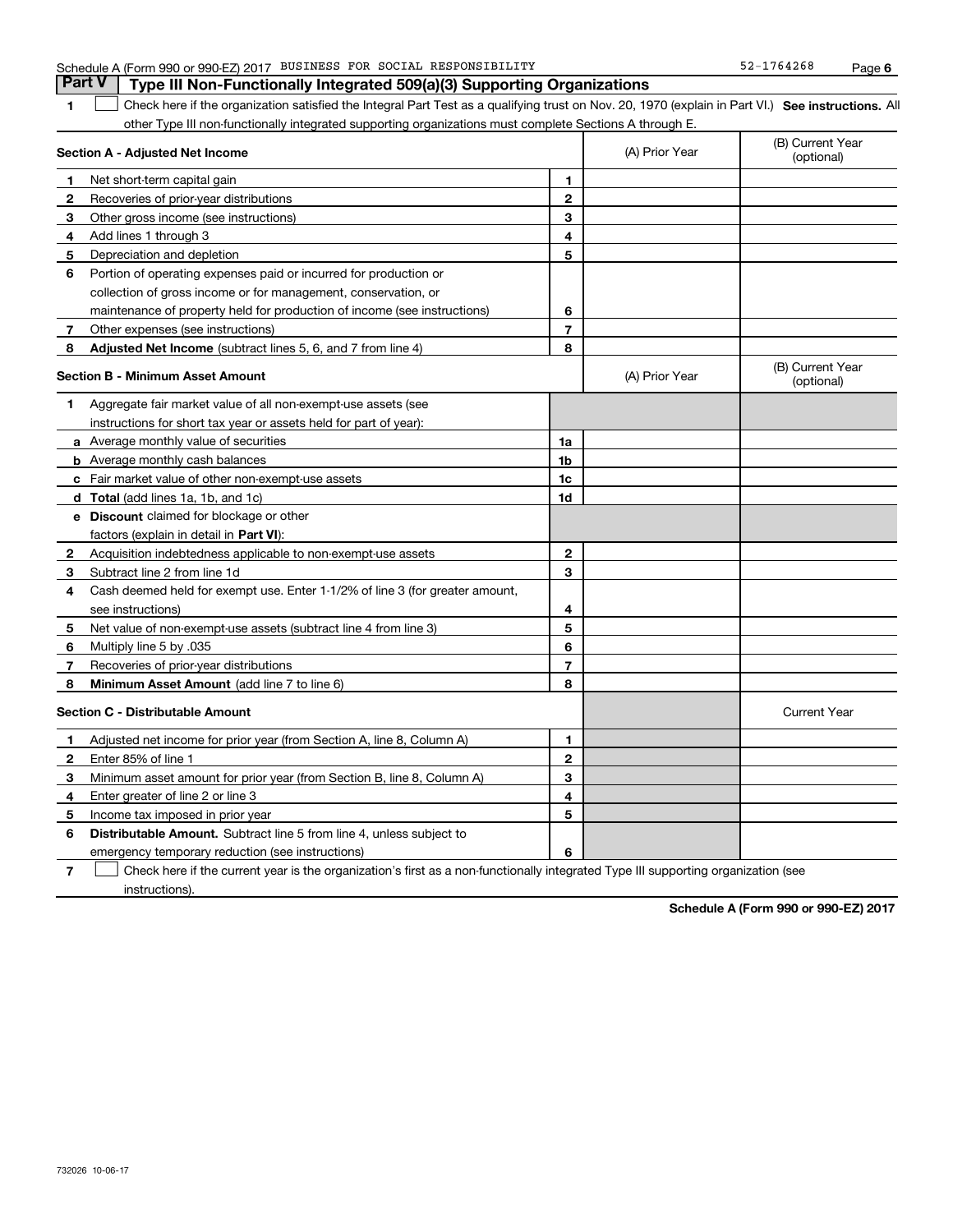Schedule A (Form 990 or 990-EZ) 2017 BUSINESS FOR SOCIAL RESPONSIBILITY 52-1764268

## Part V Type III Non-Functionally Integrated 509(a)(3) Supporting Organizations

**1** ☐ Check here if the organization satisfied the Integral Part Test as a qualifying trust on Nov. 20, 1970 (explain in Part VI.) **See instructions.** All other Type III non-functionally integrated supporting organizations must complete Sections A through E.

| | **Section A - Adjusted Net Income** | | (A) Prior Year | (B) Current Year (optional) |
|---|---|---|---|---|
| 1 | Net short-term capital gain | 1 | | |
| 2 | Recoveries of prior-year distributions | 2 | | |
| 3 | Other gross income (see instructions) | 3 | | |
| 4 | Add lines 1 through 3 | 4 | | |
| 5 | Depreciation and depletion | 5 | | |
| 6 | Portion of operating expenses paid or incurred for production or collection of gross income or for management, conservation, or maintenance of property held for production of income (see instructions) | 6 | | |
| 7 | Other expenses (see instructions) | 7 | | |
| 8 | **Adjusted Net Income** (subtract lines 5, 6, and 7 from line 4) | 8 | | |

| | **Section B - Minimum Asset Amount** | | (A) Prior Year | (B) Current Year (optional) |
|---|---|---|---|---|
| 1 | Aggregate fair market value of all non-exempt-use assets (see instructions for short tax year or assets held for part of year): | | | |
| a | Average monthly value of securities | 1a | | |
| b | Average monthly cash balances | 1b | | |
| c | Fair market value of other non-exempt-use assets | 1c | | |
| d | **Total** (add lines 1a, 1b, and 1c) | 1d | | |
| e | **Discount** claimed for blockage or other factors (explain in detail in **Part VI**): | | | |
| 2 | Acquisition indebtedness applicable to non-exempt-use assets | 2 | | |
| 3 | Subtract line 2 from line 1d | 3 | | |
| 4 | Cash deemed held for exempt use. Enter 1-1/2% of line 3 (for greater amount, see instructions) | 4 | | |
| 5 | Net value of non-exempt-use assets (subtract line 4 from line 3) | 5 | | |
| 6 | Multiply line 5 by .035 | 6 | | |
| 7 | Recoveries of prior-year distributions | 7 | | |
| 8 | **Minimum Asset Amount** (add line 7 to line 6) | 8 | | |

| | **Section C - Distributable Amount** | | | Current Year |
|---|---|---|---|---|
| 1 | Adjusted net income for prior year (from Section A, line 8, Column A) | 1 | | |
| 2 | Enter 85% of line 1 | 2 | | |
| 3 | Minimum asset amount for prior year (from Section B, line 8, Column A) | 3 | | |
| 4 | Enter greater of line 2 or line 3 | 4 | | |
| 5 | Income tax imposed in prior year | 5 | | |
| 6 | **Distributable Amount.** Subtract line 5 from line 4, unless subject to emergency temporary reduction (see instructions) | 6 | | |

**7** ☐ Check here if the current year is the organization's first as a non-functionally integrated Type III supporting organization (see instructions).

**Schedule A (Form 990 or 990-EZ) 2017**

732026 10-06-17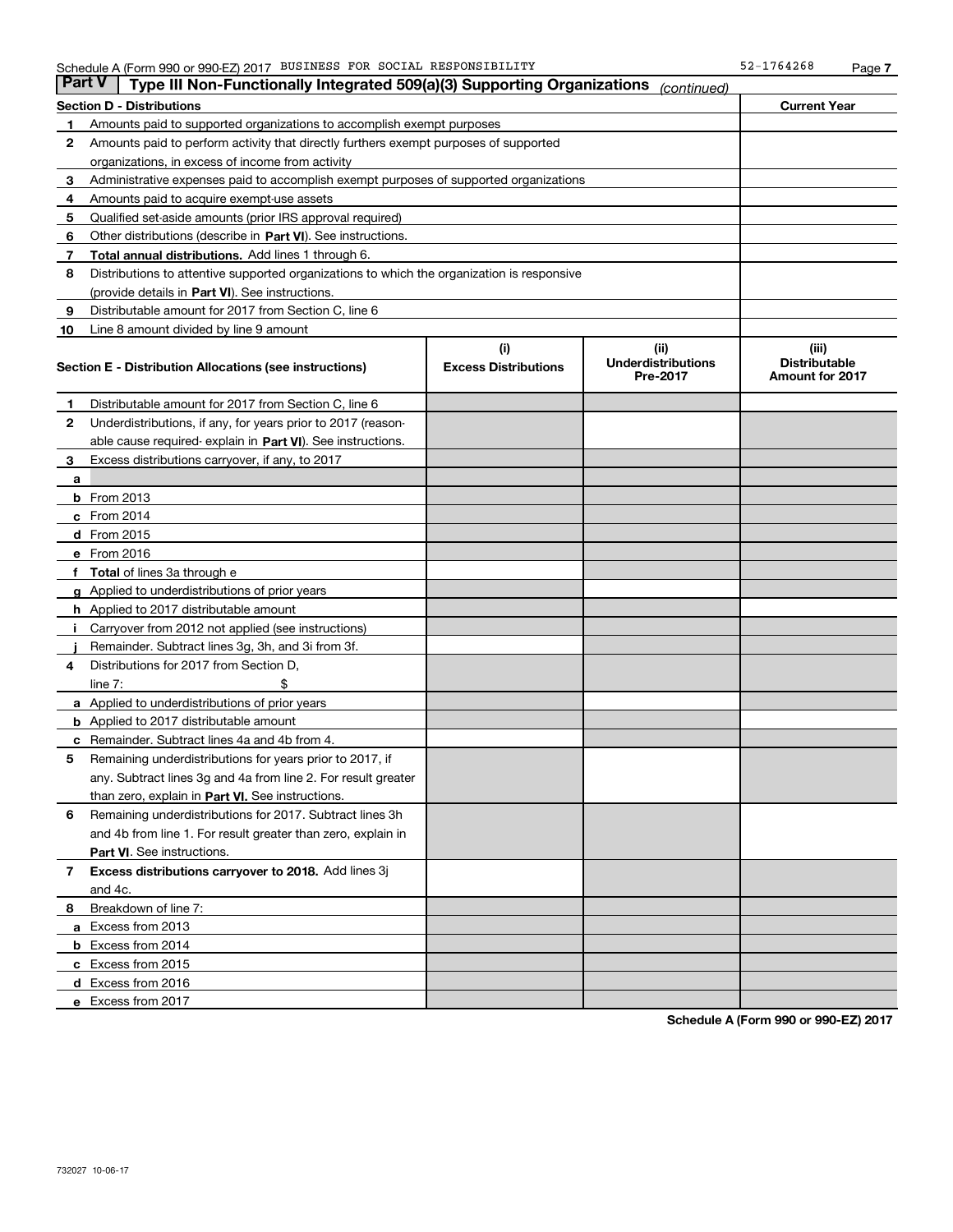Schedule A (Form 990 or 990-EZ) 2017 BUSINESS FOR SOCIAL RESPONSIBILITY 52-1764268

## Part V | Type III Non-Functionally Integrated 509(a)(3) Supporting Organizations *(continued)*

| Section D - Distributions | | Current Year |
|---|---|---|
| 1 | Amounts paid to supported organizations to accomplish exempt purposes | |
| 2 | Amounts paid to perform activity that directly furthers exempt purposes of supported organizations, in excess of income from activity | |
| 3 | Administrative expenses paid to accomplish exempt purposes of supported organizations | |
| 4 | Amounts paid to acquire exempt-use assets | |
| 5 | Qualified set-aside amounts (prior IRS approval required) | |
| 6 | Other distributions (describe in **Part VI**). See instructions. | |
| 7 | **Total annual distributions.** Add lines 1 through 6. | |
| 8 | Distributions to attentive supported organizations to which the organization is responsive (provide details in **Part VI**). See instructions. | |
| 9 | Distributable amount for 2017 from Section C, line 6 | |
| 10 | Line 8 amount divided by line 9 amount | |

| Section E - Distribution Allocations (see instructions) | (i) Excess Distributions | (ii) Underdistributions Pre-2017 | (iii) Distributable Amount for 2017 |
|---|---|---|---|
| **1** Distributable amount for 2017 from Section C, line 6 | | | |
| **2** Underdistributions, if any, for years prior to 2017 (reasonable cause required- explain in **Part VI**). See instructions. | | | |
| **3** Excess distributions carryover, if any, to 2017 | | | |
| **a** | | | |
| **b** From 2013 | | | |
| **c** From 2014 | | | |
| **d** From 2015 | | | |
| **e** From 2016 | | | |
| **f Total** of lines 3a through e | | | |
| **g** Applied to underdistributions of prior years | | | |
| **h** Applied to 2017 distributable amount | | | |
| **i** Carryover from 2012 not applied (see instructions) | | | |
| **j** Remainder. Subtract lines 3g, 3h, and 3i from 3f. | | | |
| **4** Distributions for 2017 from Section D, line 7: $ | | | |
| **a** Applied to underdistributions of prior years | | | |
| **b** Applied to 2017 distributable amount | | | |
| **c** Remainder. Subtract lines 4a and 4b from 4. | | | |
| **5** Remaining underdistributions for years prior to 2017, if any. Subtract lines 3g and 4a from line 2. For result greater than zero, explain in **Part VI.** See instructions. | | | |
| **6** Remaining underdistributions for 2017. Subtract lines 3h and 4b from line 1. For result greater than zero, explain in **Part VI**. See instructions. | | | |
| **7 Excess distributions carryover to 2018.** Add lines 3j and 4c. | | | |
| **8** Breakdown of line 7: | | | |
| **a** Excess from 2013 | | | |
| **b** Excess from 2014 | | | |
| **c** Excess from 2015 | | | |
| **d** Excess from 2016 | | | |
| **e** Excess from 2017 | | | |

**Schedule A (Form 990 or 990-EZ) 2017**

732027 10-06-17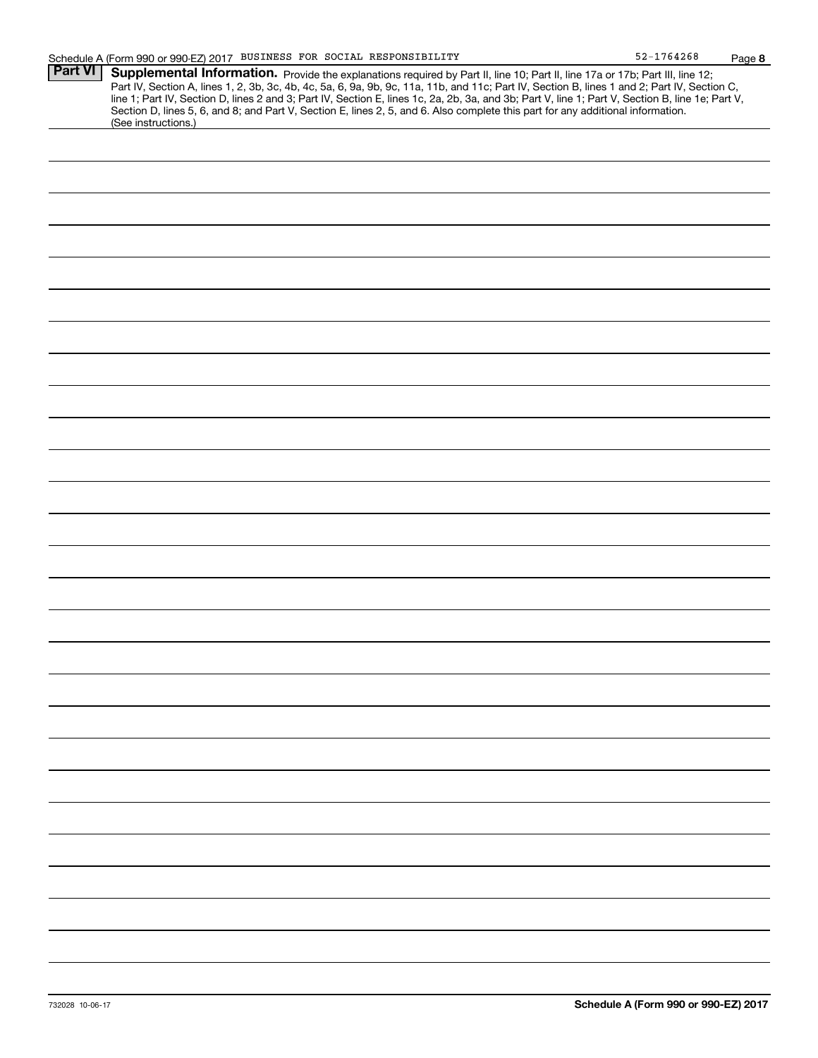## Part VI Supplemental Information.

Provide the explanations required by Part II, line 10; Part II, line 17a or 17b; Part III, line 12; Part IV, Section A, lines 1, 2, 3b, 3c, 4b, 4c, 5a, 6, 9a, 9b, 9c, 11a, 11b, and 11c; Part IV, Section B, lines 1 and 2; Part IV, Section C, line 1; Part IV, Section D, lines 2 and 3; Part IV, Section E, lines 1c, 2a, 2b, 3a, and 3b; Part V, line 1; Part V, Section B, line 1e; Part V, Section D, lines 5, 6, and 8; and Part V, Section E, lines 2, 5, and 6. Also complete this part for any additional information. (See instructions.)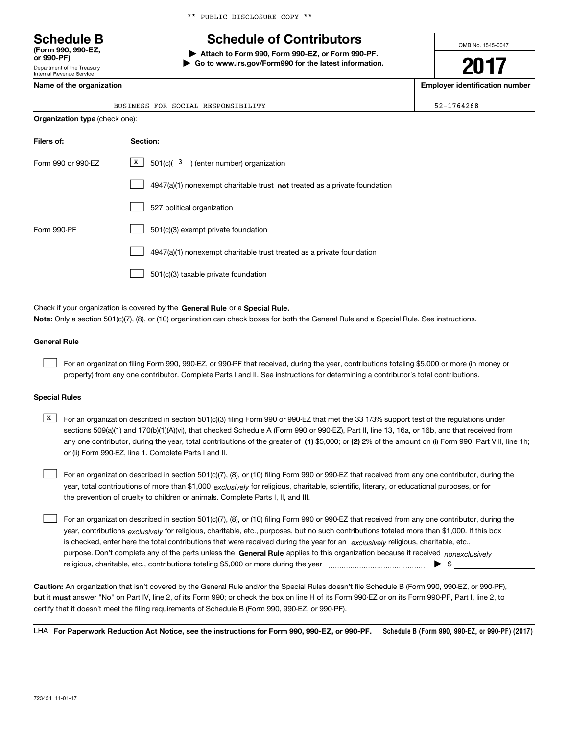** PUBLIC DISCLOSURE COPY **

# Schedule B

**(Form 990, 990-EZ, or 990-PF)**

Department of the Treasury
Internal Revenue Service

## Schedule of Contributors

▶ **Attach to Form 990, Form 990-EZ, or Form 990-PF.**
▶ **Go to www.irs.gov/Form990 for the latest information.**

OMB No. 1545-0047

**2017**

| Name of the organization | Employer identification number |
|---|---|
| BUSINESS FOR SOCIAL RESPONSIBILITY | 52-1764268 |

**Organization type** (check one):

| Filers of: | Section: |
|---|---|
| Form 990 or 990-EZ | [X] 501(c)( 3 ) (enter number) organization |
| | [ ] 4947(a)(1) nonexempt charitable trust **not** treated as a private foundation |
| | [ ] 527 political organization |
| Form 990-PF | [ ] 501(c)(3) exempt private foundation |
| | [ ] 4947(a)(1) nonexempt charitable trust treated as a private foundation |
| | [ ] 501(c)(3) taxable private foundation |

Check if your organization is covered by the **General Rule** or a **Special Rule.**

**Note:** Only a section 501(c)(7), (8), or (10) organization can check boxes for both the General Rule and a Special Rule. See instructions.

### General Rule

[ ] For an organization filing Form 990, 990-EZ, or 990-PF that received, during the year, contributions totaling $5,000 or more (in money or property) from any one contributor. Complete Parts I and II. See instructions for determining a contributor's total contributions.

### Special Rules

[X] For an organization described in section 501(c)(3) filing Form 990 or 990-EZ that met the 33 1/3% support test of the regulations under sections 509(a)(1) and 170(b)(1)(A)(vi), that checked Schedule A (Form 990 or 990-EZ), Part II, line 13, 16a, or 16b, and that received from any one contributor, during the year, total contributions of the greater of **(1)** $5,000; or **(2)** 2% of the amount on (i) Form 990, Part VIII, line 1h; or (ii) Form 990-EZ, line 1. Complete Parts I and II.

[ ] For an organization described in section 501(c)(7), (8), or (10) filing Form 990 or 990-EZ that received from any one contributor, during the year, total contributions of more than $1,000 *exclusively* for religious, charitable, scientific, literary, or educational purposes, or for the prevention of cruelty to children or animals. Complete Parts I, II, and III.

[ ] For an organization described in section 501(c)(7), (8), or (10) filing Form 990 or 990-EZ that received from any one contributor, during the year, contributions *exclusively* for religious, charitable, etc., purposes, but no such contributions totaled more than $1,000. If this box is checked, enter here the total contributions that were received during the year for an *exclusively* religious, charitable, etc., purpose. Don't complete any of the parts unless the **General Rule** applies to this organization because it received *nonexclusively* religious, charitable, etc., contributions totaling $5,000 or more during the year ▶ $

**Caution:** An organization that isn't covered by the General Rule and/or the Special Rules doesn't file Schedule B (Form 990, 990-EZ, or 990-PF), but it **must** answer "No" on Part IV, line 2, of its Form 990; or check the box on line H of its Form 990-EZ or on its Form 990-PF, Part I, line 2, to certify that it doesn't meet the filing requirements of Schedule B (Form 990, 990-EZ, or 990-PF).

LHA **For Paperwork Reduction Act Notice, see the instructions for Form 990, 990-EZ, or 990-PF.** **Schedule B (Form 990, 990-EZ, or 990-PF) (2017)**

723451 11-01-17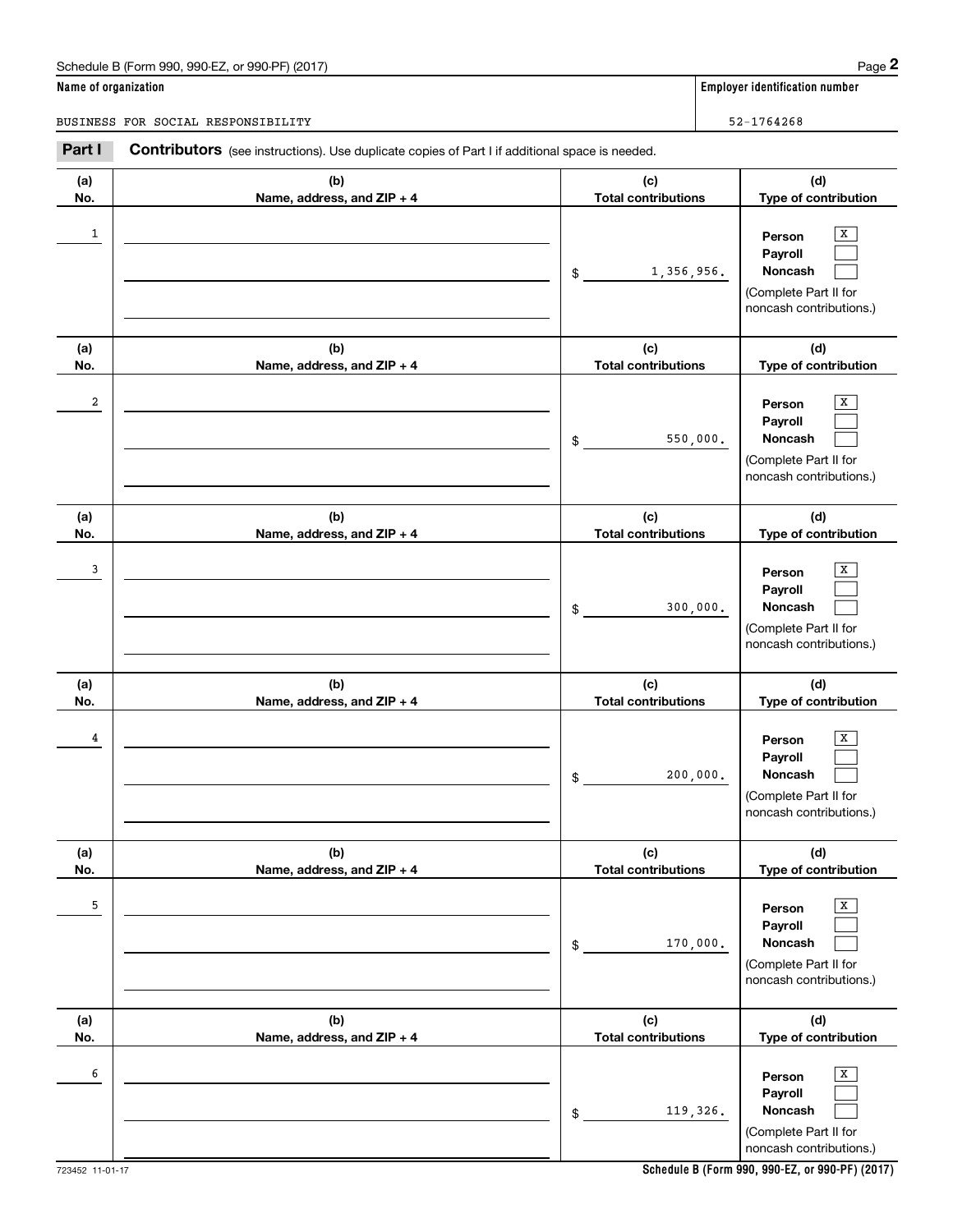Schedule B (Form 990, 990-EZ, or 990-PF) (2017)

**Name of organization**

BUSINESS FOR SOCIAL RESPONSIBILITY

**Employer identification number**

52-1764268

## Part I Contributors (see instructions). Use duplicate copies of Part I if additional space is needed.

| (a) No. | (b) Name, address, and ZIP + 4 | (c) Total contributions | (d) Type of contribution |
|---|---|---|---|
| 1 | | $ 1,356,956. | Person [X] Payroll [ ] Noncash [ ] (Complete Part II for noncash contributions.) |
| 2 | | $ 550,000. | Person [X] Payroll [ ] Noncash [ ] (Complete Part II for noncash contributions.) |
| 3 | | $ 300,000. | Person [X] Payroll [ ] Noncash [ ] (Complete Part II for noncash contributions.) |
| 4 | | $ 200,000. | Person [X] Payroll [ ] Noncash [ ] (Complete Part II for noncash contributions.) |
| 5 | | $ 170,000. | Person [X] Payroll [ ] Noncash [ ] (Complete Part II for noncash contributions.) |
| 6 | | $ 119,326. | Person [X] Payroll [ ] Noncash [ ] (Complete Part II for noncash contributions.) |

723452 11-01-17

Schedule B (Form 990, 990-EZ, or 990-PF) (2017)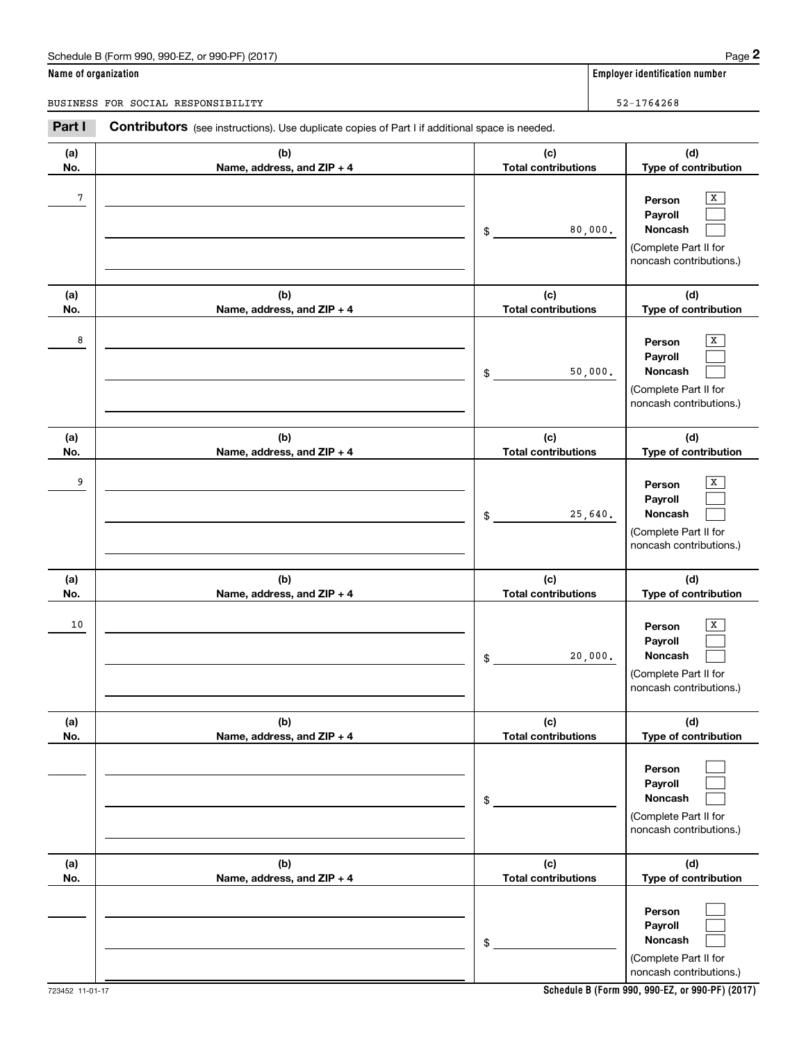Schedule B (Form 990, 990-EZ, or 990-PF) (2017)

**Name of organization**

BUSINESS FOR SOCIAL RESPONSIBILITY

**Employer identification number**

52-1764268

**Part I Contributors** (see instructions). Use duplicate copies of Part I if additional space is needed.

| (a) No. | (b) Name, address, and ZIP + 4 | (c) Total contributions | (d) Type of contribution |
|---|---|---|---|
| 7 | | $ 80,000. | Person [X] Payroll [ ] Noncash [ ] (Complete Part II for noncash contributions.) |
| 8 | | $ 50,000. | Person [X] Payroll [ ] Noncash [ ] (Complete Part II for noncash contributions.) |
| 9 | | $ 25,640. | Person [X] Payroll [ ] Noncash [ ] (Complete Part II for noncash contributions.) |
| 10 | | $ 20,000. | Person [X] Payroll [ ] Noncash [ ] (Complete Part II for noncash contributions.) |
| | | $ | Person [ ] Payroll [ ] Noncash [ ] (Complete Part II for noncash contributions.) |
| | | $ | Person [ ] Payroll [ ] Noncash [ ] (Complete Part II for noncash contributions.) |

723452 11-01-17

**Schedule B (Form 990, 990-EZ, or 990-PF) (2017)**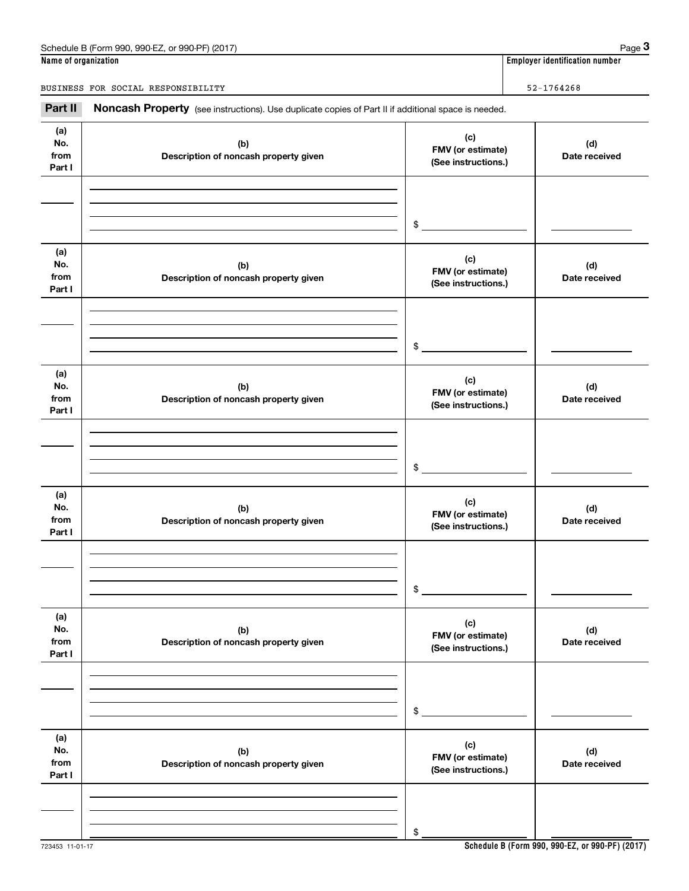Schedule B (Form 990, 990-EZ, or 990-PF) (2017)

**Name of organization**

BUSINESS FOR SOCIAL RESPONSIBILITY

**Employer identification number**

52-1764268

## Part II Noncash Property

(see instructions). Use duplicate copies of Part II if additional space is needed.

| (a) No. from Part I | (b) Description of noncash property given | (c) FMV (or estimate) (See instructions.) | (d) Date received |
|---|---|---|---|
| | | $ | |

| (a) No. from Part I | (b) Description of noncash property given | (c) FMV (or estimate) (See instructions.) | (d) Date received |
|---|---|---|---|
| | | $ | |

| (a) No. from Part I | (b) Description of noncash property given | (c) FMV (or estimate) (See instructions.) | (d) Date received |
|---|---|---|---|
| | | $ | |

| (a) No. from Part I | (b) Description of noncash property given | (c) FMV (or estimate) (See instructions.) | (d) Date received |
|---|---|---|---|
| | | $ | |

| (a) No. from Part I | (b) Description of noncash property given | (c) FMV (or estimate) (See instructions.) | (d) Date received |
|---|---|---|---|
| | | $ | |

| (a) No. from Part I | (b) Description of noncash property given | (c) FMV (or estimate) (See instructions.) | (d) Date received |
|---|---|---|---|
| | | $ | |

723453 11-01-17

**Schedule B (Form 990, 990-EZ, or 990-PF) (2017)**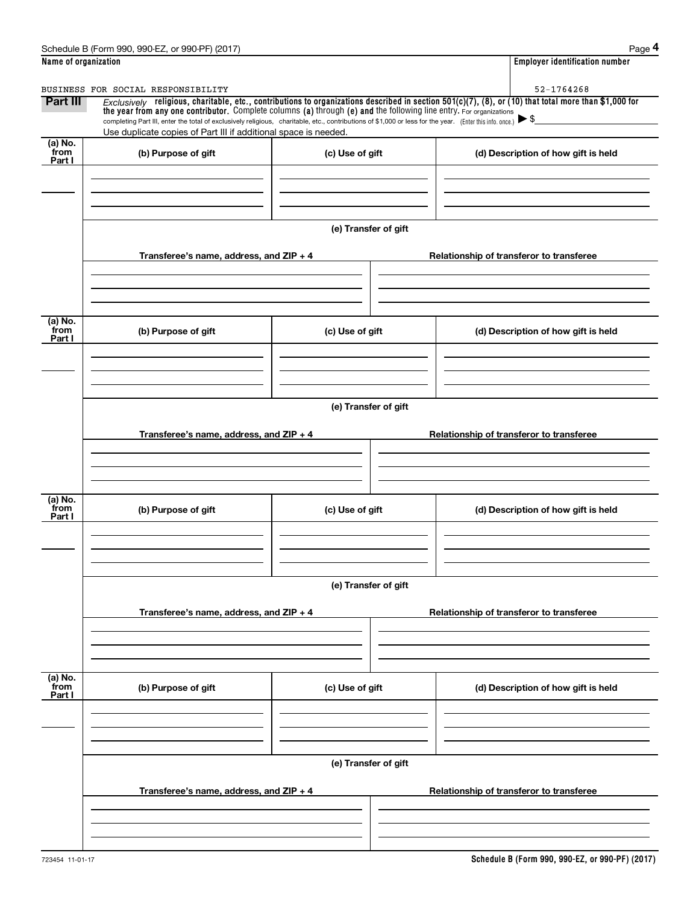Schedule B (Form 990, 990-EZ, or 990-PF) (2017)

| Name of organization | Employer identification number |
|---|---|
| BUSINESS FOR SOCIAL RESPONSIBILITY | 52-1764268 |

**Part III** *Exclusively* **religious, charitable, etc., contributions to organizations described in section 501(c)(7), (8), or (10) that total more than $1,000 for the year from any one contributor.** Complete columns **(a)** through **(e) and** the following line entry. For organizations completing Part III, enter the total of exclusively religious, charitable, etc., contributions of $1,000 or less for the year. (Enter this info. once.) ▶ $

Use duplicate copies of Part III if additional space is needed.

| (a) No. from Part I | (b) Purpose of gift | (c) Use of gift | (d) Description of how gift is held |
|---|---|---|---|
| | | | |

**(e) Transfer of gift**

| Transferee's name, address, and ZIP + 4 | Relationship of transferor to transferee |
|---|---|
| | |

| (a) No. from Part I | (b) Purpose of gift | (c) Use of gift | (d) Description of how gift is held |
|---|---|---|---|
| | | | |

**(e) Transfer of gift**

| Transferee's name, address, and ZIP + 4 | Relationship of transferor to transferee |
|---|---|
| | |

| (a) No. from Part I | (b) Purpose of gift | (c) Use of gift | (d) Description of how gift is held |
|---|---|---|---|
| | | | |

**(e) Transfer of gift**

| Transferee's name, address, and ZIP + 4 | Relationship of transferor to transferee |
|---|---|
| | |

| (a) No. from Part I | (b) Purpose of gift | (c) Use of gift | (d) Description of how gift is held |
|---|---|---|---|
| | | | |

**(e) Transfer of gift**

| Transferee's name, address, and ZIP + 4 | Relationship of transferor to transferee |
|---|---|
| | |

723454 11-01-17

Schedule B (Form 990, 990-EZ, or 990-PF) (2017)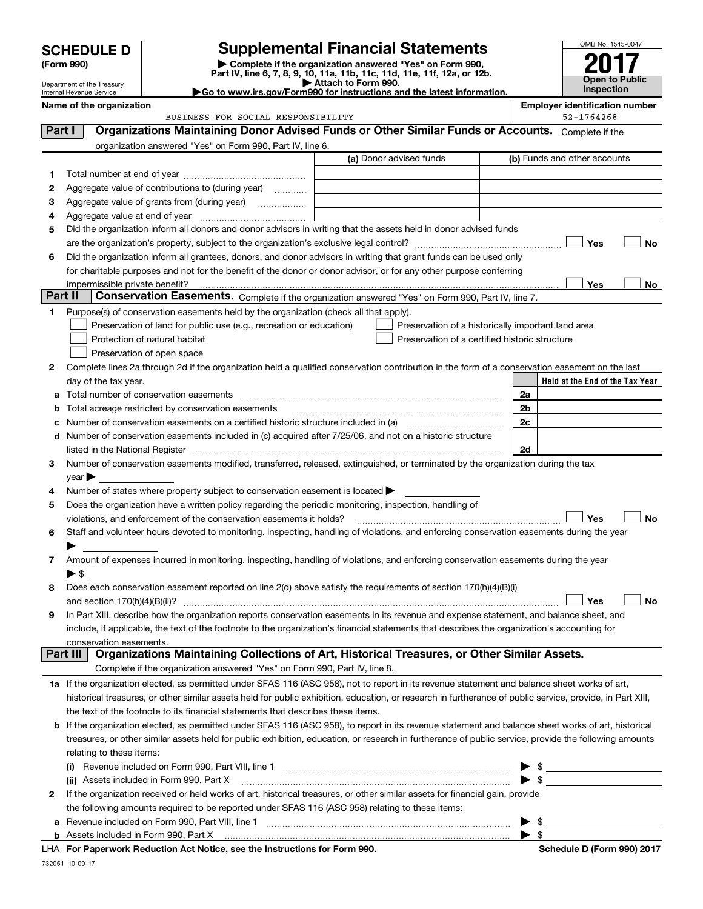**SCHEDULE D**
**(Form 990)**

Department of the Treasury
Internal Revenue Service

# Supplemental Financial Statements

▶ Complete if the organization answered "Yes" on Form 990, Part IV, line 6, 7, 8, 9, 10, 11a, 11b, 11c, 11d, 11e, 11f, 12a, or 12b.
▶ Attach to Form 990.
▶Go to www.irs.gov/Form990 for instructions and the latest information.

OMB No. 1545-0047
**2017**
**Open to Public Inspection**

**Name of the organization**
BUSINESS FOR SOCIAL RESPONSIBILITY

**Employer identification number**
52-1764268

## Part I — Organizations Maintaining Donor Advised Funds or Other Similar Funds or Accounts.

Complete if the organization answered "Yes" on Form 990, Part IV, line 6.

| | | (a) Donor advised funds | (b) Funds and other accounts |
|---|---|---|---|
| 1 | Total number at end of year | | |
| 2 | Aggregate value of contributions to (during year) | | |
| 3 | Aggregate value of grants from (during year) | | |
| 4 | Aggregate value at end of year | | |

5 Did the organization inform all donors and donor advisors in writing that the assets held in donor advised funds are the organization's property, subject to the organization's exclusive legal control? ☐ Yes ☐ No

6 Did the organization inform all grantees, donors, and donor advisors in writing that grant funds can be used only for charitable purposes and not for the benefit of the donor or donor advisor, or for any other purpose conferring impermissible private benefit? ☐ Yes ☐ No

## Part II — Conservation Easements.

Complete if the organization answered "Yes" on Form 990, Part IV, line 7.

1 Purpose(s) of conservation easements held by the organization (check all that apply).

- ☐ Preservation of land for public use (e.g., recreation or education)
- ☐ Preservation of a historically important land area
- ☐ Protection of natural habitat
- ☐ Preservation of a certified historic structure
- ☐ Preservation of open space

2 Complete lines 2a through 2d if the organization held a qualified conservation contribution in the form of a conservation easement on the last day of the tax year.

| | | | Held at the End of the Tax Year |
|---|---|---|---|
| a | Total number of conservation easements | 2a | |
| b | Total acreage restricted by conservation easements | 2b | |
| c | Number of conservation easements on a certified historic structure included in (a) | 2c | |
| d | Number of conservation easements included in (c) acquired after 7/25/06, and not on a historic structure listed in the National Register | 2d | |

3 Number of conservation easements modified, transferred, released, extinguished, or terminated by the organization during the tax year ▶

4 Number of states where property subject to conservation easement is located ▶

5 Does the organization have a written policy regarding the periodic monitoring, inspection, handling of violations, and enforcement of the conservation easements it holds? ☐ Yes ☐ No

6 Staff and volunteer hours devoted to monitoring, inspecting, handling of violations, and enforcing conservation easements during the year ▶

7 Amount of expenses incurred in monitoring, inspecting, handling of violations, and enforcing conservation easements during the year ▶ $

8 Does each conservation easement reported on line 2(d) above satisfy the requirements of section 170(h)(4)(B)(i) and section 170(h)(4)(B)(ii)? ☐ Yes ☐ No

9 In Part XIII, describe how the organization reports conservation easements in its revenue and expense statement, and balance sheet, and include, if applicable, the text of the footnote to the organization's financial statements that describes the organization's accounting for conservation easements.

## Part III — Organizations Maintaining Collections of Art, Historical Treasures, or Other Similar Assets.

Complete if the organization answered "Yes" on Form 990, Part IV, line 8.

1a If the organization elected, as permitted under SFAS 116 (ASC 958), not to report in its revenue statement and balance sheet works of art, historical treasures, or other similar assets held for public exhibition, education, or research in furtherance of public service, provide, in Part XIII, the text of the footnote to its financial statements that describes these items.

b If the organization elected, as permitted under SFAS 116 (ASC 958), to report in its revenue statement and balance sheet works of art, historical treasures, or other similar assets held for public exhibition, education, or research in furtherance of public service, provide the following amounts relating to these items:

(i) Revenue included on Form 990, Part VIII, line 1 ▶ $

(ii) Assets included in Form 990, Part X ▶ $

2 If the organization received or held works of art, historical treasures, or other similar assets for financial gain, provide the following amounts required to be reported under SFAS 116 (ASC 958) relating to these items:

a Revenue included on Form 990, Part VIII, line 1 ▶ $

b Assets included in Form 990, Part X ▶ $

LHA **For Paperwork Reduction Act Notice, see the Instructions for Form 990.** **Schedule D (Form 990) 2017**

732051 10-09-17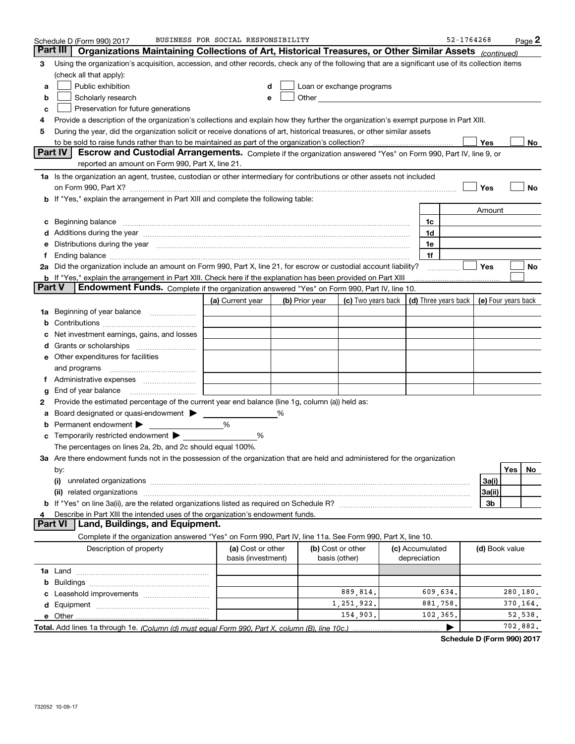Schedule D (Form 990) 2017 BUSINESS FOR SOCIAL RESPONSIBILITY 52-1764268

## Part III Organizations Maintaining Collections of Art, Historical Treasures, or Other Similar Assets *(continued)*

3 Using the organization's acquisition, accession, and other records, check any of the following that are a significant use of its collection items (check all that apply):

a ☐ Public exhibition
b ☐ Scholarly research
c ☐ Preservation for future generations
d ☐ Loan or exchange programs
e ☐ Other

4 Provide a description of the organization's collections and explain how they further the organization's exempt purpose in Part XIII.

5 During the year, did the organization solicit or receive donations of art, historical treasures, or other similar assets to be sold to raise funds rather than to be maintained as part of the organization's collection? ☐ Yes ☐ No

## Part IV Escrow and Custodial Arrangements.

Complete if the organization answered "Yes" on Form 990, Part IV, line 9, or reported an amount on Form 990, Part X, line 21.

1a Is the organization an agent, trustee, custodian or other intermediary for contributions or other assets not included on Form 990, Part X? ☐ Yes ☐ No

b If "Yes," explain the arrangement in Part XIII and complete the following table:

| | | Amount |
|---|---|---|
| c Beginning balance | 1c | |
| d Additions during the year | 1d | |
| e Distributions during the year | 1e | |
| f Ending balance | 1f | |

2a Did the organization include an amount on Form 990, Part X, line 21, for escrow or custodial account liability? ☐ Yes ☐ No

b If "Yes," explain the arrangement in Part XIII. Check here if the explanation has been provided on Part XIII ☐

## Part V Endowment Funds.

Complete if the organization answered "Yes" on Form 990, Part IV, line 10.

| | (a) Current year | (b) Prior year | (c) Two years back | (d) Three years back | (e) Four years back |
|---|---|---|---|---|---|
| 1a Beginning of year balance | | | | | |
| b Contributions | | | | | |
| c Net investment earnings, gains, and losses | | | | | |
| d Grants or scholarships | | | | | |
| e Other expenditures for facilities and programs | | | | | |
| f Administrative expenses | | | | | |
| g End of year balance | | | | | |

2 Provide the estimated percentage of the current year end balance (line 1g, column (a)) held as:

a Board designated or quasi-endowment ▶ %
b Permanent endowment ▶ %
c Temporarily restricted endowment ▶ %

The percentages on lines 2a, 2b, and 2c should equal 100%.

3a Are there endowment funds not in the possession of the organization that are held and administered for the organization by:

| | | Yes | No |
|---|---|---|---|
| (i) unrelated organizations | 3a(i) | | |
| (ii) related organizations | 3a(ii) | | |
| b If "Yes" on line 3a(ii), are the related organizations listed as required on Schedule R? | 3b | | |

4 Describe in Part XIII the intended uses of the organization's endowment funds.

## Part VI Land, Buildings, and Equipment.

Complete if the organization answered "Yes" on Form 990, Part IV, line 11a. See Form 990, Part X, line 10.

| Description of property | (a) Cost or other basis (investment) | (b) Cost or other basis (other) | (c) Accumulated depreciation | (d) Book value |
|---|---|---|---|---|
| 1a Land | | | | |
| b Buildings | | | | |
| c Leasehold improvements | | 889,814. | 609,634. | 280,180. |
| d Equipment | | 1,251,922. | 881,758. | 370,164. |
| e Other | | 154,903. | 102,365. | 52,538. |
| **Total.** Add lines 1a through 1e. *(Column (d) must equal Form 990, Part X, column (B), line 10c.)* ▶ | | | | 702,882. |

**Schedule D (Form 990) 2017**

732052 10-09-17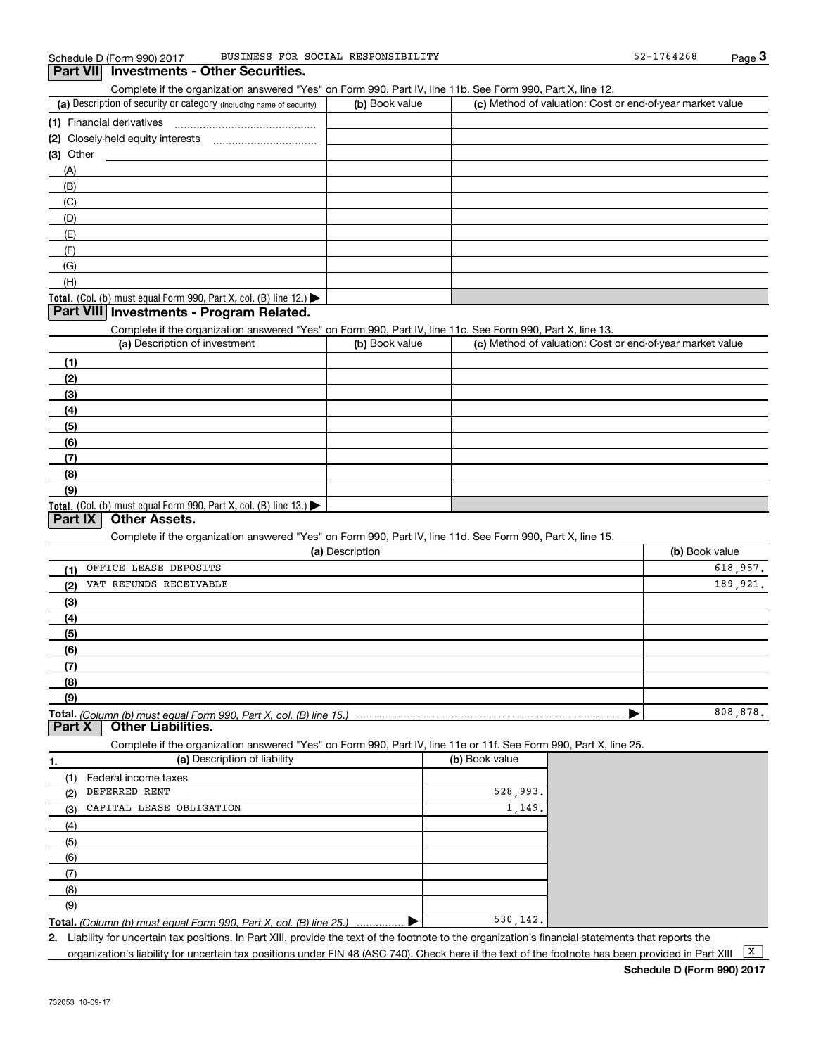Schedule D (Form 990) 2017 BUSINESS FOR SOCIAL RESPONSIBILITY 52-1764268 Page 3

## Part VII Investments - Other Securities.

Complete if the organization answered "Yes" on Form 990, Part IV, line 11b. See Form 990, Part X, line 12.

| (a) Description of security or category (including name of security) | (b) Book value | (c) Method of valuation: Cost or end-of-year market value |
|---|---|---|
| (1) Financial derivatives | | |
| (2) Closely-held equity interests | | |
| (3) Other | | |
| (A) | | |
| (B) | | |
| (C) | | |
| (D) | | |
| (E) | | |
| (F) | | |
| (G) | | |
| (H) | | |
| **Total.** (Col. (b) must equal Form 990, Part X, col. (B) line 12.) ▶ | | |

## Part VIII Investments - Program Related.

Complete if the organization answered "Yes" on Form 990, Part IV, line 11c. See Form 990, Part X, line 13.

| (a) Description of investment | (b) Book value | (c) Method of valuation: Cost or end-of-year market value |
|---|---|---|
| (1) | | |
| (2) | | |
| (3) | | |
| (4) | | |
| (5) | | |
| (6) | | |
| (7) | | |
| (8) | | |
| (9) | | |
| **Total.** (Col. (b) must equal Form 990, Part X, col. (B) line 13.) ▶ | | |

## Part IX Other Assets.

Complete if the organization answered "Yes" on Form 990, Part IV, line 11d. See Form 990, Part X, line 15.

| (a) Description | (b) Book value |
|---|---|
| (1) OFFICE LEASE DEPOSITS | 618,957. |
| (2) VAT REFUNDS RECEIVABLE | 189,921. |
| (3) | |
| (4) | |
| (5) | |
| (6) | |
| (7) | |
| (8) | |
| (9) | |
| **Total.** *(Column (b) must equal Form 990, Part X, col. (B) line 15.)* ▶ | 808,878. |

## Part X Other Liabilities.

Complete if the organization answered "Yes" on Form 990, Part IV, line 11e or 11f. See Form 990, Part X, line 25.

| 1. (a) Description of liability | (b) Book value |
|---|---|
| (1) Federal income taxes | |
| (2) DEFERRED RENT | 528,993. |
| (3) CAPITAL LEASE OBLIGATION | 1,149. |
| (4) | |
| (5) | |
| (6) | |
| (7) | |
| (8) | |
| (9) | |
| **Total.** *(Column (b) must equal Form 990, Part X, col. (B) line 25.)* ▶ | 530,142. |

2. Liability for uncertain tax positions. In Part XIII, provide the text of the footnote to the organization's financial statements that reports the organization's liability for uncertain tax positions under FIN 48 (ASC 740). Check here if the text of the footnote has been provided in Part XIII [X]

**Schedule D (Form 990) 2017**

732053 10-09-17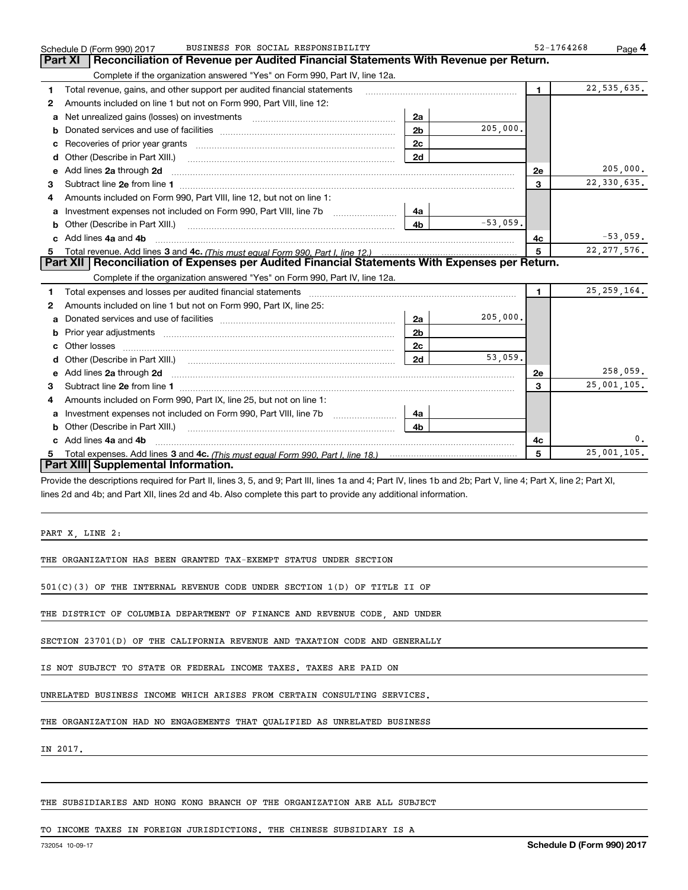Schedule D (Form 990) 2017 BUSINESS FOR SOCIAL RESPONSIBILITY 52-1764268 Page 4

## Part XI Reconciliation of Revenue per Audited Financial Statements With Revenue per Return.

Complete if the organization answered "Yes" on Form 990, Part IV, line 12a.

| | | | | | |
|---|---|---|---|---|---|
| 1 | Total revenue, gains, and other support per audited financial statements | | | 1 | 22,535,635. |
| 2 | Amounts included on line 1 but not on Form 990, Part VIII, line 12: | | | | |
| a | Net unrealized gains (losses) on investments | 2a | | | |
| b | Donated services and use of facilities | 2b | 205,000. | | |
| c | Recoveries of prior year grants | 2c | | | |
| d | Other (Describe in Part XIII.) | 2d | | | |
| e | Add lines **2a** through **2d** | | | 2e | 205,000. |
| 3 | Subtract line **2e** from line **1** | | | 3 | 22,330,635. |
| 4 | Amounts included on Form 990, Part VIII, line 12, but not on line 1: | | | | |
| a | Investment expenses not included on Form 990, Part VIII, line 7b | 4a | | | |
| b | Other (Describe in Part XIII.) | 4b | -53,059. | | |
| c | Add lines **4a** and **4b** | | | 4c | -53,059. |
| 5 | Total revenue. Add lines **3** and **4c.** *(This must equal Form 990, Part I, line 12.)* | | | 5 | 22,277,576. |

## Part XII Reconciliation of Expenses per Audited Financial Statements With Expenses per Return.

Complete if the organization answered "Yes" on Form 990, Part IV, line 12a.

| | | | | | |
|---|---|---|---|---|---|
| 1 | Total expenses and losses per audited financial statements | | | 1 | 25,259,164. |
| 2 | Amounts included on line 1 but not on Form 990, Part IX, line 25: | | | | |
| a | Donated services and use of facilities | 2a | 205,000. | | |
| b | Prior year adjustments | 2b | | | |
| c | Other losses | 2c | | | |
| d | Other (Describe in Part XIII.) | 2d | 53,059. | | |
| e | Add lines **2a** through **2d** | | | 2e | 258,059. |
| 3 | Subtract line **2e** from line **1** | | | 3 | 25,001,105. |
| 4 | Amounts included on Form 990, Part IX, line 25, but not on line 1: | | | | |
| a | Investment expenses not included on Form 990, Part VIII, line 7b | 4a | | | |
| b | Other (Describe in Part XIII.) | 4b | | | |
| c | Add lines **4a** and **4b** | | | 4c | 0. |
| 5 | Total expenses. Add lines **3** and **4c.** *(This must equal Form 990, Part I, line 18.)* | | | 5 | 25,001,105. |

## Part XIII Supplemental Information.

Provide the descriptions required for Part II, lines 3, 5, and 9; Part III, lines 1a and 4; Part IV, lines 1b and 2b; Part V, line 4; Part X, line 2; Part XI, lines 2d and 4b; and Part XII, lines 2d and 4b. Also complete this part to provide any additional information.

PART X, LINE 2:

THE ORGANIZATION HAS BEEN GRANTED TAX-EXEMPT STATUS UNDER SECTION 501(C)(3) OF THE INTERNAL REVENUE CODE UNDER SECTION 1(D) OF TITLE II OF THE DISTRICT OF COLUMBIA DEPARTMENT OF FINANCE AND REVENUE CODE, AND UNDER SECTION 23701(D) OF THE CALIFORNIA REVENUE AND TAXATION CODE AND GENERALLY IS NOT SUBJECT TO STATE OR FEDERAL INCOME TAXES. TAXES ARE PAID ON UNRELATED BUSINESS INCOME WHICH ARISES FROM CERTAIN CONSULTING SERVICES. THE ORGANIZATION HAD NO ENGAGEMENTS THAT QUALIFIED AS UNRELATED BUSINESS IN 2017.

THE SUBSIDIARIES AND HONG KONG BRANCH OF THE ORGANIZATION ARE ALL SUBJECT TO INCOME TAXES IN FOREIGN JURISDICTIONS. THE CHINESE SUBSIDIARY IS A

732054 10-09-17 **Schedule D (Form 990) 2017**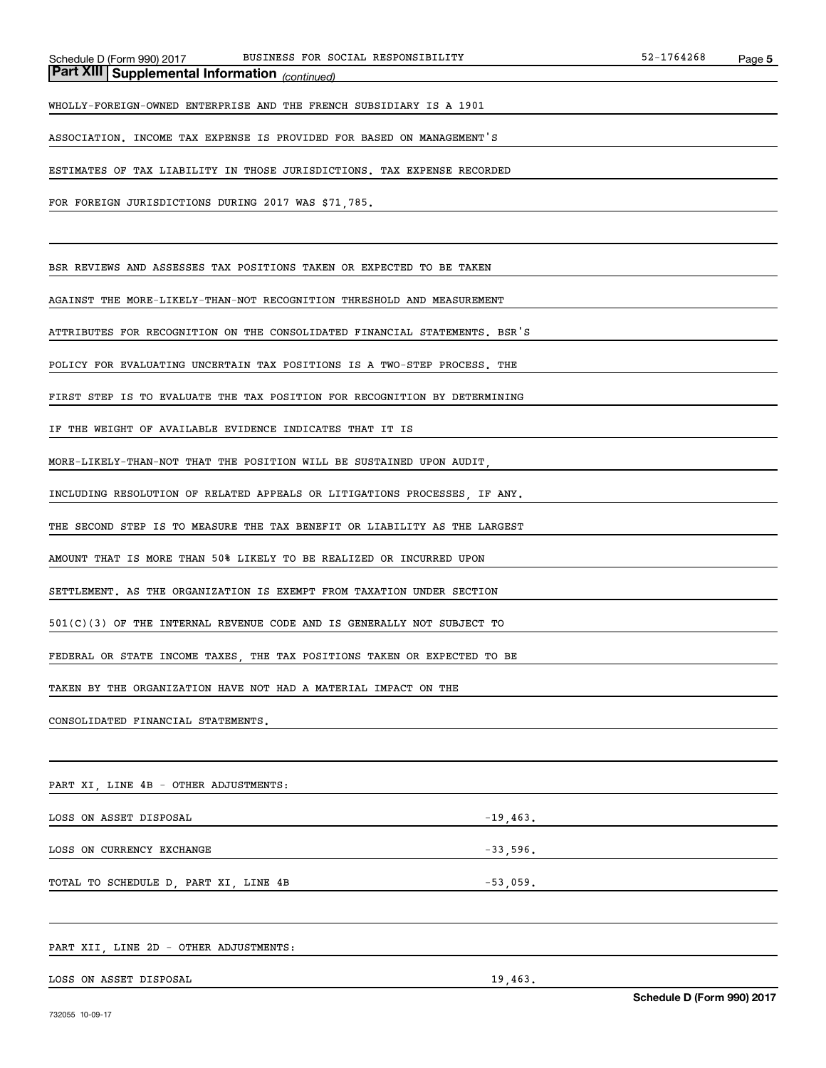## Part XIII Supplemental Information *(continued)*

WHOLLY-FOREIGN-OWNED ENTERPRISE AND THE FRENCH SUBSIDIARY IS A 1901 ASSOCIATION. INCOME TAX EXPENSE IS PROVIDED FOR BASED ON MANAGEMENT'S ESTIMATES OF TAX LIABILITY IN THOSE JURISDICTIONS. TAX EXPENSE RECORDED FOR FOREIGN JURISDICTIONS DURING 2017 WAS $71,785.

BSR REVIEWS AND ASSESSES TAX POSITIONS TAKEN OR EXPECTED TO BE TAKEN AGAINST THE MORE-LIKELY-THAN-NOT RECOGNITION THRESHOLD AND MEASUREMENT ATTRIBUTES FOR RECOGNITION ON THE CONSOLIDATED FINANCIAL STATEMENTS. BSR'S POLICY FOR EVALUATING UNCERTAIN TAX POSITIONS IS A TWO-STEP PROCESS. THE FIRST STEP IS TO EVALUATE THE TAX POSITION FOR RECOGNITION BY DETERMINING IF THE WEIGHT OF AVAILABLE EVIDENCE INDICATES THAT IT IS MORE-LIKELY-THAN-NOT THAT THE POSITION WILL BE SUSTAINED UPON AUDIT, INCLUDING RESOLUTION OF RELATED APPEALS OR LITIGATIONS PROCESSES, IF ANY. THE SECOND STEP IS TO MEASURE THE TAX BENEFIT OR LIABILITY AS THE LARGEST AMOUNT THAT IS MORE THAN 50% LIKELY TO BE REALIZED OR INCURRED UPON SETTLEMENT. AS THE ORGANIZATION IS EXEMPT FROM TAXATION UNDER SECTION 501(C)(3) OF THE INTERNAL REVENUE CODE AND IS GENERALLY NOT SUBJECT TO FEDERAL OR STATE INCOME TAXES, THE TAX POSITIONS TAKEN OR EXPECTED TO BE TAKEN BY THE ORGANIZATION HAVE NOT HAD A MATERIAL IMPACT ON THE CONSOLIDATED FINANCIAL STATEMENTS.

PART XI, LINE 4B - OTHER ADJUSTMENTS:

| | |
|---|---|
| LOSS ON ASSET DISPOSAL | -19,463. |
| LOSS ON CURRENCY EXCHANGE | -33,596. |
| TOTAL TO SCHEDULE D, PART XI, LINE 4B | -53,059. |

PART XII, LINE 2D - OTHER ADJUSTMENTS:

| | |
|---|---|
| LOSS ON ASSET DISPOSAL | 19,463. |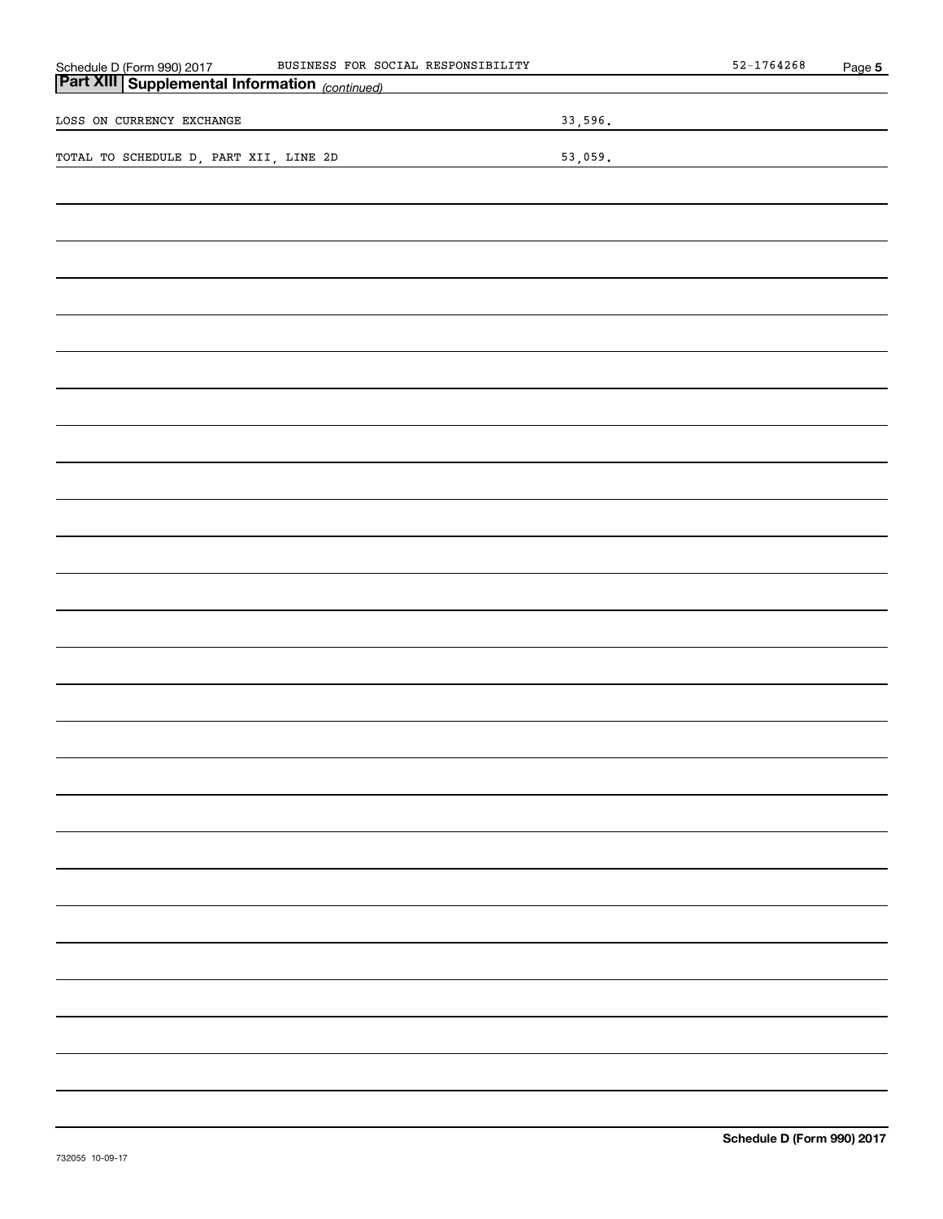## Part XIII Supplemental Information *(continued)*

| | |
|---|---|
| LOSS ON CURRENCY EXCHANGE | 33,596. |
| TOTAL TO SCHEDULE D, PART XII, LINE 2D | 53,059. |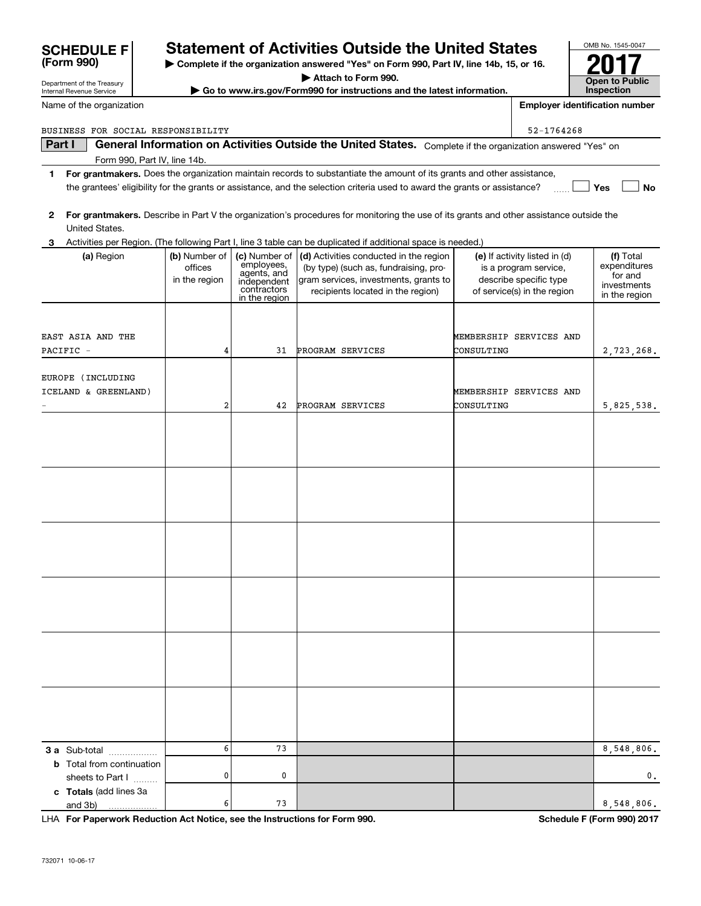# SCHEDULE F (Form 990)

Department of the Treasury
Internal Revenue Service

## Statement of Activities Outside the United States

▶ Complete if the organization answered "Yes" on Form 990, Part IV, line 14b, 15, or 16.

▶ Attach to Form 990.

▶ Go to www.irs.gov/Form990 for instructions and the latest information.

OMB No. 1545-0047

**2017**

**Open to Public Inspection**

Name of the organization: BUSINESS FOR SOCIAL RESPONSIBILITY

Employer identification number: 52-1764268

**Part I** **General Information on Activities Outside the United States.** Complete if the organization answered "Yes" on Form 990, Part IV, line 14b.

**1** **For grantmakers.** Does the organization maintain records to substantiate the amount of its grants and other assistance, the grantees' eligibility for the grants or assistance, and the selection criteria used to award the grants or assistance? ☐ Yes ☐ No

**2** **For grantmakers.** Describe in Part V the organization's procedures for monitoring the use of its grants and other assistance outside the United States.

**3** Activities per Region. (The following Part I, line 3 table can be duplicated if additional space is needed.)

| (a) Region | (b) Number of offices in the region | (c) Number of employees, agents, and independent contractors in the region | (d) Activities conducted in the region (by type) (such as, fundraising, program services, investments, grants to recipients located in the region) | (e) If activity listed in (d) is a program service, describe specific type of service(s) in the region | (f) Total expenditures for and investments in the region |
|---|---|---|---|---|---|
| EAST ASIA AND THE PACIFIC - | 4 | 31 | PROGRAM SERVICES | MEMBERSHIP SERVICES AND CONSULTING | 2,723,268. |
| EUROPE (INCLUDING ICELAND & GREENLAND) - | 2 | 42 | PROGRAM SERVICES | MEMBERSHIP SERVICES AND CONSULTING | 5,825,538. |
| | | | | | |
| | | | | | |
| | | | | | |
| | | | | | |
| | | | | | |
| | | | | | |
| **3 a** Sub-total | 6 | 73 | | | 8,548,806. |
| **b** Total from continuation sheets to Part I | 0 | 0 | | | 0. |
| **c Totals** (add lines 3a and 3b) | 6 | 73 | | | 8,548,806. |

LHA **For Paperwork Reduction Act Notice, see the Instructions for Form 990.**

**Schedule F (Form 990) 2017**

732071 10-06-17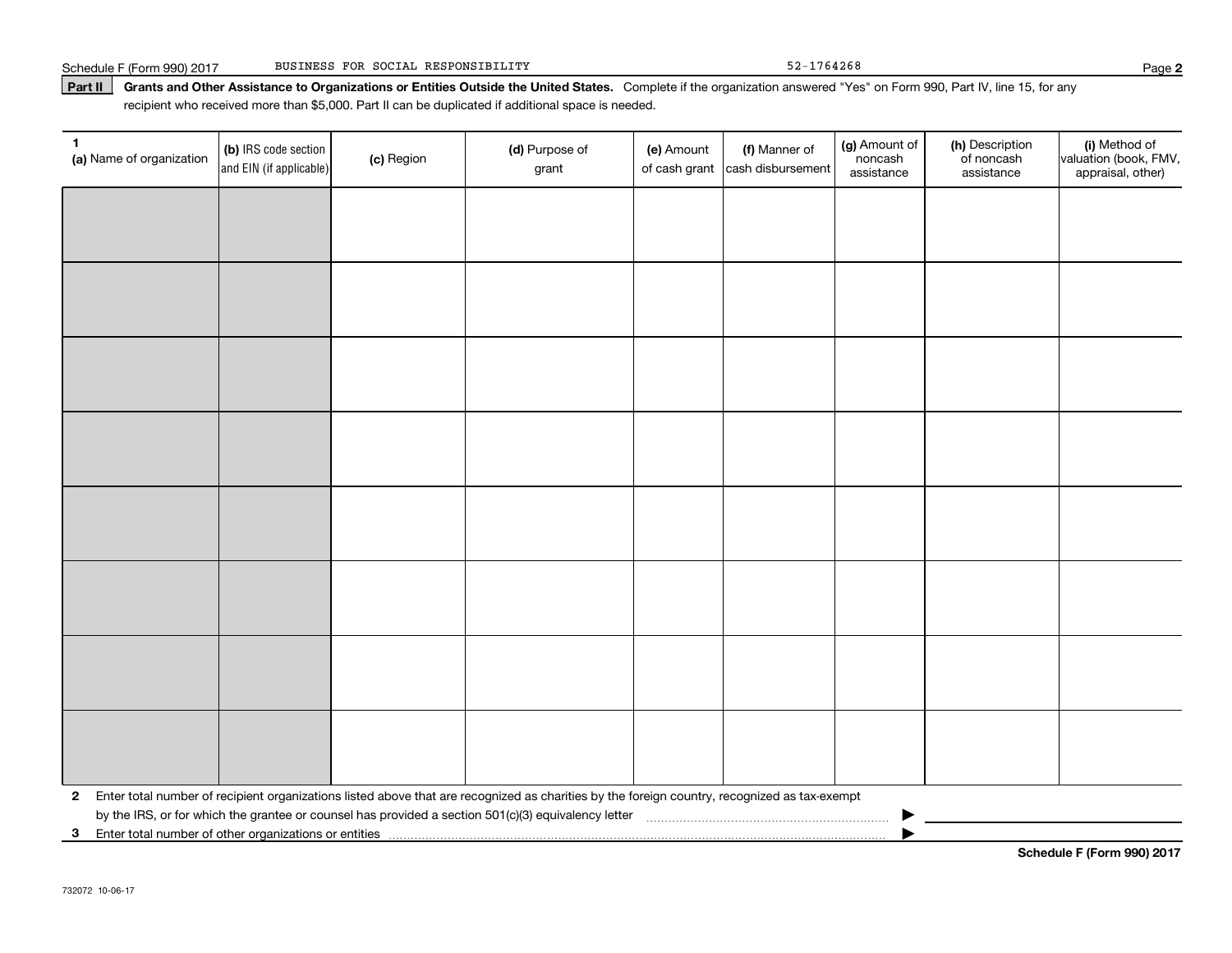Schedule F (Form 990) 2017 BUSINESS FOR SOCIAL RESPONSIBILITY 52-1764268

**Part II** **Grants and Other Assistance to Organizations or Entities Outside the United States.** Complete if the organization answered "Yes" on Form 990, Part IV, line 15, for any recipient who received more than $5,000. Part II can be duplicated if additional space is needed.

| 1 (a) Name of organization | (b) IRS code section and EIN (if applicable) | (c) Region | (d) Purpose of grant | (e) Amount of cash grant | (f) Manner of cash disbursement | (g) Amount of noncash assistance | (h) Description of noncash assistance | (i) Method of valuation (book, FMV, appraisal, other) |
|---|---|---|---|---|---|---|---|---|
| | | | | | | | | |
| | | | | | | | | |
| | | | | | | | | |
| | | | | | | | | |
| | | | | | | | | |
| | | | | | | | | |
| | | | | | | | | |
| | | | | | | | | |

**2** Enter total number of recipient organizations listed above that are recognized as charities by the foreign country, recognized as tax-exempt by the IRS, or for which the grantee or counsel has provided a section 501(c)(3) equivalency letter ▶

**3** Enter total number of other organizations or entities ▶

**Schedule F (Form 990) 2017**

732072 10-06-17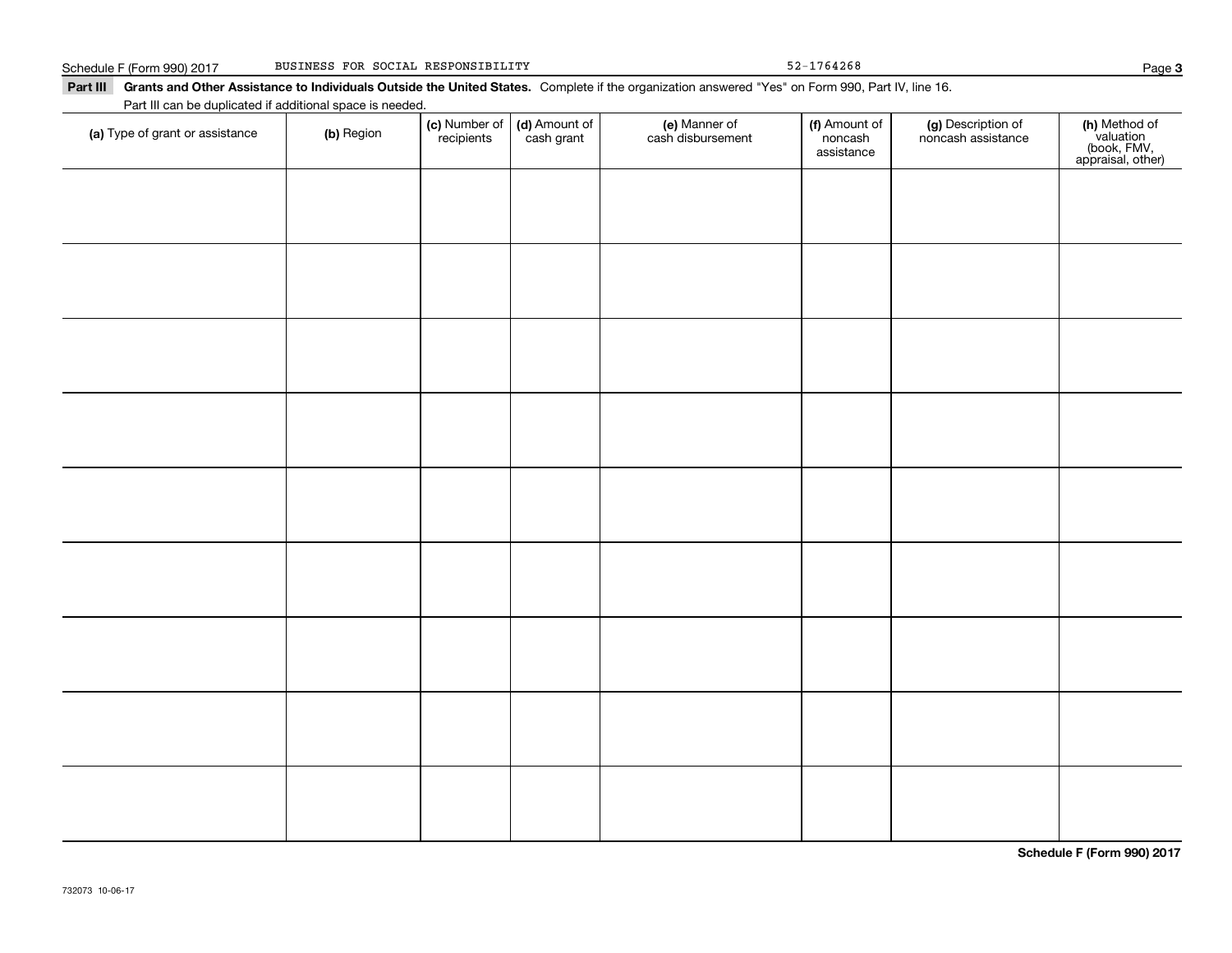Schedule F (Form 990) 2017 BUSINESS FOR SOCIAL RESPONSIBILITY 52-1764268

**Part III Grants and Other Assistance to Individuals Outside the United States.** Complete if the organization answered "Yes" on Form 990, Part IV, line 16.

Part III can be duplicated if additional space is needed.

| (a) Type of grant or assistance | (b) Region | (c) Number of recipients | (d) Amount of cash grant | (e) Manner of cash disbursement | (f) Amount of noncash assistance | (g) Description of noncash assistance | (h) Method of valuation (book, FMV, appraisal, other) |
|---|---|---|---|---|---|---|---|
| | | | | | | | |
| | | | | | | | |
| | | | | | | | |
| | | | | | | | |
| | | | | | | | |
| | | | | | | | |
| | | | | | | | |
| | | | | | | | |
| | | | | | | | |

**Schedule F (Form 990) 2017**

732073 10-06-17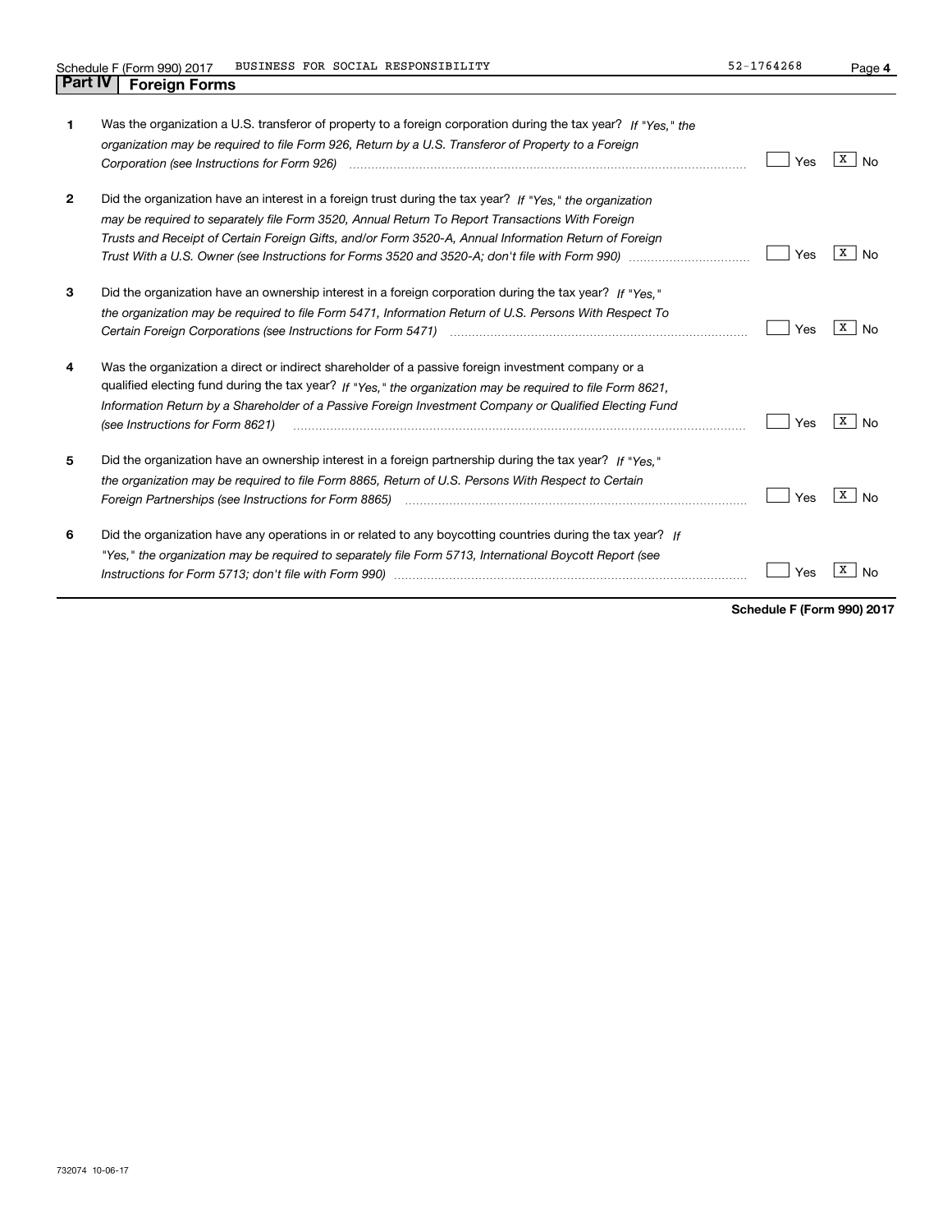## Part IV Foreign Forms

| | | Yes | No |
|---|---|---|---|
| **1** | Was the organization a U.S. transferor of property to a foreign corporation during the tax year? *If "Yes," the organization may be required to file Form 926, Return by a U.S. Transferor of Property to a Foreign Corporation (see Instructions for Form 926)* | | X |
| **2** | Did the organization have an interest in a foreign trust during the tax year? *If "Yes," the organization may be required to separately file Form 3520, Annual Return To Report Transactions With Foreign Trusts and Receipt of Certain Foreign Gifts, and/or Form 3520-A, Annual Information Return of Foreign Trust With a U.S. Owner (see Instructions for Forms 3520 and 3520-A; don't file with Form 990)* | | X |
| **3** | Did the organization have an ownership interest in a foreign corporation during the tax year? *If "Yes," the organization may be required to file Form 5471, Information Return of U.S. Persons With Respect To Certain Foreign Corporations (see Instructions for Form 5471)* | | X |
| **4** | Was the organization a direct or indirect shareholder of a passive foreign investment company or a qualified electing fund during the tax year? *If "Yes," the organization may be required to file Form 8621, Information Return by a Shareholder of a Passive Foreign Investment Company or Qualified Electing Fund (see Instructions for Form 8621)* | | X |
| **5** | Did the organization have an ownership interest in a foreign partnership during the tax year? *If "Yes," the organization may be required to file Form 8865, Return of U.S. Persons With Respect to Certain Foreign Partnerships (see Instructions for Form 8865)* | | X |
| **6** | Did the organization have any operations in or related to any boycotting countries during the tax year? *If "Yes," the organization may be required to separately file Form 5713, International Boycott Report (see Instructions for Form 5713; don't file with Form 990)* | | X |

**Schedule F (Form 990) 2017**

732074 10-06-17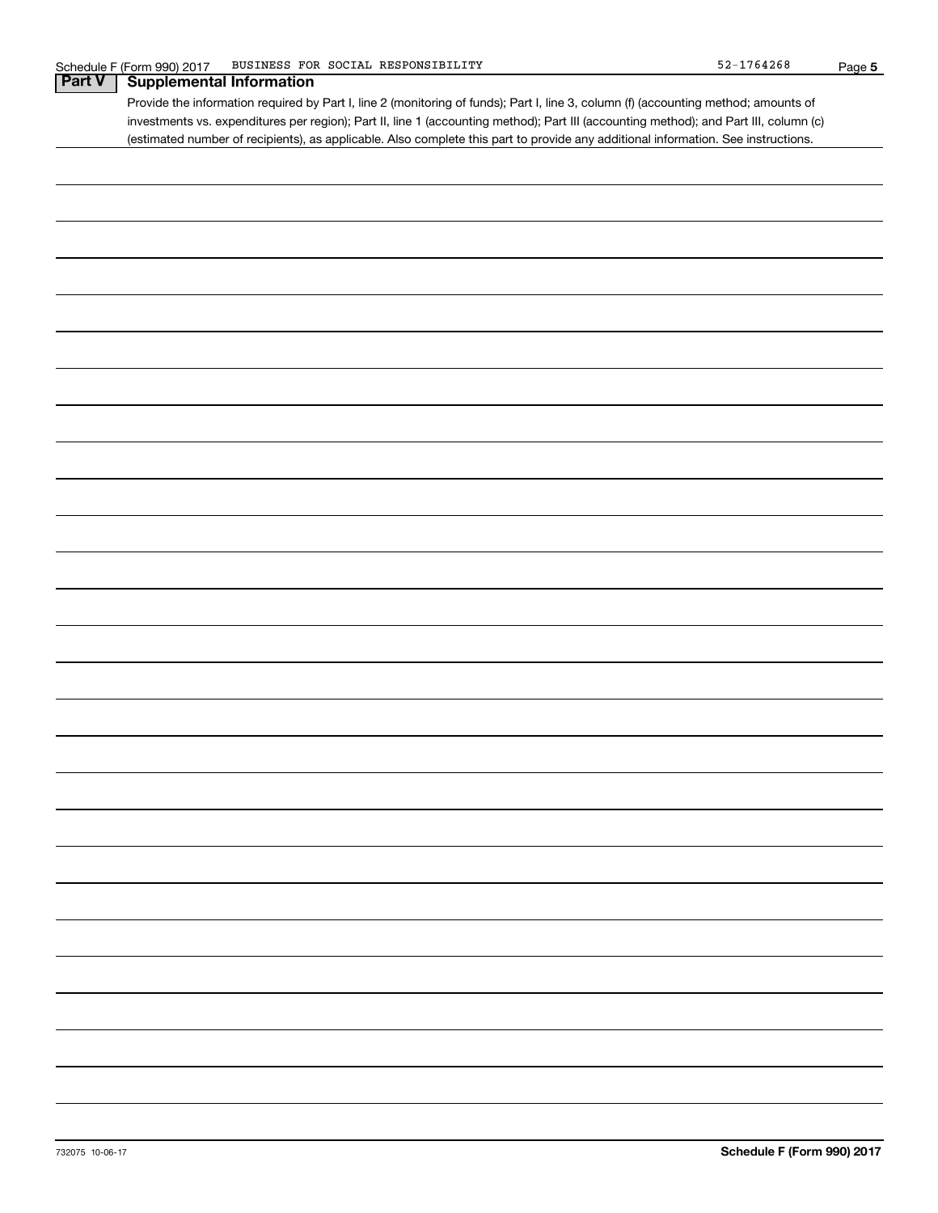## Part V Supplemental Information

Provide the information required by Part I, line 2 (monitoring of funds); Part I, line 3, column (f) (accounting method; amounts of investments vs. expenditures per region); Part II, line 1 (accounting method); Part III (accounting method); and Part III, column (c) (estimated number of recipients), as applicable. Also complete this part to provide any additional information. See instructions.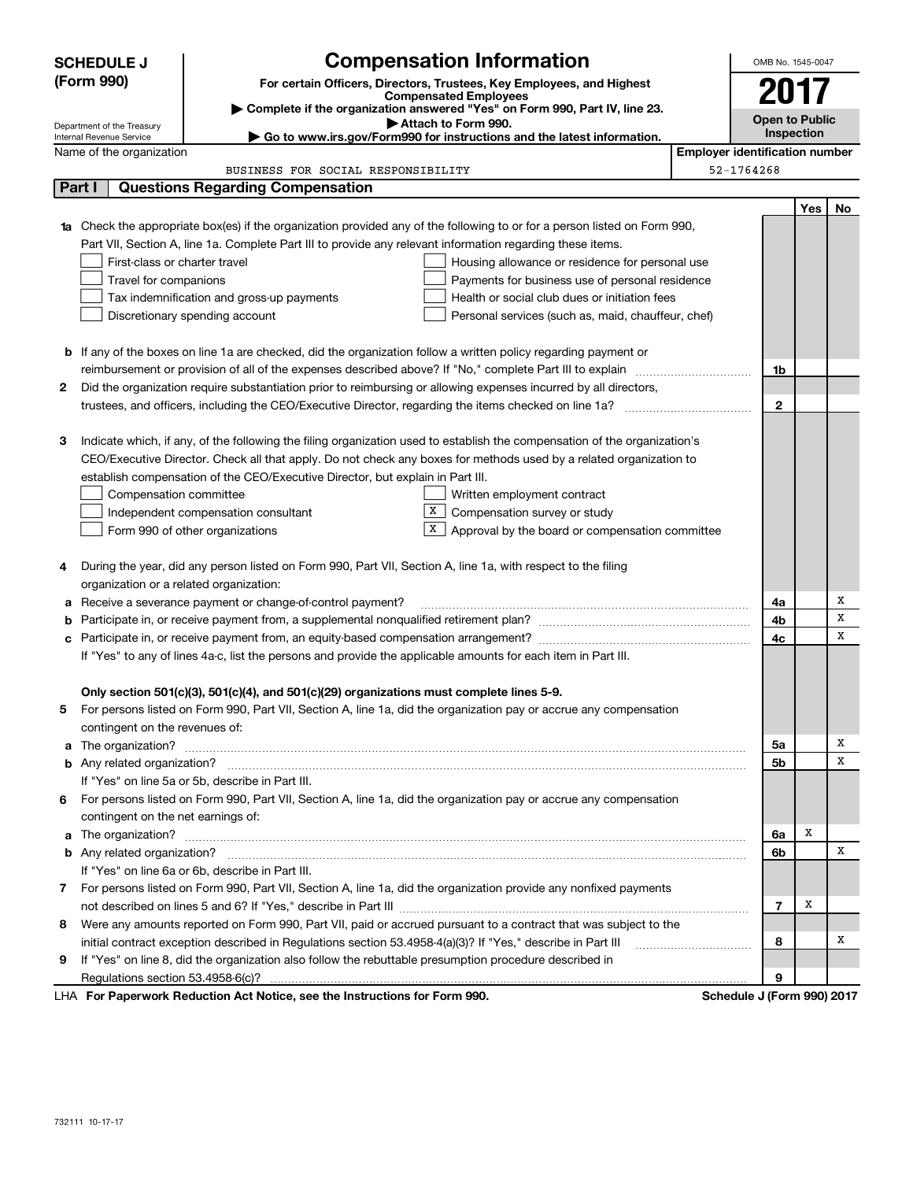# SCHEDULE J (Form 990)

Department of the Treasury
Internal Revenue Service

## Compensation Information

**For certain Officers, Directors, Trustees, Key Employees, and Highest Compensated Employees**

▶ Complete if the organization answered "Yes" on Form 990, Part IV, line 23.

▶ Attach to Form 990.

▶ Go to www.irs.gov/Form990 for instructions and the latest information.

OMB No. 1545-0047

**2017**

**Open to Public Inspection**

Name of the organization: BUSINESS FOR SOCIAL RESPONSIBILITY

Employer identification number: 52-1764268

## Part I | Questions Regarding Compensation

| | | | Yes | No |
|---|---|---|---|---|
| **1a** | Check the appropriate box(es) if the organization provided any of the following to or for a person listed on Form 990, Part VII, Section A, line 1a. Complete Part III to provide any relevant information regarding these items.<br>☐ First-class or charter travel ☐ Housing allowance or residence for personal use<br>☐ Travel for companions ☐ Payments for business use of personal residence<br>☐ Tax indemnification and gross-up payments ☐ Health or social club dues or initiation fees<br>☐ Discretionary spending account ☐ Personal services (such as, maid, chauffeur, chef) | | | |
| **b** | If any of the boxes on line 1a are checked, did the organization follow a written policy regarding payment or reimbursement or provision of all of the expenses described above? If "No," complete Part III to explain | 1b | | |
| **2** | Did the organization require substantiation prior to reimbursing or allowing expenses incurred by all directors, trustees, and officers, including the CEO/Executive Director, regarding the items checked on line 1a? | 2 | | |
| **3** | Indicate which, if any, of the following the filing organization used to establish the compensation of the organization's CEO/Executive Director. Check all that apply. Do not check any boxes for methods used by a related organization to establish compensation of the CEO/Executive Director, but explain in Part III.<br>☐ Compensation committee ☐ Written employment contract<br>☐ Independent compensation consultant ☒ Compensation survey or study<br>☐ Form 990 of other organizations ☒ Approval by the board or compensation committee | | | |
| **4** | During the year, did any person listed on Form 990, Part VII, Section A, line 1a, with respect to the filing organization or a related organization: | | | |
| **a** | Receive a severance payment or change-of-control payment? | 4a | | X |
| **b** | Participate in, or receive payment from, a supplemental nonqualified retirement plan? | 4b | | X |
| **c** | Participate in, or receive payment from, an equity-based compensation arrangement? | 4c | | X |
| | If "Yes" to any of lines 4a-c, list the persons and provide the applicable amounts for each item in Part III. | | | |
| | **Only section 501(c)(3), 501(c)(4), and 501(c)(29) organizations must complete lines 5-9.** | | | |
| **5** | For persons listed on Form 990, Part VII, Section A, line 1a, did the organization pay or accrue any compensation contingent on the revenues of: | | | |
| **a** | The organization? | 5a | | X |
| **b** | Any related organization? | 5b | | X |
| | If "Yes" on line 5a or 5b, describe in Part III. | | | |
| **6** | For persons listed on Form 990, Part VII, Section A, line 1a, did the organization pay or accrue any compensation contingent on the net earnings of: | | | |
| **a** | The organization? | 6a | X | |
| **b** | Any related organization? | 6b | | X |
| | If "Yes" on line 6a or 6b, describe in Part III. | | | |
| **7** | For persons listed on Form 990, Part VII, Section A, line 1a, did the organization provide any nonfixed payments not described on lines 5 and 6? If "Yes," describe in Part III | 7 | X | |
| **8** | Were any amounts reported on Form 990, Part VII, paid or accrued pursuant to a contract that was subject to the initial contract exception described in Regulations section 53.4958-4(a)(3)? If "Yes," describe in Part III | 8 | | X |
| **9** | If "Yes" on line 8, did the organization also follow the rebuttable presumption procedure described in Regulations section 53.4958-6(c)? | 9 | | |

LHA **For Paperwork Reduction Act Notice, see the Instructions for Form 990.** **Schedule J (Form 990) 2017**

732111 10-17-17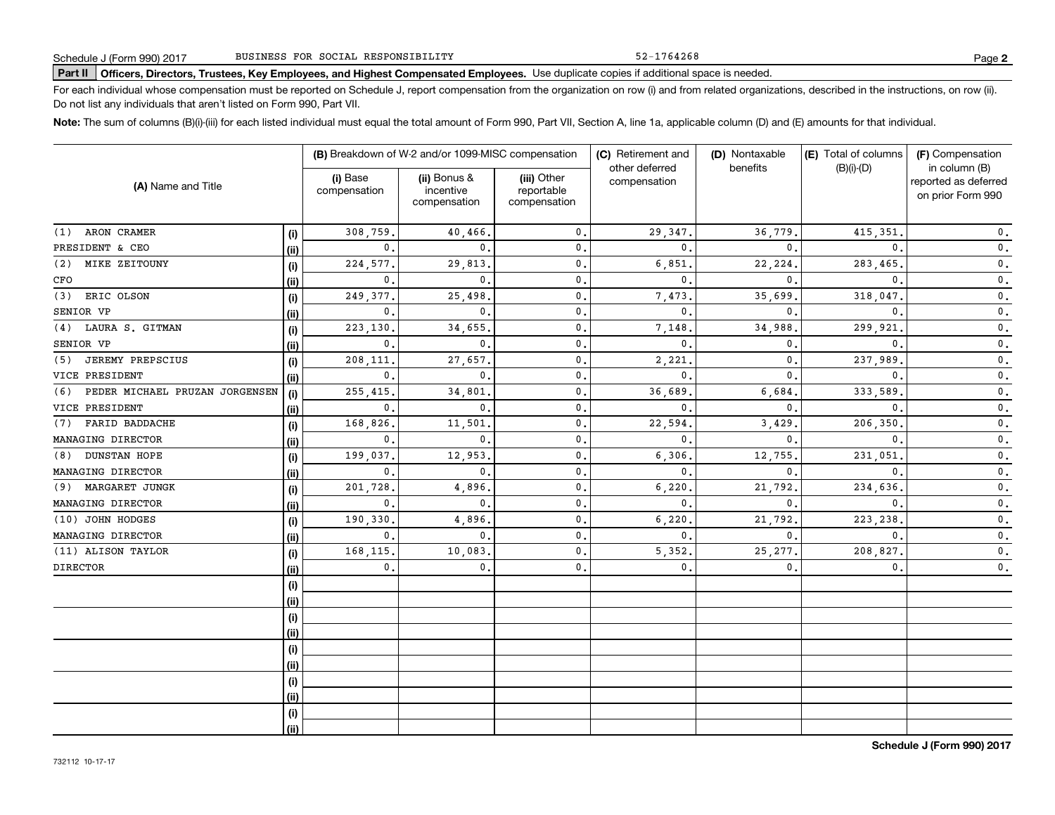Schedule J (Form 990) 2017 BUSINESS FOR SOCIAL RESPONSIBILITY 52-1764268 Page **2**

**Part II** **Officers, Directors, Trustees, Key Employees, and Highest Compensated Employees.** Use duplicate copies if additional space is needed.

For each individual whose compensation must be reported on Schedule J, report compensation from the organization on row (i) and from related organizations, described in the instructions, on row (ii). Do not list any individuals that aren't listed on Form 990, Part VII.

**Note:** The sum of columns (B)(i)-(iii) for each listed individual must equal the total amount of Form 990, Part VII, Section A, line 1a, applicable column (D) and (E) amounts for that individual.

| (A) Name and Title | | (B) Breakdown of W-2 and/or 1099-MISC compensation | | | (C) Retirement and other deferred compensation | (D) Nontaxable benefits | (E) Total of columns (B)(i)-(D) | (F) Compensation in column (B) reported as deferred on prior Form 990 |
|---|---|---|---|---|---|---|---|---|
| | | (i) Base compensation | (ii) Bonus & incentive compensation | (iii) Other reportable compensation | | | | |
| (1) ARON CRAMER | (i) | 308,759. | 40,466. | 0. | 29,347. | 36,779. | 415,351. | 0. |
| PRESIDENT & CEO | (ii) | 0. | 0. | 0. | 0. | 0. | 0. | 0. |
| (2) MIKE ZEITOUNY | (i) | 224,577. | 29,813. | 0. | 6,851. | 22,224. | 283,465. | 0. |
| CFO | (ii) | 0. | 0. | 0. | 0. | 0. | 0. | 0. |
| (3) ERIC OLSON | (i) | 249,377. | 25,498. | 0. | 7,473. | 35,699. | 318,047. | 0. |
| SENIOR VP | (ii) | 0. | 0. | 0. | 0. | 0. | 0. | 0. |
| (4) LAURA S. GITMAN | (i) | 223,130. | 34,655. | 0. | 7,148. | 34,988. | 299,921. | 0. |
| SENIOR VP | (ii) | 0. | 0. | 0. | 0. | 0. | 0. | 0. |
| (5) JEREMY PREPSCIUS | (i) | 208,111. | 27,657. | 0. | 2,221. | 0. | 237,989. | 0. |
| VICE PRESIDENT | (ii) | 0. | 0. | 0. | 0. | 0. | 0. | 0. |
| (6) PEDER MICHAEL PRUZAN JORGENSEN | (i) | 255,415. | 34,801. | 0. | 36,689. | 6,684. | 333,589. | 0. |
| VICE PRESIDENT | (ii) | 0. | 0. | 0. | 0. | 0. | 0. | 0. |
| (7) FARID BADDACHE | (i) | 168,826. | 11,501. | 0. | 22,594. | 3,429. | 206,350. | 0. |
| MANAGING DIRECTOR | (ii) | 0. | 0. | 0. | 0. | 0. | 0. | 0. |
| (8) DUNSTAN HOPE | (i) | 199,037. | 12,953. | 0. | 6,306. | 12,755. | 231,051. | 0. |
| MANAGING DIRECTOR | (ii) | 0. | 0. | 0. | 0. | 0. | 0. | 0. |
| (9) MARGARET JUNGK | (i) | 201,728. | 4,896. | 0. | 6,220. | 21,792. | 234,636. | 0. |
| MANAGING DIRECTOR | (ii) | 0. | 0. | 0. | 0. | 0. | 0. | 0. |
| (10) JOHN HODGES | (i) | 190,330. | 4,896. | 0. | 6,220. | 21,792. | 223,238. | 0. |
| MANAGING DIRECTOR | (ii) | 0. | 0. | 0. | 0. | 0. | 0. | 0. |
| (11) ALISON TAYLOR | (i) | 168,115. | 10,083. | 0. | 5,352. | 25,277. | 208,827. | 0. |
| DIRECTOR | (ii) | 0. | 0. | 0. | 0. | 0. | 0. | 0. |
| | (i) | | | | | | | |
| | (ii) | | | | | | | |
| | (i) | | | | | | | |
| | (ii) | | | | | | | |
| | (i) | | | | | | | |
| | (ii) | | | | | | | |
| | (i) | | | | | | | |
| | (ii) | | | | | | | |
| | (i) | | | | | | | |
| | (ii) | | | | | | | |

732112 10-17-17 **Schedule J (Form 990) 2017**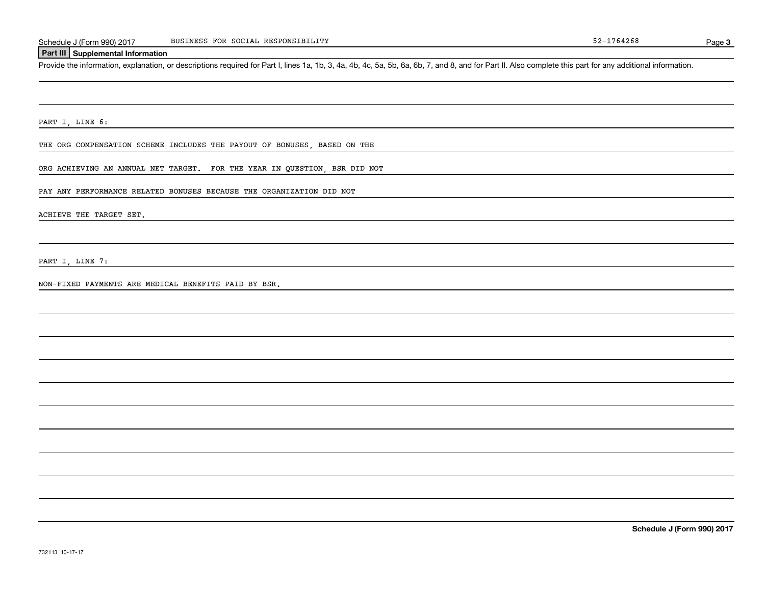## Part III Supplemental Information

Provide the information, explanation, or descriptions required for Part I, lines 1a, 1b, 3, 4a, 4b, 4c, 5a, 5b, 6a, 6b, 7, and 8, and for Part II. Also complete this part for any additional information.

PART I, LINE 6:

THE ORG COMPENSATION SCHEME INCLUDES THE PAYOUT OF BONUSES, BASED ON THE ORG ACHIEVING AN ANNUAL NET TARGET. FOR THE YEAR IN QUESTION, BSR DID NOT PAY ANY PERFORMANCE RELATED BONUSES BECAUSE THE ORGANIZATION DID NOT ACHIEVE THE TARGET SET.

PART I, LINE 7:

NON-FIXED PAYMENTS ARE MEDICAL BENEFITS PAID BY BSR.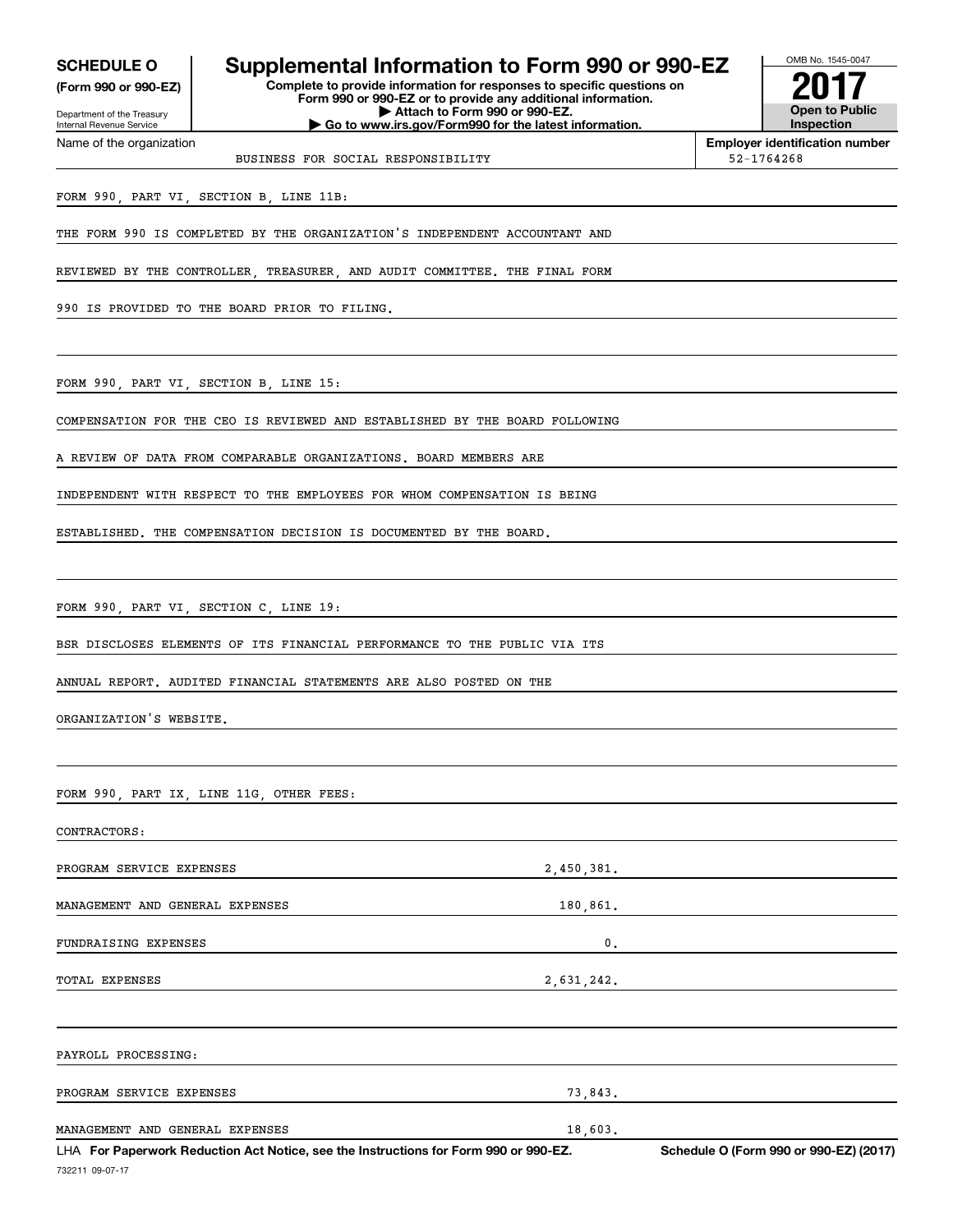**SCHEDULE O**
**(Form 990 or 990-EZ)**

Department of the Treasury
Internal Revenue Service

# Supplemental Information to Form 990 or 990-EZ

**Complete to provide information for responses to specific questions on Form 990 or 990-EZ or to provide any additional information.**
**▶ Attach to Form 990 or 990-EZ.**
**▶ Go to www.irs.gov/Form990 for the latest information.**

OMB No. 1545-0047
**2017**
**Open to Public Inspection**

Name of the organization: BUSINESS FOR SOCIAL RESPONSIBILITY

**Employer identification number:** 52-1764268

FORM 990, PART VI, SECTION B, LINE 11B:

THE FORM 990 IS COMPLETED BY THE ORGANIZATION'S INDEPENDENT ACCOUNTANT AND REVIEWED BY THE CONTROLLER, TREASURER, AND AUDIT COMMITTEE. THE FINAL FORM 990 IS PROVIDED TO THE BOARD PRIOR TO FILING.

FORM 990, PART VI, SECTION B, LINE 15:

COMPENSATION FOR THE CEO IS REVIEWED AND ESTABLISHED BY THE BOARD FOLLOWING A REVIEW OF DATA FROM COMPARABLE ORGANIZATIONS. BOARD MEMBERS ARE INDEPENDENT WITH RESPECT TO THE EMPLOYEES FOR WHOM COMPENSATION IS BEING ESTABLISHED. THE COMPENSATION DECISION IS DOCUMENTED BY THE BOARD.

FORM 990, PART VI, SECTION C, LINE 19:

BSR DISCLOSES ELEMENTS OF ITS FINANCIAL PERFORMANCE TO THE PUBLIC VIA ITS ANNUAL REPORT. AUDITED FINANCIAL STATEMENTS ARE ALSO POSTED ON THE ORGANIZATION'S WEBSITE.

FORM 990, PART IX, LINE 11G, OTHER FEES:

CONTRACTORS:

| | |
|---|---|
| PROGRAM SERVICE EXPENSES | 2,450,381. |
| MANAGEMENT AND GENERAL EXPENSES | 180,861. |
| FUNDRAISING EXPENSES | 0. |
| TOTAL EXPENSES | 2,631,242. |

PAYROLL PROCESSING:

| | |
|---|---|
| PROGRAM SERVICE EXPENSES | 73,843. |
| MANAGEMENT AND GENERAL EXPENSES | 18,603. |

LHA **For Paperwork Reduction Act Notice, see the Instructions for Form 990 or 990-EZ.** **Schedule O (Form 990 or 990-EZ) (2017)**

732211 09-07-17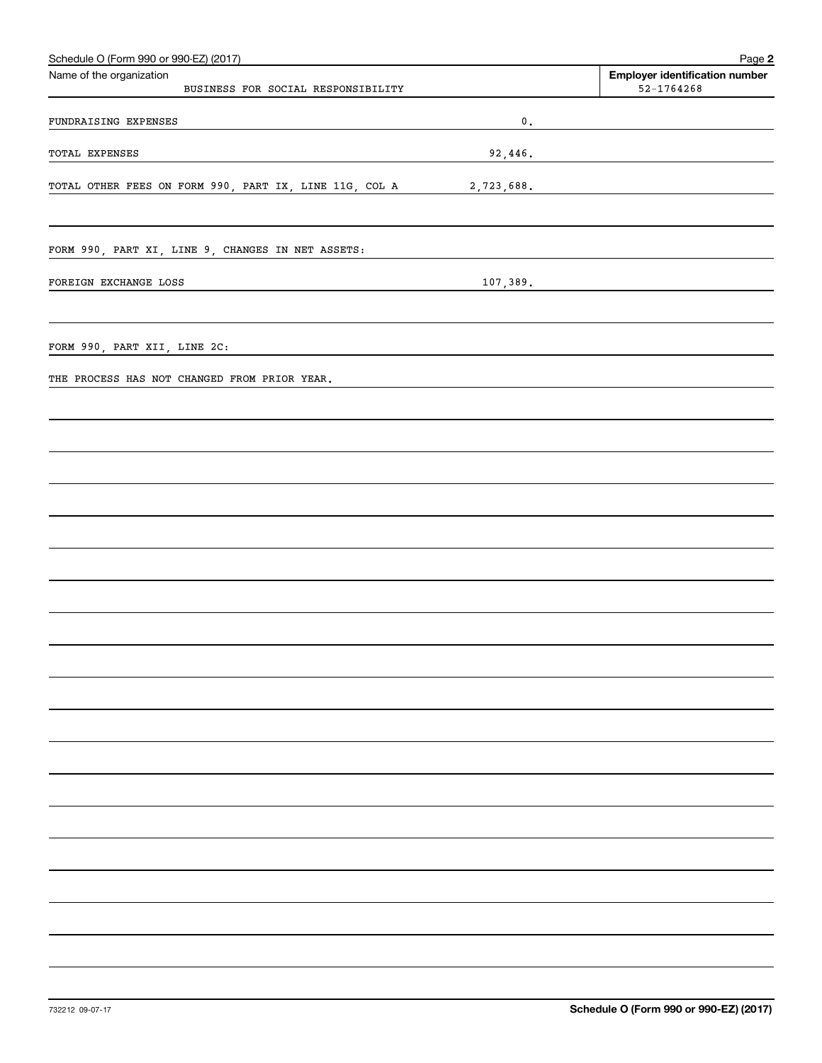Schedule O (Form 990 or 990-EZ) (2017)

Name of the organization: BUSINESS FOR SOCIAL RESPONSIBILITY

Employer identification number: 52-1764268

| | |
|---|---|
| FUNDRAISING EXPENSES | 0. |
| TOTAL EXPENSES | 92,446. |
| TOTAL OTHER FEES ON FORM 990, PART IX, LINE 11G, COL A | 2,723,688. |

FORM 990, PART XI, LINE 9, CHANGES IN NET ASSETS:

| | |
|---|---|
| FOREIGN EXCHANGE LOSS | 107,389. |

FORM 990, PART XII, LINE 2C:

THE PROCESS HAS NOT CHANGED FROM PRIOR YEAR.

732212 09-07-17

Schedule O (Form 990 or 990-EZ) (2017)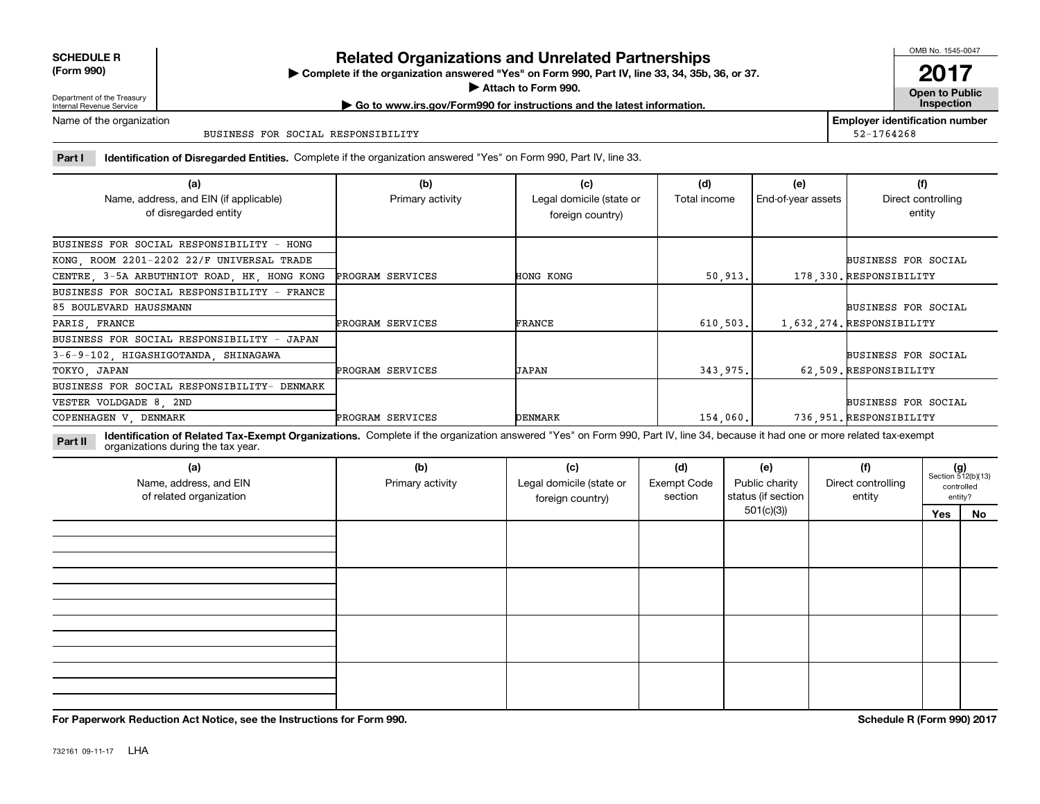**SCHEDULE R (Form 990)**

Department of the Treasury
Internal Revenue Service

# Related Organizations and Unrelated Partnerships

▶ Complete if the organization answered "Yes" on Form 990, Part IV, line 33, 34, 35b, 36, or 37.

▶ Attach to Form 990.

▶ Go to www.irs.gov/Form990 for instructions and the latest information.

OMB No. 1545-0047

**2017**

**Open to Public Inspection**

Name of the organization: BUSINESS FOR SOCIAL RESPONSIBILITY

Employer identification number: 52-1764268

**Part I** **Identification of Disregarded Entities.** Complete if the organization answered "Yes" on Form 990, Part IV, line 33.

| (a) Name, address, and EIN (if applicable) of disregarded entity | (b) Primary activity | (c) Legal domicile (state or foreign country) | (d) Total income | (e) End-of-year assets | (f) Direct controlling entity |
|---|---|---|---|---|---|
| BUSINESS FOR SOCIAL RESPONSIBILITY - HONG KONG, ROOM 2201-2202 22/F UNIVERSAL TRADE CENTRE, 3-5A ARBUTHNIOT ROAD, HK, HONG KONG | PROGRAM SERVICES | HONG KONG | 50,913. | 178,330. | BUSINESS FOR SOCIAL RESPONSIBILITY |
| BUSINESS FOR SOCIAL RESPONSIBILITY - FRANCE 85 BOULEVARD HAUSSMANN PARIS, FRANCE | PROGRAM SERVICES | FRANCE | 610,503. | 1,632,274. | BUSINESS FOR SOCIAL RESPONSIBILITY |
| BUSINESS FOR SOCIAL RESPONSIBILITY - JAPAN 3-6-9-102, HIGASHIGOTANDA, SHINAGAWA TOKYO, JAPAN | PROGRAM SERVICES | JAPAN | 343,975. | 62,509. | BUSINESS FOR SOCIAL RESPONSIBILITY |
| BUSINESS FOR SOCIAL RESPONSIBILITY- DENMARK VESTER VOLDGADE 8, 2ND COPENHAGEN V, DENMARK | PROGRAM SERVICES | DENMARK | 154,060. | 736,951. | BUSINESS FOR SOCIAL RESPONSIBILITY |

**Part II** **Identification of Related Tax-Exempt Organizations.** Complete if the organization answered "Yes" on Form 990, Part IV, line 34, because it had one or more related tax-exempt organizations during the tax year.

| (a) Name, address, and EIN of related organization | (b) Primary activity | (c) Legal domicile (state or foreign country) | (d) Exempt Code section | (e) Public charity status (if section 501(c)(3)) | (f) Direct controlling entity | (g) Section 512(b)(13) controlled entity? Yes | No |
|---|---|---|---|---|---|---|---|
| | | | | | | | |
| | | | | | | | |
| | | | | | | | |
| | | | | | | | |

**For Paperwork Reduction Act Notice, see the Instructions for Form 990.** **Schedule R (Form 990) 2017**

732161 09-11-17 LHA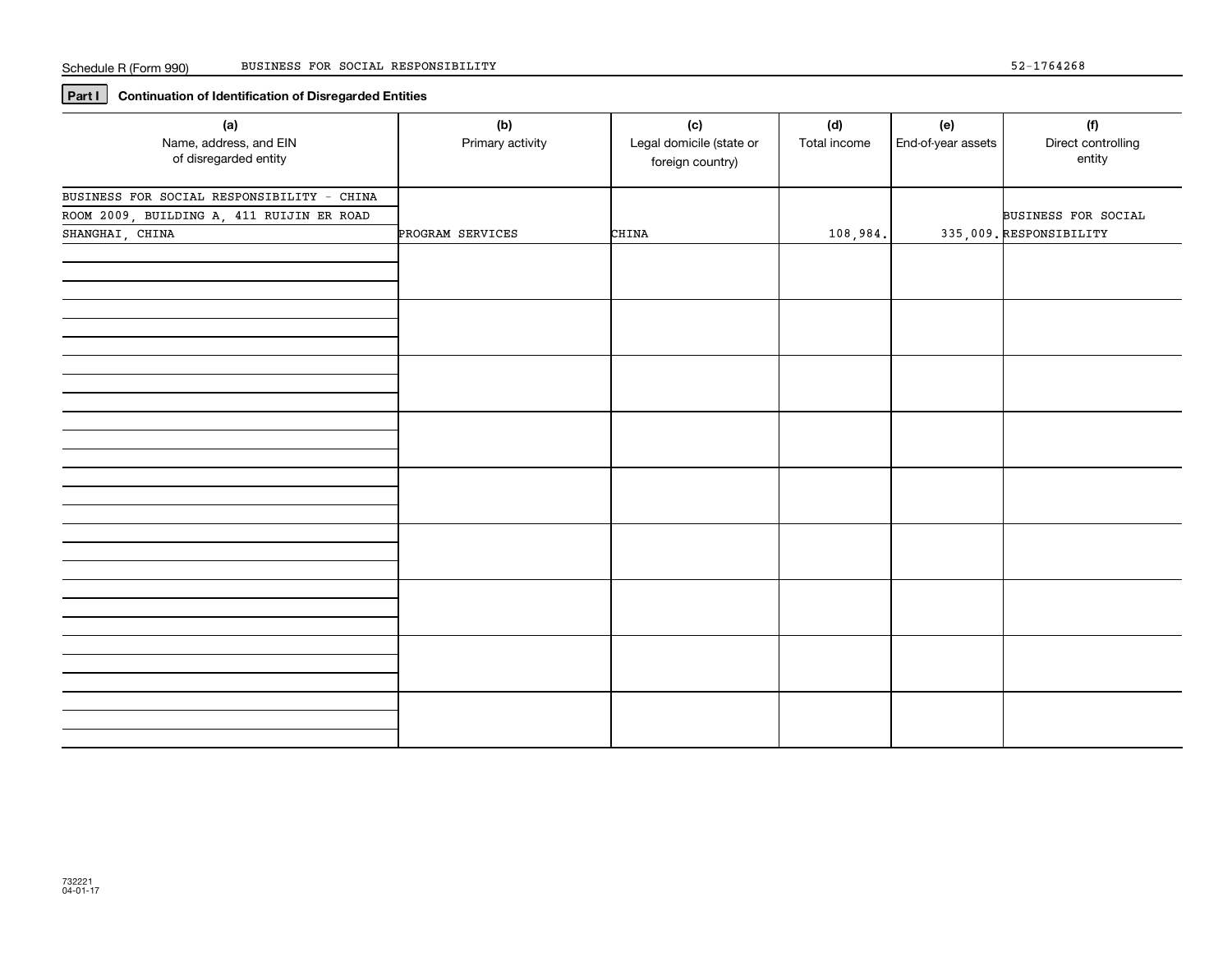Schedule R (Form 990) BUSINESS FOR SOCIAL RESPONSIBILITY 52-1764268

**Part I** **Continuation of Identification of Disregarded Entities**

| (a) Name, address, and EIN of disregarded entity | (b) Primary activity | (c) Legal domicile (state or foreign country) | (d) Total income | (e) End-of-year assets | (f) Direct controlling entity |
|---|---|---|---|---|---|
| BUSINESS FOR SOCIAL RESPONSIBILITY - CHINA<br>ROOM 2009, BUILDING A, 411 RUIJIN ER ROAD<br>SHANGHAI, CHINA | PROGRAM SERVICES | CHINA | 108,984. | 335,009. | BUSINESS FOR SOCIAL RESPONSIBILITY |
| | | | | | |
| | | | | | |
| | | | | | |
| | | | | | |
| | | | | | |
| | | | | | |
| | | | | | |
| | | | | | |
| | | | | | |

732221 04-01-17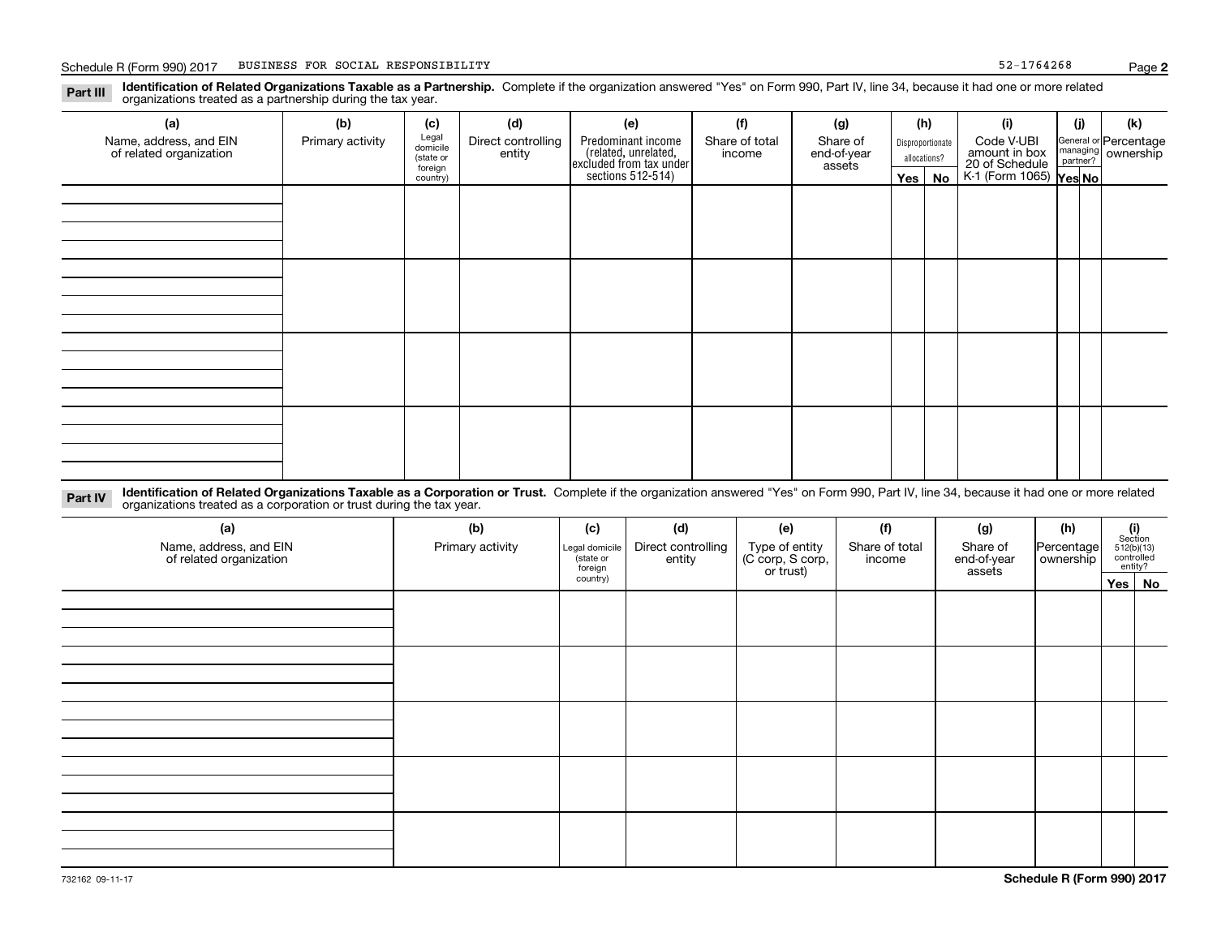Schedule R (Form 990) 2017 BUSINESS FOR SOCIAL RESPONSIBILITY 52-1764268

**Part III** **Identification of Related Organizations Taxable as a Partnership.** Complete if the organization answered "Yes" on Form 990, Part IV, line 34, because it had one or more related organizations treated as a partnership during the tax year.

| (a) Name, address, and EIN of related organization | (b) Primary activity | (c) Legal domicile (state or foreign country) | (d) Direct controlling entity | (e) Predominant income (related, unrelated, excluded from tax under sections 512-514) | (f) Share of total income | (g) Share of end-of-year assets | (h) Disproportionate allocations? Yes | (h) No | (i) Code V-UBI amount in box 20 of Schedule K-1 (Form 1065) | (j) General or managing partner? Yes | (j) No | (k) Percentage ownership |
|---|---|---|---|---|---|---|---|---|---|---|---|---|
| | | | | | | | | | | | | |
| | | | | | | | | | | | | |
| | | | | | | | | | | | | |
| | | | | | | | | | | | | |

**Part IV** **Identification of Related Organizations Taxable as a Corporation or Trust.** Complete if the organization answered "Yes" on Form 990, Part IV, line 34, because it had one or more related organizations treated as a corporation or trust during the tax year.

| (a) Name, address, and EIN of related organization | (b) Primary activity | (c) Legal domicile (state or foreign country) | (d) Direct controlling entity | (e) Type of entity (C corp, S corp, or trust) | (f) Share of total income | (g) Share of end-of-year assets | (h) Percentage ownership | (i) Section 512(b)(13) controlled entity? Yes | (i) No |
|---|---|---|---|---|---|---|---|---|---|
| | | | | | | | | | |
| | | | | | | | | | |
| | | | | | | | | | |
| | | | | | | | | | |
| | | | | | | | | | |

732162 09-11-17

**Schedule R (Form 990) 2017**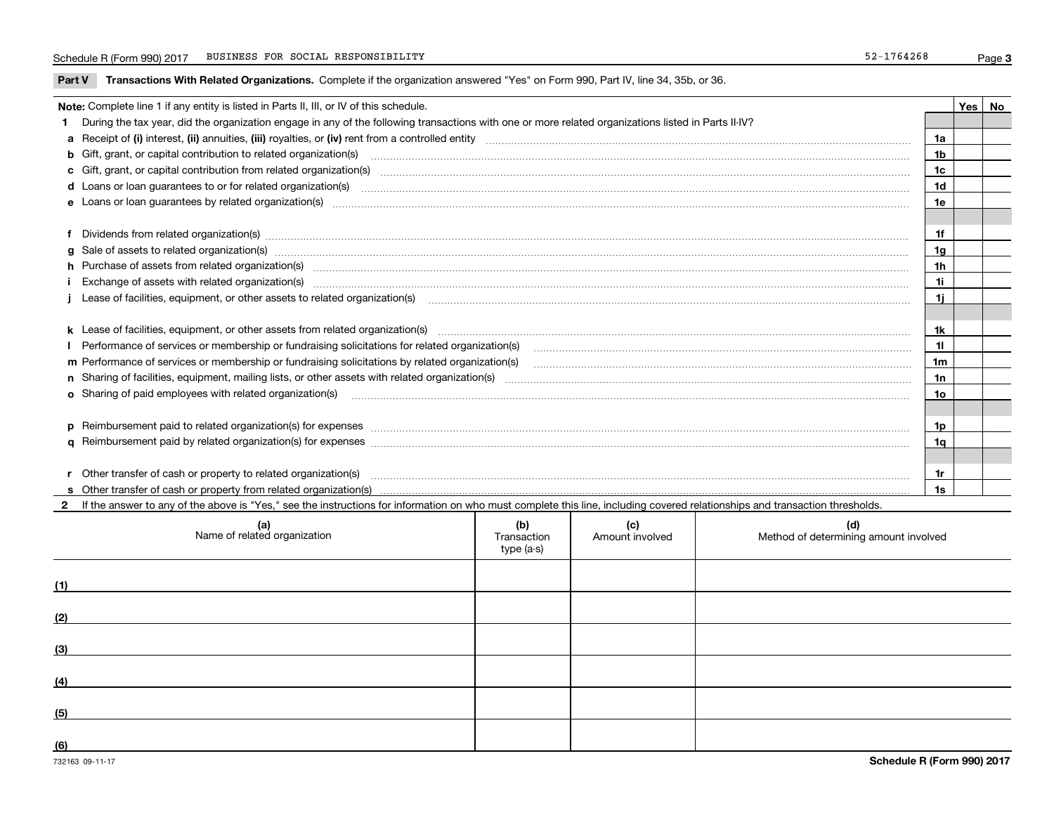Schedule R (Form 990) 2017 BUSINESS FOR SOCIAL RESPONSIBILITY 52-1764268

## Part V Transactions With Related Organizations. Complete if the organization answered "Yes" on Form 990, Part IV, line 34, 35b, or 36.

**Note:** Complete line 1 if any entity is listed in Parts II, III, or IV of this schedule.

| | | Line | Yes | No |
|---|---|---|---|---|
| **1** | During the tax year, did the organization engage in any of the following transactions with one or more related organizations listed in Parts II-IV? | | | |
| **a** | Receipt of **(i)** interest, **(ii)** annuities, **(iii)** royalties, or **(iv)** rent from a controlled entity | 1a | | |
| **b** | Gift, grant, or capital contribution to related organization(s) | 1b | | |
| **c** | Gift, grant, or capital contribution from related organization(s) | 1c | | |
| **d** | Loans or loan guarantees to or for related organization(s) | 1d | | |
| **e** | Loans or loan guarantees by related organization(s) | 1e | | |
| **f** | Dividends from related organization(s) | 1f | | |
| **g** | Sale of assets to related organization(s) | 1g | | |
| **h** | Purchase of assets from related organization(s) | 1h | | |
| **i** | Exchange of assets with related organization(s) | 1i | | |
| **j** | Lease of facilities, equipment, or other assets to related organization(s) | 1j | | |
| **k** | Lease of facilities, equipment, or other assets from related organization(s) | 1k | | |
| **l** | Performance of services or membership or fundraising solicitations for related organization(s) | 1l | | |
| **m** | Performance of services or membership or fundraising solicitations by related organization(s) | 1m | | |
| **n** | Sharing of facilities, equipment, mailing lists, or other assets with related organization(s) | 1n | | |
| **o** | Sharing of paid employees with related organization(s) | 1o | | |
| **p** | Reimbursement paid to related organization(s) for expenses | 1p | | |
| **q** | Reimbursement paid by related organization(s) for expenses | 1q | | |
| **r** | Other transfer of cash or property to related organization(s) | 1r | | |
| **s** | Other transfer of cash or property from related organization(s) | 1s | | |

**2** If the answer to any of the above is "Yes," see the instructions for information on who must complete this line, including covered relationships and transaction thresholds.

| | (a) Name of related organization | (b) Transaction type (a-s) | (c) Amount involved | (d) Method of determining amount involved |
|---|---|---|---|---|
| (1) | | | | |
| (2) | | | | |
| (3) | | | | |
| (4) | | | | |
| (5) | | | | |
| (6) | | | | |

732163 09-11-17 **Schedule R (Form 990) 2017**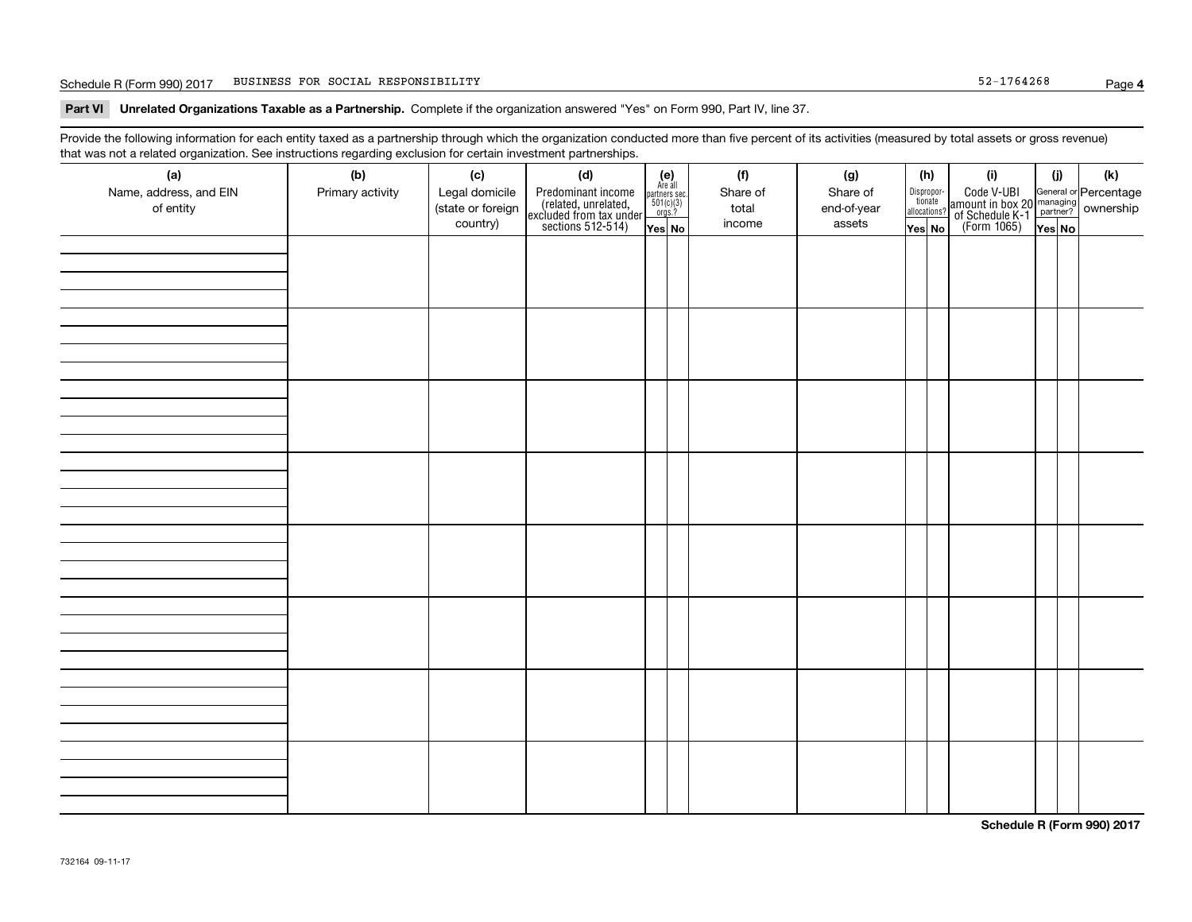Schedule R (Form 990) 2017 BUSINESS FOR SOCIAL RESPONSIBILITY 52-1764268

**Part VI Unrelated Organizations Taxable as a Partnership.** Complete if the organization answered "Yes" on Form 990, Part IV, line 37.

Provide the following information for each entity taxed as a partnership through which the organization conducted more than five percent of its activities (measured by total assets or gross revenue) that was not a related organization. See instructions regarding exclusion for certain investment partnerships.

| (a) Name, address, and EIN of entity | (b) Primary activity | (c) Legal domicile (state or foreign country) | (d) Predominant income (related, unrelated, excluded from tax under sections 512-514) | (e) Are all partners sec. 501(c)(3) orgs.? Yes | (e) No | (f) Share of total income | (g) Share of end-of-year assets | (h) Disproportionate allocations? Yes | (h) No | (i) Code V-UBI amount in box 20 of Schedule K-1 (Form 1065) | (j) General or managing partner? Yes | (j) No | (k) Percentage ownership |
|---|---|---|---|---|---|---|---|---|---|---|---|---|---|
| | | | | | | | | | | | | | |
| | | | | | | | | | | | | | |
| | | | | | | | | | | | | | |
| | | | | | | | | | | | | | |
| | | | | | | | | | | | | | |
| | | | | | | | | | | | | | |
| | | | | | | | | | | | | | |
| | | | | | | | | | | | | | |

**Schedule R (Form 990) 2017**

732164 09-11-17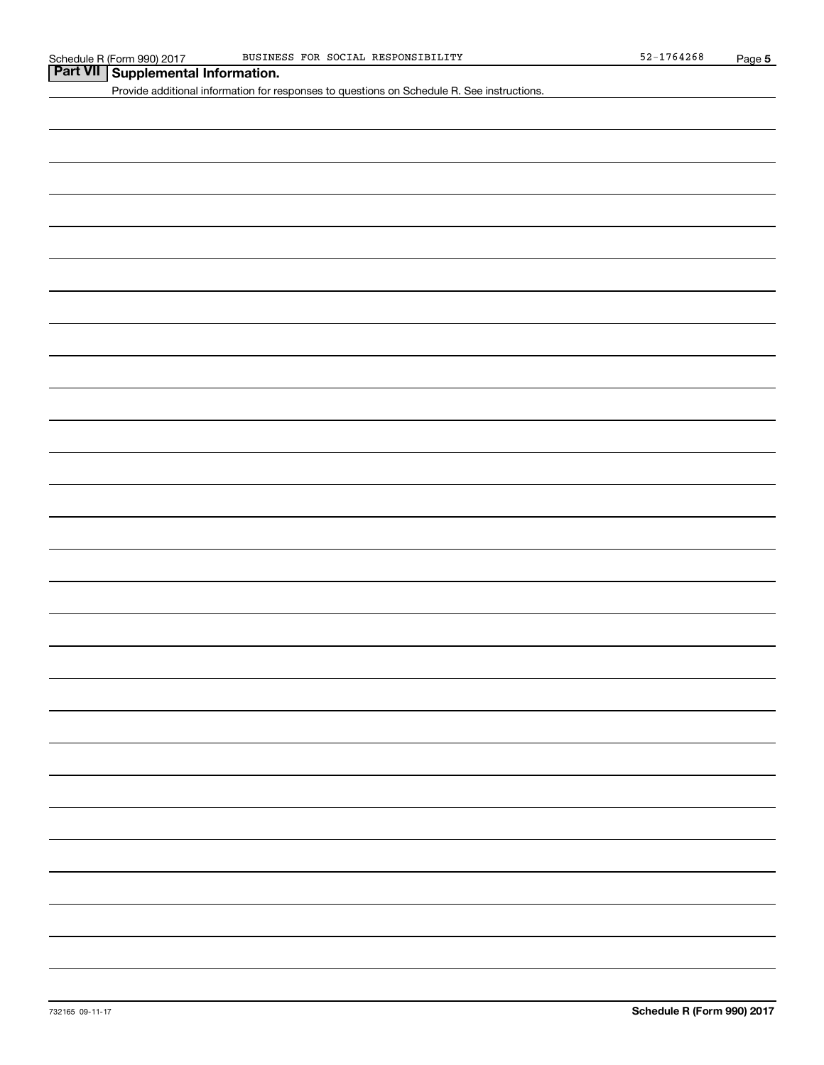## Part VII Supplemental Information.

Provide additional information for responses to questions on Schedule R. See instructions.

732165 09-11-17